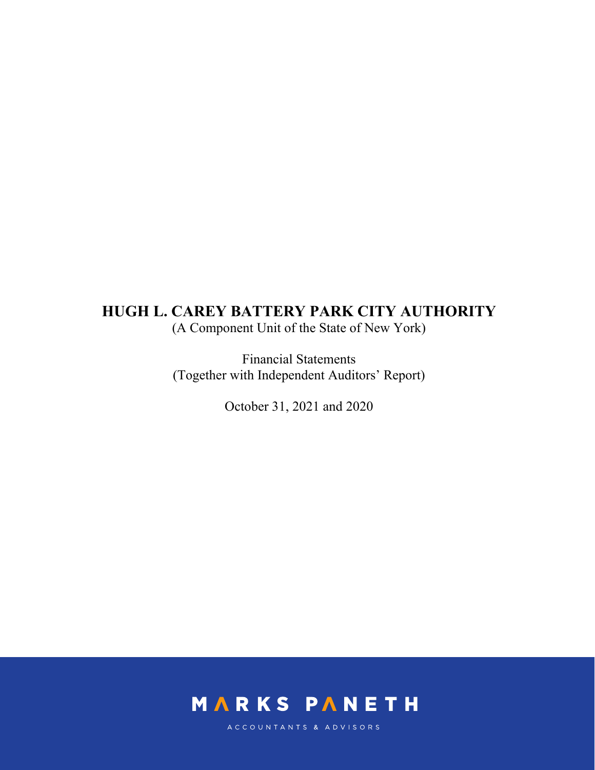# HUGH L. CAREY BATTERY PARK CITY AUTHORITY

(A Component Unit of the State of New York)

Financial Statements
(Together with Independent Auditors' Report)

October 31, 2021 and 2020

MARKS PANETH

ACCOUNTANTS & ADVISORS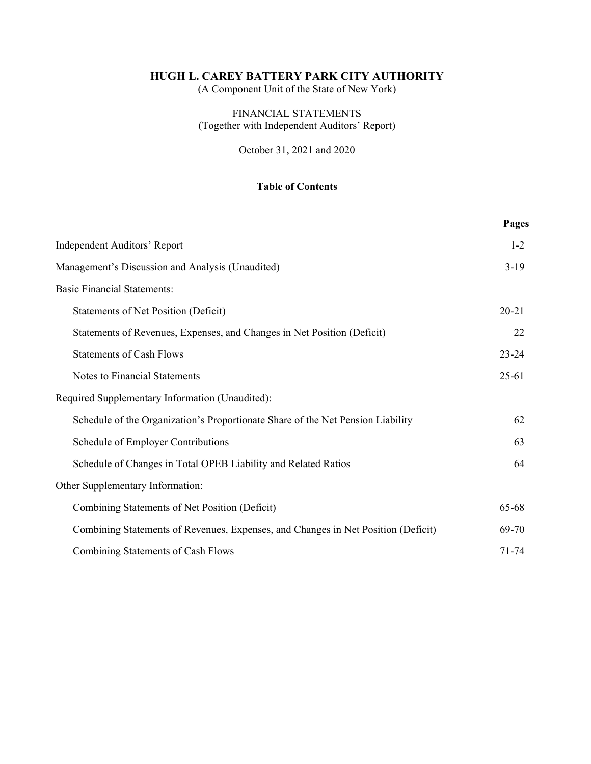# HUGH L. CAREY BATTERY PARK CITY AUTHORITY

(A Component Unit of the State of New York)

FINANCIAL STATEMENTS
(Together with Independent Auditors' Report)

October 31, 2021 and 2020

## Table of Contents

| | Pages |
|---|---|
| Independent Auditors' Report | 1-2 |
| Management's Discussion and Analysis (Unaudited) | 3-19 |
| Basic Financial Statements: | |
| Statements of Net Position (Deficit) | 20-21 |
| Statements of Revenues, Expenses, and Changes in Net Position (Deficit) | 22 |
| Statements of Cash Flows | 23-24 |
| Notes to Financial Statements | 25-61 |
| Required Supplementary Information (Unaudited): | |
| Schedule of the Organization's Proportionate Share of the Net Pension Liability | 62 |
| Schedule of Employer Contributions | 63 |
| Schedule of Changes in Total OPEB Liability and Related Ratios | 64 |
| Other Supplementary Information: | |
| Combining Statements of Net Position (Deficit) | 65-68 |
| Combining Statements of Revenues, Expenses, and Changes in Net Position (Deficit) | 69-70 |
| Combining Statements of Cash Flows | 71-74 |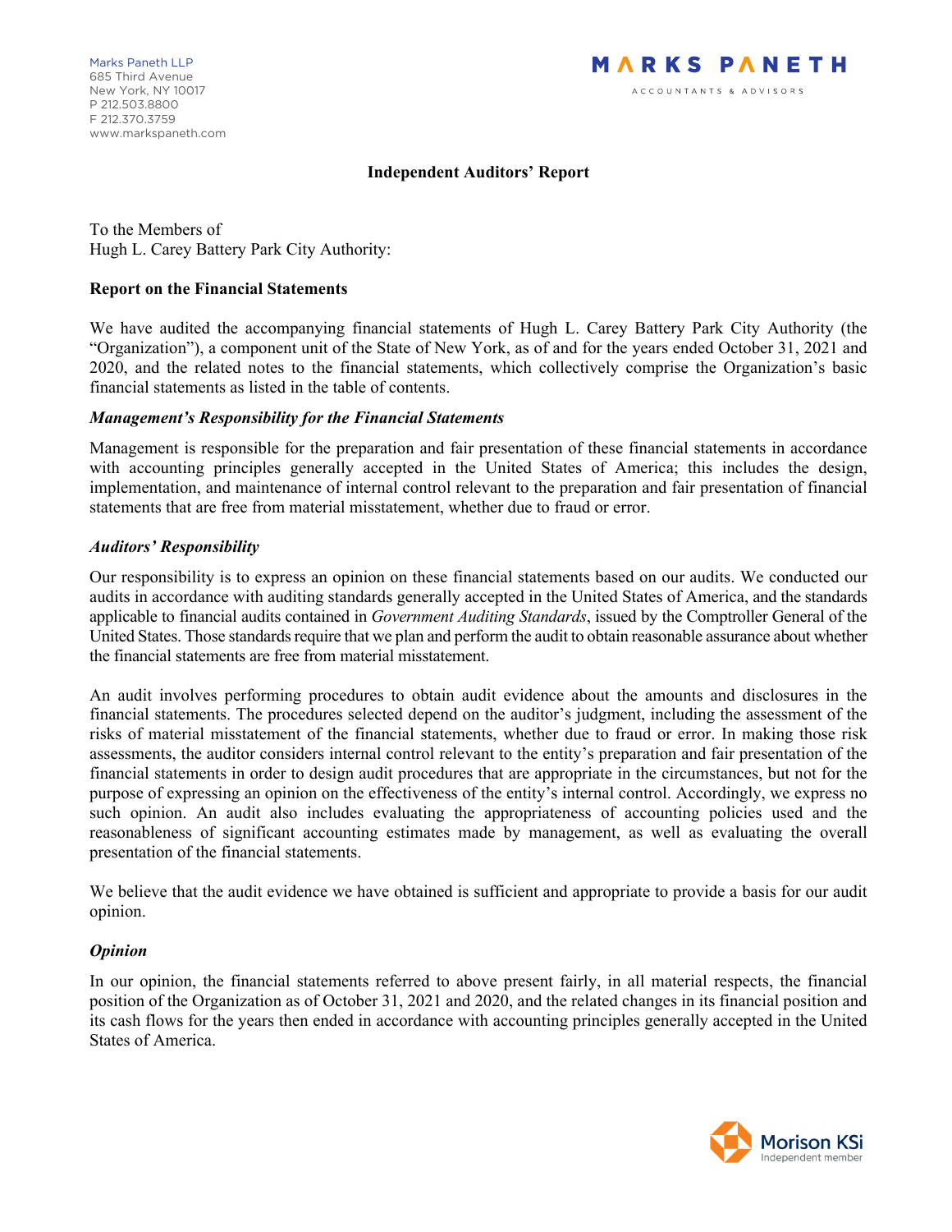Marks Paneth LLP
685 Third Avenue
New York, NY 10017
P 212.503.8800
F 212.370.3759
www.markspaneth.com

MARKS PANETH
ACCOUNTANTS & ADVISORS

## Independent Auditors' Report

To the Members of
Hugh L. Carey Battery Park City Authority:

### Report on the Financial Statements

We have audited the accompanying financial statements of Hugh L. Carey Battery Park City Authority (the "Organization"), a component unit of the State of New York, as of and for the years ended October 31, 2021 and 2020, and the related notes to the financial statements, which collectively comprise the Organization's basic financial statements as listed in the table of contents.

#### *Management's Responsibility for the Financial Statements*

Management is responsible for the preparation and fair presentation of these financial statements in accordance with accounting principles generally accepted in the United States of America; this includes the design, implementation, and maintenance of internal control relevant to the preparation and fair presentation of financial statements that are free from material misstatement, whether due to fraud or error.

#### *Auditors' Responsibility*

Our responsibility is to express an opinion on these financial statements based on our audits. We conducted our audits in accordance with auditing standards generally accepted in the United States of America, and the standards applicable to financial audits contained in *Government Auditing Standards*, issued by the Comptroller General of the United States. Those standards require that we plan and perform the audit to obtain reasonable assurance about whether the financial statements are free from material misstatement.

An audit involves performing procedures to obtain audit evidence about the amounts and disclosures in the financial statements. The procedures selected depend on the auditor's judgment, including the assessment of the risks of material misstatement of the financial statements, whether due to fraud or error. In making those risk assessments, the auditor considers internal control relevant to the entity's preparation and fair presentation of the financial statements in order to design audit procedures that are appropriate in the circumstances, but not for the purpose of expressing an opinion on the effectiveness of the entity's internal control. Accordingly, we express no such opinion. An audit also includes evaluating the appropriateness of accounting policies used and the reasonableness of significant accounting estimates made by management, as well as evaluating the overall presentation of the financial statements.

We believe that the audit evidence we have obtained is sufficient and appropriate to provide a basis for our audit opinion.

#### *Opinion*

In our opinion, the financial statements referred to above present fairly, in all material respects, the financial position of the Organization as of October 31, 2021 and 2020, and the related changes in its financial position and its cash flows for the years then ended in accordance with accounting principles generally accepted in the United States of America.

Morison KSi
Independent member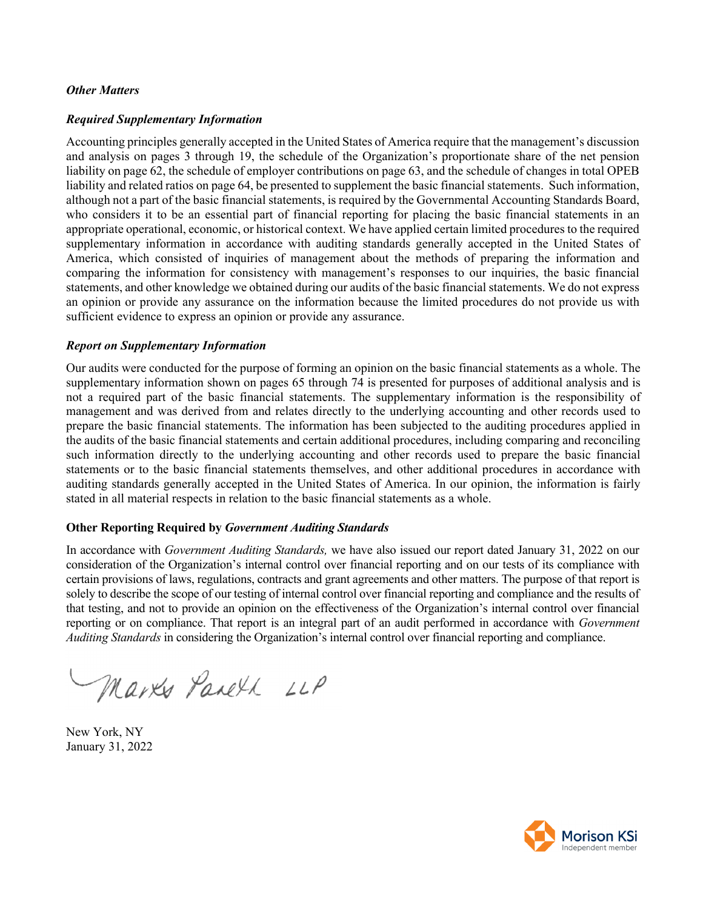***Other Matters***

***Required Supplementary Information***

Accounting principles generally accepted in the United States of America require that the management's discussion and analysis on pages 3 through 19, the schedule of the Organization's proportionate share of the net pension liability on page 62, the schedule of employer contributions on page 63, and the schedule of changes in total OPEB liability and related ratios on page 64, be presented to supplement the basic financial statements. Such information, although not a part of the basic financial statements, is required by the Governmental Accounting Standards Board, who considers it to be an essential part of financial reporting for placing the basic financial statements in an appropriate operational, economic, or historical context. We have applied certain limited procedures to the required supplementary information in accordance with auditing standards generally accepted in the United States of America, which consisted of inquiries of management about the methods of preparing the information and comparing the information for consistency with management's responses to our inquiries, the basic financial statements, and other knowledge we obtained during our audits of the basic financial statements. We do not express an opinion or provide any assurance on the information because the limited procedures do not provide us with sufficient evidence to express an opinion or provide any assurance.

***Report on Supplementary Information***

Our audits were conducted for the purpose of forming an opinion on the basic financial statements as a whole. The supplementary information shown on pages 65 through 74 is presented for purposes of additional analysis and is not a required part of the basic financial statements. The supplementary information is the responsibility of management and was derived from and relates directly to the underlying accounting and other records used to prepare the basic financial statements. The information has been subjected to the auditing procedures applied in the audits of the basic financial statements and certain additional procedures, including comparing and reconciling such information directly to the underlying accounting and other records used to prepare the basic financial statements or to the basic financial statements themselves, and other additional procedures in accordance with auditing standards generally accepted in the United States of America. In our opinion, the information is fairly stated in all material respects in relation to the basic financial statements as a whole.

**Other Reporting Required by *Government Auditing Standards***

In accordance with *Government Auditing Standards,* we have also issued our report dated January 31, 2022 on our consideration of the Organization's internal control over financial reporting and on our tests of its compliance with certain provisions of laws, regulations, contracts and grant agreements and other matters. The purpose of that report is solely to describe the scope of our testing of internal control over financial reporting and compliance and the results of that testing, and not to provide an opinion on the effectiveness of the Organization's internal control over financial reporting or on compliance. That report is an integral part of an audit performed in accordance with *Government Auditing Standards* in considering the Organization's internal control over financial reporting and compliance.

Marks Paneth LLP

New York, NY
January 31, 2022

Morison KSi
Independent member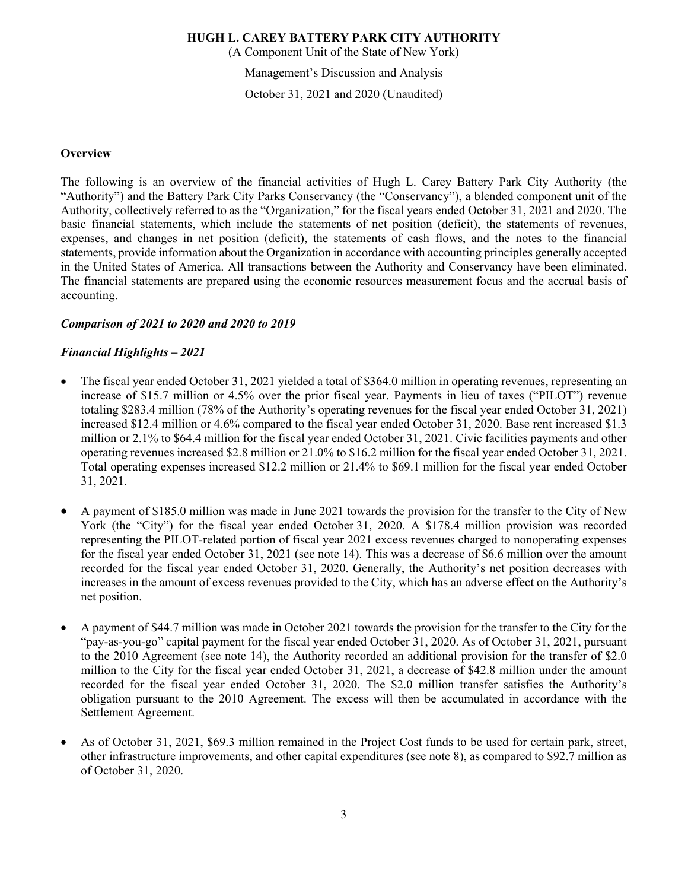# HUGH L. CAREY BATTERY PARK CITY AUTHORITY

(A Component Unit of the State of New York)

Management's Discussion and Analysis

October 31, 2021 and 2020 (Unaudited)

## Overview

The following is an overview of the financial activities of Hugh L. Carey Battery Park City Authority (the "Authority") and the Battery Park City Parks Conservancy (the "Conservancy"), a blended component unit of the Authority, collectively referred to as the "Organization," for the fiscal years ended October 31, 2021 and 2020. The basic financial statements, which include the statements of net position (deficit), the statements of revenues, expenses, and changes in net position (deficit), the statements of cash flows, and the notes to the financial statements, provide information about the Organization in accordance with accounting principles generally accepted in the United States of America. All transactions between the Authority and Conservancy have been eliminated. The financial statements are prepared using the economic resources measurement focus and the accrual basis of accounting.

### *Comparison of 2021 to 2020 and 2020 to 2019*

### *Financial Highlights – 2021*

- The fiscal year ended October 31, 2021 yielded a total of $364.0 million in operating revenues, representing an increase of $15.7 million or 4.5% over the prior fiscal year. Payments in lieu of taxes ("PILOT") revenue totaling $283.4 million (78% of the Authority's operating revenues for the fiscal year ended October 31, 2021) increased $12.4 million or 4.6% compared to the fiscal year ended October 31, 2020. Base rent increased $1.3 million or 2.1% to $64.4 million for the fiscal year ended October 31, 2021. Civic facilities payments and other operating revenues increased $2.8 million or 21.0% to $16.2 million for the fiscal year ended October 31, 2021. Total operating expenses increased $12.2 million or 21.4% to $69.1 million for the fiscal year ended October 31, 2021.

- A payment of $185.0 million was made in June 2021 towards the provision for the transfer to the City of New York (the "City") for the fiscal year ended October 31, 2020. A $178.4 million provision was recorded representing the PILOT-related portion of fiscal year 2021 excess revenues charged to nonoperating expenses for the fiscal year ended October 31, 2021 (see note 14). This was a decrease of $6.6 million over the amount recorded for the fiscal year ended October 31, 2020. Generally, the Authority's net position decreases with increases in the amount of excess revenues provided to the City, which has an adverse effect on the Authority's net position.

- A payment of $44.7 million was made in October 2021 towards the provision for the transfer to the City for the "pay-as-you-go" capital payment for the fiscal year ended October 31, 2020. As of October 31, 2021, pursuant to the 2010 Agreement (see note 14), the Authority recorded an additional provision for the transfer of $2.0 million to the City for the fiscal year ended October 31, 2021, a decrease of $42.8 million under the amount recorded for the fiscal year ended October 31, 2020. The $2.0 million transfer satisfies the Authority's obligation pursuant to the 2010 Agreement. The excess will then be accumulated in accordance with the Settlement Agreement.

- As of October 31, 2021, $69.3 million remained in the Project Cost funds to be used for certain park, street, other infrastructure improvements, and other capital expenditures (see note 8), as compared to $92.7 million as of October 31, 2020.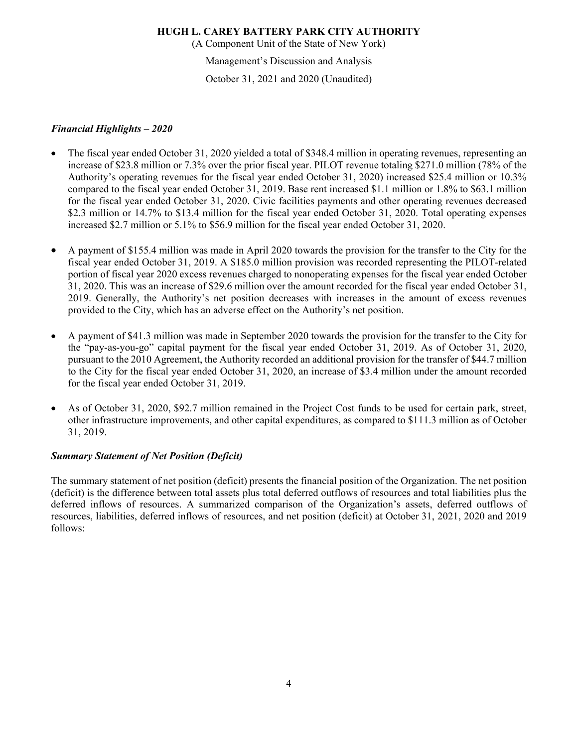# HUGH L. CAREY BATTERY PARK CITY AUTHORITY

(A Component Unit of the State of New York)

Management's Discussion and Analysis

October 31, 2021 and 2020 (Unaudited)

### *Financial Highlights – 2020*

- The fiscal year ended October 31, 2020 yielded a total of $348.4 million in operating revenues, representing an increase of $23.8 million or 7.3% over the prior fiscal year. PILOT revenue totaling $271.0 million (78% of the Authority's operating revenues for the fiscal year ended October 31, 2020) increased $25.4 million or 10.3% compared to the fiscal year ended October 31, 2019. Base rent increased $1.1 million or 1.8% to $63.1 million for the fiscal year ended October 31, 2020. Civic facilities payments and other operating revenues decreased $2.3 million or 14.7% to $13.4 million for the fiscal year ended October 31, 2020. Total operating expenses increased $2.7 million or 5.1% to $56.9 million for the fiscal year ended October 31, 2020.

- A payment of $155.4 million was made in April 2020 towards the provision for the transfer to the City for the fiscal year ended October 31, 2019. A $185.0 million provision was recorded representing the PILOT-related portion of fiscal year 2020 excess revenues charged to nonoperating expenses for the fiscal year ended October 31, 2020. This was an increase of $29.6 million over the amount recorded for the fiscal year ended October 31, 2019. Generally, the Authority's net position decreases with increases in the amount of excess revenues provided to the City, which has an adverse effect on the Authority's net position.

- A payment of $41.3 million was made in September 2020 towards the provision for the transfer to the City for the "pay-as-you-go" capital payment for the fiscal year ended October 31, 2019. As of October 31, 2020, pursuant to the 2010 Agreement, the Authority recorded an additional provision for the transfer of $44.7 million to the City for the fiscal year ended October 31, 2020, an increase of $3.4 million under the amount recorded for the fiscal year ended October 31, 2019.

- As of October 31, 2020, $92.7 million remained in the Project Cost funds to be used for certain park, street, other infrastructure improvements, and other capital expenditures, as compared to $111.3 million as of October 31, 2019.

### *Summary Statement of Net Position (Deficit)*

The summary statement of net position (deficit) presents the financial position of the Organization. The net position (deficit) is the difference between total assets plus total deferred outflows of resources and total liabilities plus the deferred inflows of resources. A summarized comparison of the Organization's assets, deferred outflows of resources, liabilities, deferred inflows of resources, and net position (deficit) at October 31, 2021, 2020 and 2019 follows: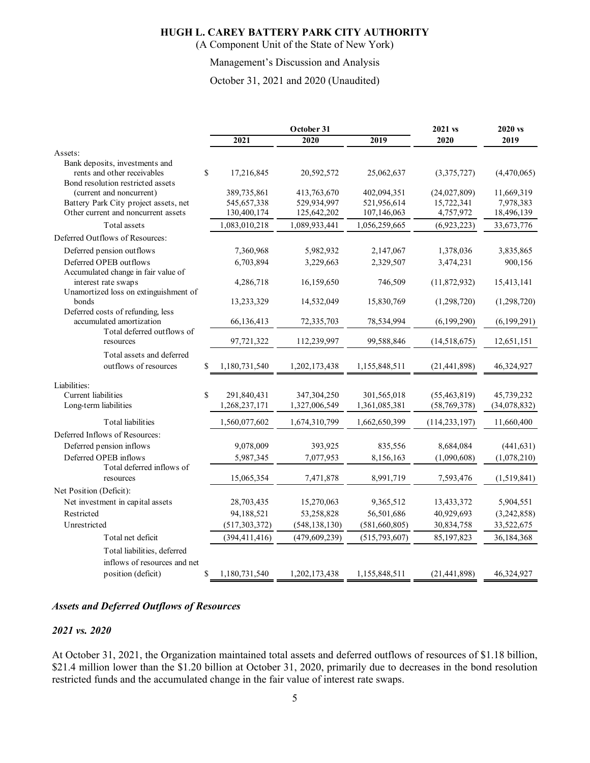**HUGH L. CAREY BATTERY PARK CITY AUTHORITY**
(A Component Unit of the State of New York)

Management's Discussion and Analysis

October 31, 2021 and 2020 (Unaudited)

| | October 31 | | | 2021 vs | 2020 vs |
|---|---|---|---|---|---|
| | 2021 | 2020 | 2019 | 2020 | 2019 |
| Assets: | | | | | |
| Bank deposits, investments and rents and other receivables | $ 17,216,845 | 20,592,572 | 25,062,637 | (3,375,727) | (4,470,065) |
| Bond resolution restricted assets (current and noncurrent) | 389,735,861 | 413,763,670 | 402,094,351 | (24,027,809) | 11,669,319 |
| Battery Park City project assets, net | 545,657,338 | 529,934,997 | 521,956,614 | 15,722,341 | 7,978,383 |
| Other current and noncurrent assets | 130,400,174 | 125,642,202 | 107,146,063 | 4,757,972 | 18,496,139 |
| Total assets | 1,083,010,218 | 1,089,933,441 | 1,056,259,665 | (6,923,223) | 33,673,776 |
| Deferred Outflows of Resources: | | | | | |
| Deferred pension outflows | 7,360,968 | 5,982,932 | 2,147,067 | 1,378,036 | 3,835,865 |
| Deferred OPEB outflows | 6,703,894 | 3,229,663 | 2,329,507 | 3,474,231 | 900,156 |
| Accumulated change in fair value of interest rate swaps | 4,286,718 | 16,159,650 | 746,509 | (11,872,932) | 15,413,141 |
| Unamortized loss on extinguishment of bonds | 13,233,329 | 14,532,049 | 15,830,769 | (1,298,720) | (1,298,720) |
| Deferred costs of refunding, less accumulated amortization | 66,136,413 | 72,335,703 | 78,534,994 | (6,199,290) | (6,199,291) |
| Total deferred outflows of resources | 97,721,322 | 112,239,997 | 99,588,846 | (14,518,675) | 12,651,151 |
| Total assets and deferred outflows of resources | $ 1,180,731,540 | 1,202,173,438 | 1,155,848,511 | (21,441,898) | 46,324,927 |
| Liabilities: | | | | | |
| Current liabilities | $ 291,840,431 | 347,304,250 | 301,565,018 | (55,463,819) | 45,739,232 |
| Long-term liabilities | 1,268,237,171 | 1,327,006,549 | 1,361,085,381 | (58,769,378) | (34,078,832) |
| Total liabilities | 1,560,077,602 | 1,674,310,799 | 1,662,650,399 | (114,233,197) | 11,660,400 |
| Deferred Inflows of Resources: | | | | | |
| Deferred pension inflows | 9,078,009 | 393,925 | 835,556 | 8,684,084 | (441,631) |
| Deferred OPEB inflows | 5,987,345 | 7,077,953 | 8,156,163 | (1,090,608) | (1,078,210) |
| Total deferred inflows of resources | 15,065,354 | 7,471,878 | 8,991,719 | 7,593,476 | (1,519,841) |
| Net Position (Deficit): | | | | | |
| Net investment in capital assets | 28,703,435 | 15,270,063 | 9,365,512 | 13,433,372 | 5,904,551 |
| Restricted | 94,188,521 | 53,258,828 | 56,501,686 | 40,929,693 | (3,242,858) |
| Unrestricted | (517,303,372) | (548,138,130) | (581,660,805) | 30,834,758 | 33,522,675 |
| Total net deficit | (394,411,416) | (479,609,239) | (515,793,607) | 85,197,823 | 36,184,368 |
| Total liabilities, deferred inflows of resources and net position (deficit) | $ 1,180,731,540 | 1,202,173,438 | 1,155,848,511 | (21,441,898) | 46,324,927 |

***Assets and Deferred Outflows of Resources***

***2021 vs. 2020***

At October 31, 2021, the Organization maintained total assets and deferred outflows of resources of $1.18 billion, $21.4 million lower than the $1.20 billion at October 31, 2020, primarily due to decreases in the bond resolution restricted funds and the accumulated change in the fair value of interest rate swaps.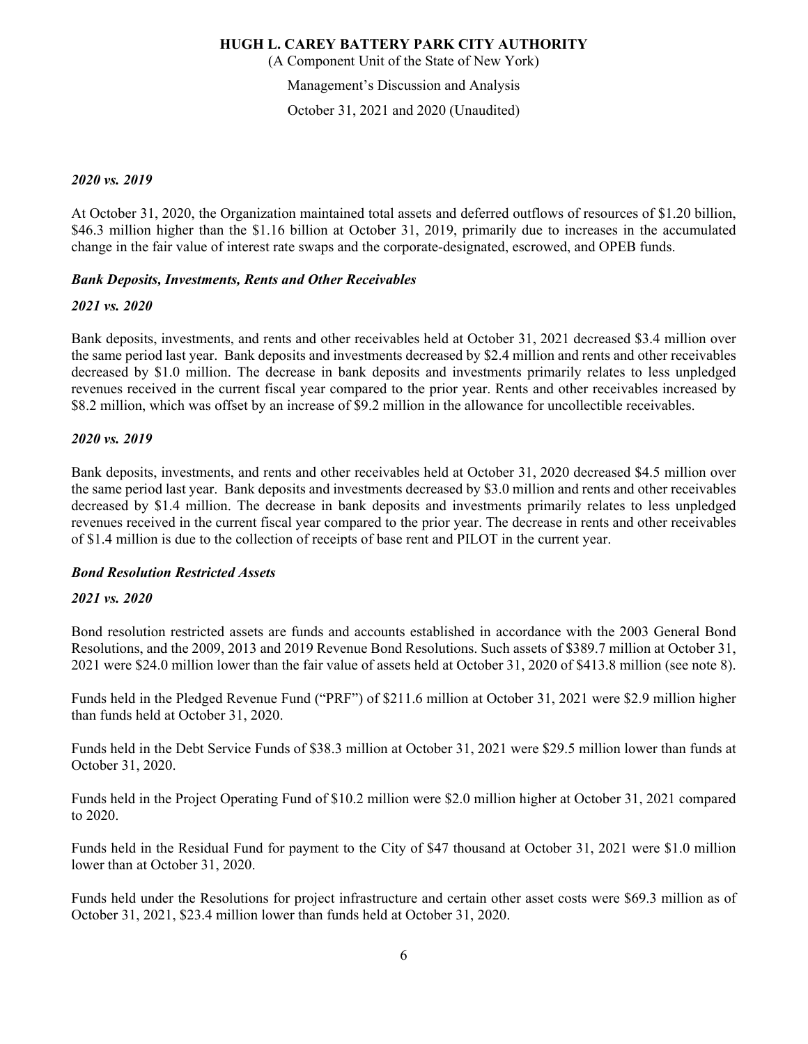### *2020 vs. 2019*

At October 31, 2020, the Organization maintained total assets and deferred outflows of resources of $1.20 billion, $46.3 million higher than the $1.16 billion at October 31, 2019, primarily due to increases in the accumulated change in the fair value of interest rate swaps and the corporate-designated, escrowed, and OPEB funds.

### *Bank Deposits, Investments, Rents and Other Receivables*

### *2021 vs. 2020*

Bank deposits, investments, and rents and other receivables held at October 31, 2021 decreased $3.4 million over the same period last year. Bank deposits and investments decreased by $2.4 million and rents and other receivables decreased by $1.0 million. The decrease in bank deposits and investments primarily relates to less unpledged revenues received in the current fiscal year compared to the prior year. Rents and other receivables increased by $8.2 million, which was offset by an increase of $9.2 million in the allowance for uncollectible receivables.

### *2020 vs. 2019*

Bank deposits, investments, and rents and other receivables held at October 31, 2020 decreased $4.5 million over the same period last year. Bank deposits and investments decreased by $3.0 million and rents and other receivables decreased by $1.4 million. The decrease in bank deposits and investments primarily relates to less unpledged revenues received in the current fiscal year compared to the prior year. The decrease in rents and other receivables of $1.4 million is due to the collection of receipts of base rent and PILOT in the current year.

### *Bond Resolution Restricted Assets*

### *2021 vs. 2020*

Bond resolution restricted assets are funds and accounts established in accordance with the 2003 General Bond Resolutions, and the 2009, 2013 and 2019 Revenue Bond Resolutions. Such assets of $389.7 million at October 31, 2021 were $24.0 million lower than the fair value of assets held at October 31, 2020 of $413.8 million (see note 8).

Funds held in the Pledged Revenue Fund ("PRF") of $211.6 million at October 31, 2021 were $2.9 million higher than funds held at October 31, 2020.

Funds held in the Debt Service Funds of $38.3 million at October 31, 2021 were $29.5 million lower than funds at October 31, 2020.

Funds held in the Project Operating Fund of $10.2 million were $2.0 million higher at October 31, 2021 compared to 2020.

Funds held in the Residual Fund for payment to the City of $47 thousand at October 31, 2021 were $1.0 million lower than at October 31, 2020.

Funds held under the Resolutions for project infrastructure and certain other asset costs were $69.3 million as of October 31, 2021, $23.4 million lower than funds held at October 31, 2020.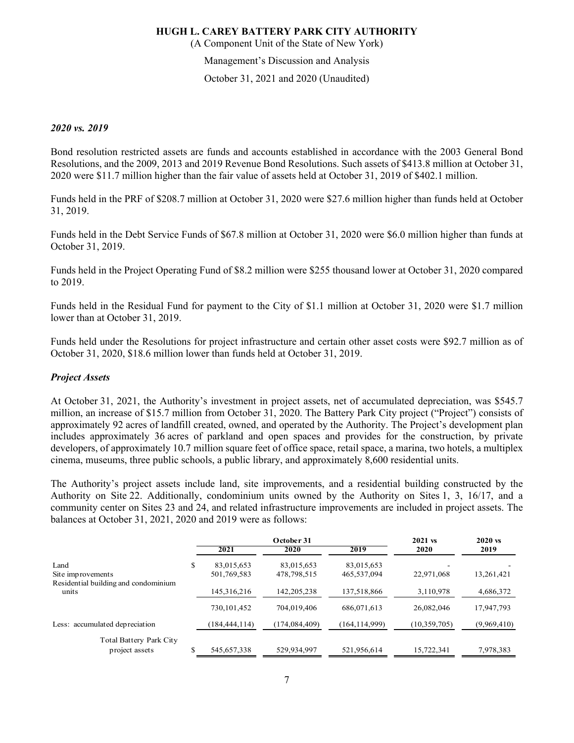### *2020 vs. 2019*

Bond resolution restricted assets are funds and accounts established in accordance with the 2003 General Bond Resolutions, and the 2009, 2013 and 2019 Revenue Bond Resolutions. Such assets of $413.8 million at October 31, 2020 were $11.7 million higher than the fair value of assets held at October 31, 2019 of $402.1 million.

Funds held in the PRF of $208.7 million at October 31, 2020 were $27.6 million higher than funds held at October 31, 2019.

Funds held in the Debt Service Funds of $67.8 million at October 31, 2020 were $6.0 million higher than funds at October 31, 2019.

Funds held in the Project Operating Fund of $8.2 million were $255 thousand lower at October 31, 2020 compared to 2019.

Funds held in the Residual Fund for payment to the City of $1.1 million at October 31, 2020 were $1.7 million lower than at October 31, 2019.

Funds held under the Resolutions for project infrastructure and certain other asset costs were $92.7 million as of October 31, 2020, $18.6 million lower than funds held at October 31, 2019.

### *Project Assets*

At October 31, 2021, the Authority's investment in project assets, net of accumulated depreciation, was $545.7 million, an increase of $15.7 million from October 31, 2020. The Battery Park City project ("Project") consists of approximately 92 acres of landfill created, owned, and operated by the Authority. The Project's development plan includes approximately 36 acres of parkland and open spaces and provides for the construction, by private developers, of approximately 10.7 million square feet of office space, retail space, a marina, two hotels, a multiplex cinema, museums, three public schools, a public library, and approximately 8,600 residential units.

The Authority's project assets include land, site improvements, and a residential building constructed by the Authority on Site 22. Additionally, condominium units owned by the Authority on Sites 1, 3, 16/17, and a community center on Sites 23 and 24, and related infrastructure improvements are included in project assets. The balances at October 31, 2021, 2020 and 2019 were as follows:

| | October 31 | | | 2021 vs | 2020 vs |
|---|---|---|---|---|---|
| | 2021 | 2020 | 2019 | 2020 | 2019 |
| Land | $ 83,015,653 | 83,015,653 | 83,015,653 | - | - |
| Site improvements | 501,769,583 | 478,798,515 | 465,537,094 | 22,971,068 | 13,261,421 |
| Residential building and condominium units | 145,316,216 | 142,205,238 | 137,518,866 | 3,110,978 | 4,686,372 |
| | 730,101,452 | 704,019,406 | 686,071,613 | 26,082,046 | 17,947,793 |
| Less: accumulated depreciation | (184,444,114) | (174,084,409) | (164,114,999) | (10,359,705) | (9,969,410) |
| Total Battery Park City project assets | $ 545,657,338 | 529,934,997 | 521,956,614 | 15,722,341 | 7,978,383 |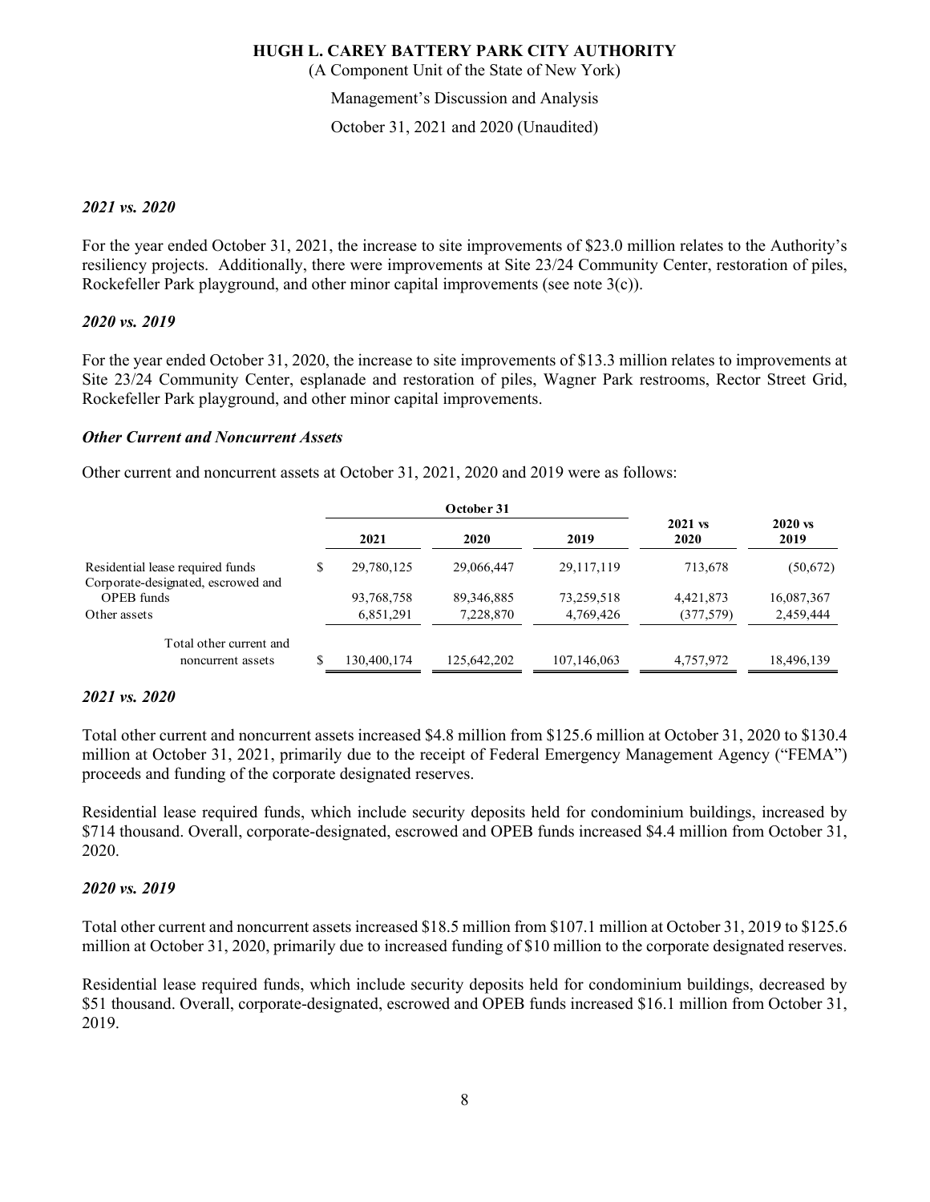*2021 vs. 2020*

For the year ended October 31, 2021, the increase to site improvements of $23.0 million relates to the Authority's resiliency projects. Additionally, there were improvements at Site 23/24 Community Center, restoration of piles, Rockefeller Park playground, and other minor capital improvements (see note 3(c)).

*2020 vs. 2019*

For the year ended October 31, 2020, the increase to site improvements of $13.3 million relates to improvements at Site 23/24 Community Center, esplanade and restoration of piles, Wagner Park restrooms, Rector Street Grid, Rockefeller Park playground, and other minor capital improvements.

***Other Current and Noncurrent Assets***

Other current and noncurrent assets at October 31, 2021, 2020 and 2019 were as follows:

| | October 31 | | | | |
|---|---|---|---|---|---|
| | 2021 | 2020 | 2019 | 2021 vs 2020 | 2020 vs 2019 |
| Residential lease required funds | $ 29,780,125 | 29,066,447 | 29,117,119 | 713,678 | (50,672) |
| Corporate-designated, escrowed and OPEB funds | 93,768,758 | 89,346,885 | 73,259,518 | 4,421,873 | 16,087,367 |
| Other assets | 6,851,291 | 7,228,870 | 4,769,426 | (377,579) | 2,459,444 |
| Total other current and noncurrent assets | $ 130,400,174 | 125,642,202 | 107,146,063 | 4,757,972 | 18,496,139 |

*2021 vs. 2020*

Total other current and noncurrent assets increased $4.8 million from $125.6 million at October 31, 2020 to $130.4 million at October 31, 2021, primarily due to the receipt of Federal Emergency Management Agency ("FEMA") proceeds and funding of the corporate designated reserves.

Residential lease required funds, which include security deposits held for condominium buildings, increased by $714 thousand. Overall, corporate-designated, escrowed and OPEB funds increased $4.4 million from October 31, 2020.

*2020 vs. 2019*

Total other current and noncurrent assets increased $18.5 million from $107.1 million at October 31, 2019 to $125.6 million at October 31, 2020, primarily due to increased funding of $10 million to the corporate designated reserves.

Residential lease required funds, which include security deposits held for condominium buildings, decreased by $51 thousand. Overall, corporate-designated, escrowed and OPEB funds increased $16.1 million from October 31, 2019.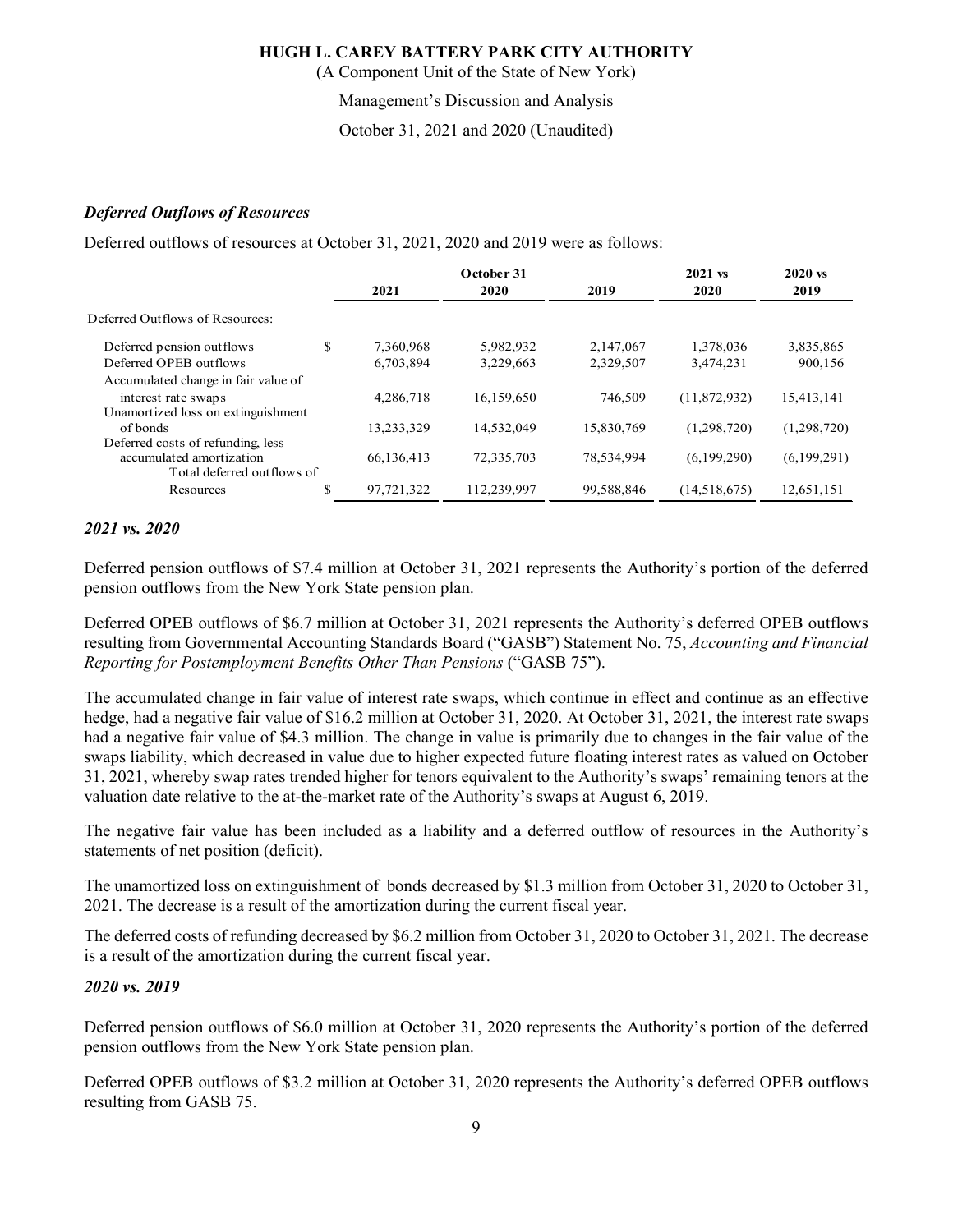**HUGH L. CAREY BATTERY PARK CITY AUTHORITY**

(A Component Unit of the State of New York)

Management's Discussion and Analysis

October 31, 2021 and 2020 (Unaudited)

### *Deferred Outflows of Resources*

Deferred outflows of resources at October 31, 2021, 2020 and 2019 were as follows:

| | | October 31 | | | 2021 vs | 2020 vs |
|---|---|---|---|---|---|---|
| | | 2021 | 2020 | 2019 | 2020 | 2019 |
| Deferred Outflows of Resources: | | | | | | |
| Deferred pension outflows | $ | 7,360,968 | 5,982,932 | 2,147,067 | 1,378,036 | 3,835,865 |
| Deferred OPEB outflows | | 6,703,894 | 3,229,663 | 2,329,507 | 3,474,231 | 900,156 |
| Accumulated change in fair value of interest rate swaps | | 4,286,718 | 16,159,650 | 746,509 | (11,872,932) | 15,413,141 |
| Unamortized loss on extinguishment of bonds | | 13,233,329 | 14,532,049 | 15,830,769 | (1,298,720) | (1,298,720) |
| Deferred costs of refunding, less accumulated amortization | | 66,136,413 | 72,335,703 | 78,534,994 | (6,199,290) | (6,199,291) |
| Total deferred outflows of Resources | $ | 97,721,322 | 112,239,997 | 99,588,846 | (14,518,675) | 12,651,151 |

### *2021 vs. 2020*

Deferred pension outflows of $7.4 million at October 31, 2021 represents the Authority's portion of the deferred pension outflows from the New York State pension plan.

Deferred OPEB outflows of $6.7 million at October 31, 2021 represents the Authority's deferred OPEB outflows resulting from Governmental Accounting Standards Board ("GASB") Statement No. 75, *Accounting and Financial Reporting for Postemployment Benefits Other Than Pensions* ("GASB 75").

The accumulated change in fair value of interest rate swaps, which continue in effect and continue as an effective hedge, had a negative fair value of $16.2 million at October 31, 2020. At October 31, 2021, the interest rate swaps had a negative fair value of $4.3 million. The change in value is primarily due to changes in the fair value of the swaps liability, which decreased in value due to higher expected future floating interest rates as valued on October 31, 2021, whereby swap rates trended higher for tenors equivalent to the Authority's swaps' remaining tenors at the valuation date relative to the at-the-market rate of the Authority's swaps at August 6, 2019.

The negative fair value has been included as a liability and a deferred outflow of resources in the Authority's statements of net position (deficit).

The unamortized loss on extinguishment of bonds decreased by $1.3 million from October 31, 2020 to October 31, 2021. The decrease is a result of the amortization during the current fiscal year.

The deferred costs of refunding decreased by $6.2 million from October 31, 2020 to October 31, 2021. The decrease is a result of the amortization during the current fiscal year.

### *2020 vs. 2019*

Deferred pension outflows of $6.0 million at October 31, 2020 represents the Authority's portion of the deferred pension outflows from the New York State pension plan.

Deferred OPEB outflows of $3.2 million at October 31, 2020 represents the Authority's deferred OPEB outflows resulting from GASB 75.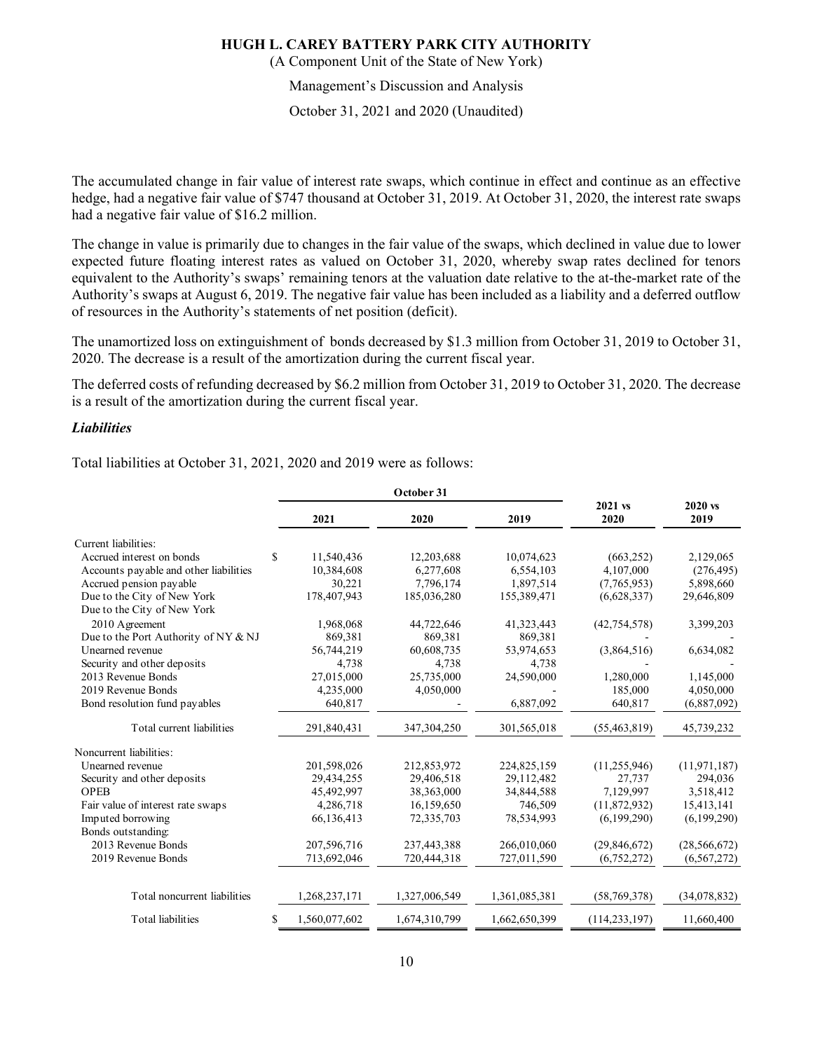The accumulated change in fair value of interest rate swaps, which continue in effect and continue as an effective hedge, had a negative fair value of $747 thousand at October 31, 2019. At October 31, 2020, the interest rate swaps had a negative fair value of $16.2 million.

The change in value is primarily due to changes in the fair value of the swaps, which declined in value due to lower expected future floating interest rates as valued on October 31, 2020, whereby swap rates declined for tenors equivalent to the Authority's swaps' remaining tenors at the valuation date relative to the at-the-market rate of the Authority's swaps at August 6, 2019. The negative fair value has been included as a liability and a deferred outflow of resources in the Authority's statements of net position (deficit).

The unamortized loss on extinguishment of bonds decreased by $1.3 million from October 31, 2019 to October 31, 2020. The decrease is a result of the amortization during the current fiscal year.

The deferred costs of refunding decreased by $6.2 million from October 31, 2019 to October 31, 2020. The decrease is a result of the amortization during the current fiscal year.

### *Liabilities*

Total liabilities at October 31, 2021, 2020 and 2019 were as follows:

| | October 31 | | | | |
|---|---|---|---|---|---|
| | 2021 | 2020 | 2019 | 2021 vs 2020 | 2020 vs 2019 |
| Current liabilities: | | | | | |
| Accrued interest on bonds | $ 11,540,436 | 12,203,688 | 10,074,623 | (663,252) | 2,129,065 |
| Accounts payable and other liabilities | 10,384,608 | 6,277,608 | 6,554,103 | 4,107,000 | (276,495) |
| Accrued pension payable | 30,221 | 7,796,174 | 1,897,514 | (7,765,953) | 5,898,660 |
| Due to the City of New York | 178,407,943 | 185,036,280 | 155,389,471 | (6,628,337) | 29,646,809 |
| Due to the City of New York | | | | | |
| 2010 Agreement | 1,968,068 | 44,722,646 | 41,323,443 | (42,754,578) | 3,399,203 |
| Due to the Port Authority of NY & NJ | 869,381 | 869,381 | 869,381 | - | - |
| Unearned revenue | 56,744,219 | 60,608,735 | 53,974,653 | (3,864,516) | 6,634,082 |
| Security and other deposits | 4,738 | 4,738 | 4,738 | - | - |
| 2013 Revenue Bonds | 27,015,000 | 25,735,000 | 24,590,000 | 1,280,000 | 1,145,000 |
| 2019 Revenue Bonds | 4,235,000 | 4,050,000 | - | 185,000 | 4,050,000 |
| Bond resolution fund payables | 640,817 | - | 6,887,092 | 640,817 | (6,887,092) |
| Total current liabilities | 291,840,431 | 347,304,250 | 301,565,018 | (55,463,819) | 45,739,232 |
| Noncurrent liabilities: | | | | | |
| Unearned revenue | 201,598,026 | 212,853,972 | 224,825,159 | (11,255,946) | (11,971,187) |
| Security and other deposits | 29,434,255 | 29,406,518 | 29,112,482 | 27,737 | 294,036 |
| OPEB | 45,492,997 | 38,363,000 | 34,844,588 | 7,129,997 | 3,518,412 |
| Fair value of interest rate swaps | 4,286,718 | 16,159,650 | 746,509 | (11,872,932) | 15,413,141 |
| Imputed borrowing | 66,136,413 | 72,335,703 | 78,534,993 | (6,199,290) | (6,199,290) |
| Bonds outstanding: | | | | | |
| 2013 Revenue Bonds | 207,596,716 | 237,443,388 | 266,010,060 | (29,846,672) | (28,566,672) |
| 2019 Revenue Bonds | 713,692,046 | 720,444,318 | 727,011,590 | (6,752,272) | (6,567,272) |
| Total noncurrent liabilities | 1,268,237,171 | 1,327,006,549 | 1,361,085,381 | (58,769,378) | (34,078,832) |
| Total liabilities | $ 1,560,077,602 | 1,674,310,799 | 1,662,650,399 | (114,233,197) | 11,660,400 |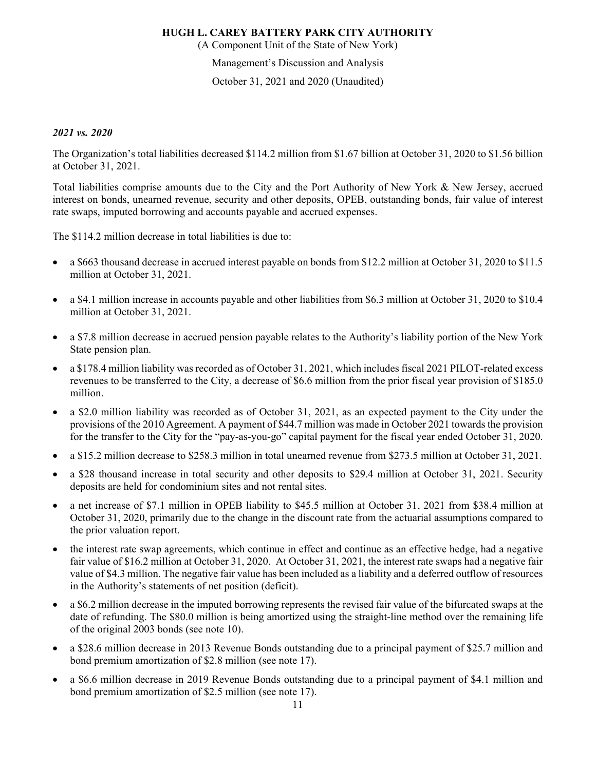*2021 vs. 2020*

The Organization's total liabilities decreased $114.2 million from $1.67 billion at October 31, 2020 to $1.56 billion at October 31, 2021.

Total liabilities comprise amounts due to the City and the Port Authority of New York & New Jersey, accrued interest on bonds, unearned revenue, security and other deposits, OPEB, outstanding bonds, fair value of interest rate swaps, imputed borrowing and accounts payable and accrued expenses.

The $114.2 million decrease in total liabilities is due to:

- a $663 thousand decrease in accrued interest payable on bonds from $12.2 million at October 31, 2020 to $11.5 million at October 31, 2021.
- a $4.1 million increase in accounts payable and other liabilities from $6.3 million at October 31, 2020 to $10.4 million at October 31, 2021.
- a $7.8 million decrease in accrued pension payable relates to the Authority's liability portion of the New York State pension plan.
- a $178.4 million liability was recorded as of October 31, 2021, which includes fiscal 2021 PILOT-related excess revenues to be transferred to the City, a decrease of $6.6 million from the prior fiscal year provision of $185.0 million.
- a $2.0 million liability was recorded as of October 31, 2021, as an expected payment to the City under the provisions of the 2010 Agreement. A payment of $44.7 million was made in October 2021 towards the provision for the transfer to the City for the "pay-as-you-go" capital payment for the fiscal year ended October 31, 2020.
- a $15.2 million decrease to $258.3 million in total unearned revenue from $273.5 million at October 31, 2021.
- a $28 thousand increase in total security and other deposits to $29.4 million at October 31, 2021. Security deposits are held for condominium sites and not rental sites.
- a net increase of $7.1 million in OPEB liability to $45.5 million at October 31, 2021 from $38.4 million at October 31, 2020, primarily due to the change in the discount rate from the actuarial assumptions compared to the prior valuation report.
- the interest rate swap agreements, which continue in effect and continue as an effective hedge, had a negative fair value of $16.2 million at October 31, 2020. At October 31, 2021, the interest rate swaps had a negative fair value of $4.3 million. The negative fair value has been included as a liability and a deferred outflow of resources in the Authority's statements of net position (deficit).
- a $6.2 million decrease in the imputed borrowing represents the revised fair value of the bifurcated swaps at the date of refunding. The $80.0 million is being amortized using the straight-line method over the remaining life of the original 2003 bonds (see note 10).
- a $28.6 million decrease in 2013 Revenue Bonds outstanding due to a principal payment of $25.7 million and bond premium amortization of $2.8 million (see note 17).
- a $6.6 million decrease in 2019 Revenue Bonds outstanding due to a principal payment of $4.1 million and bond premium amortization of $2.5 million (see note 17).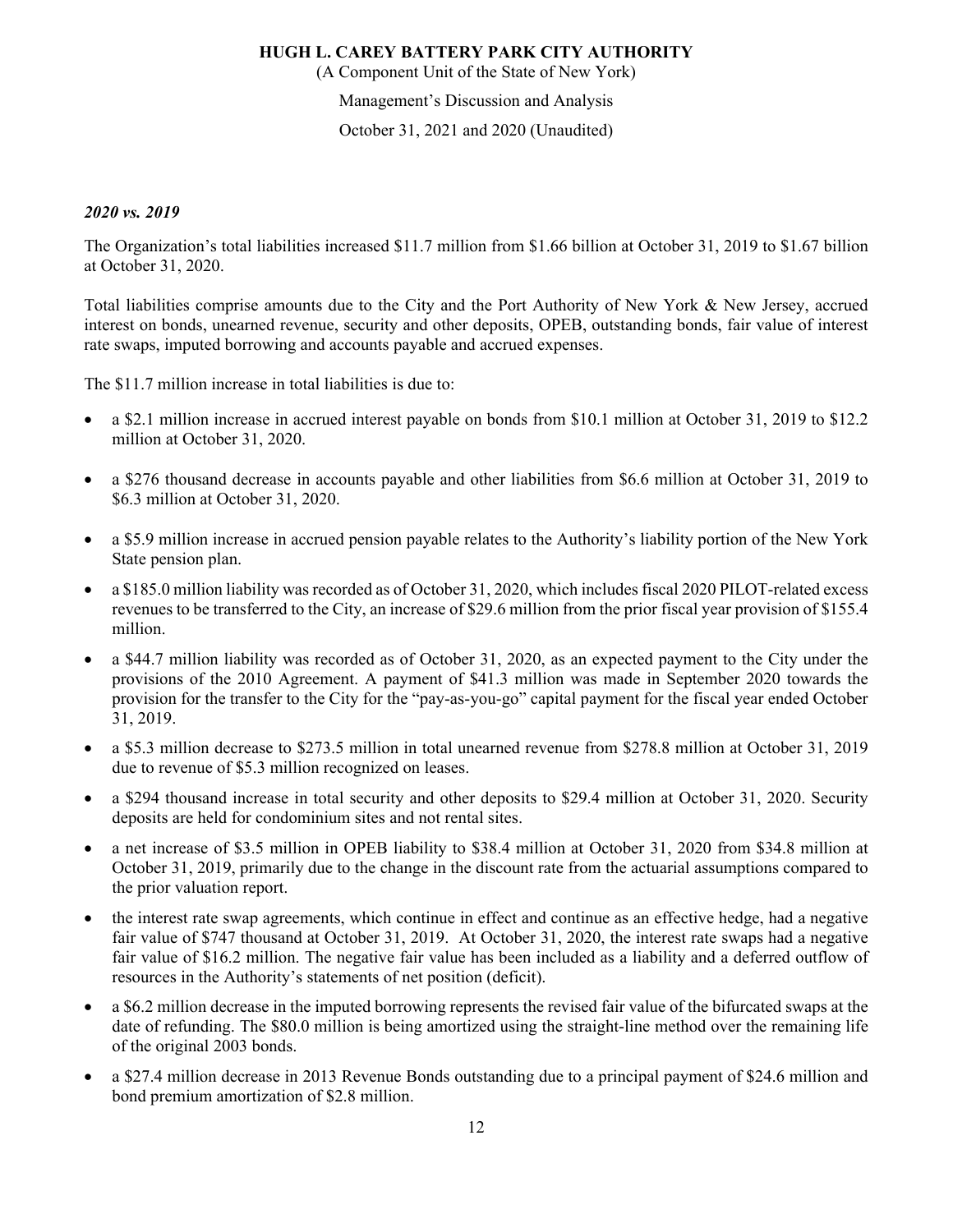### *2020 vs. 2019*

The Organization's total liabilities increased $11.7 million from $1.66 billion at October 31, 2019 to $1.67 billion at October 31, 2020.

Total liabilities comprise amounts due to the City and the Port Authority of New York & New Jersey, accrued interest on bonds, unearned revenue, security and other deposits, OPEB, outstanding bonds, fair value of interest rate swaps, imputed borrowing and accounts payable and accrued expenses.

The $11.7 million increase in total liabilities is due to:

- a $2.1 million increase in accrued interest payable on bonds from $10.1 million at October 31, 2019 to $12.2 million at October 31, 2020.
- a $276 thousand decrease in accounts payable and other liabilities from $6.6 million at October 31, 2019 to $6.3 million at October 31, 2020.
- a $5.9 million increase in accrued pension payable relates to the Authority's liability portion of the New York State pension plan.
- a $185.0 million liability was recorded as of October 31, 2020, which includes fiscal 2020 PILOT-related excess revenues to be transferred to the City, an increase of $29.6 million from the prior fiscal year provision of $155.4 million.
- a $44.7 million liability was recorded as of October 31, 2020, as an expected payment to the City under the provisions of the 2010 Agreement. A payment of $41.3 million was made in September 2020 towards the provision for the transfer to the City for the "pay-as-you-go" capital payment for the fiscal year ended October 31, 2019.
- a $5.3 million decrease to $273.5 million in total unearned revenue from $278.8 million at October 31, 2019 due to revenue of $5.3 million recognized on leases.
- a $294 thousand increase in total security and other deposits to $29.4 million at October 31, 2020. Security deposits are held for condominium sites and not rental sites.
- a net increase of $3.5 million in OPEB liability to $38.4 million at October 31, 2020 from $34.8 million at October 31, 2019, primarily due to the change in the discount rate from the actuarial assumptions compared to the prior valuation report.
- the interest rate swap agreements, which continue in effect and continue as an effective hedge, had a negative fair value of $747 thousand at October 31, 2019. At October 31, 2020, the interest rate swaps had a negative fair value of $16.2 million. The negative fair value has been included as a liability and a deferred outflow of resources in the Authority's statements of net position (deficit).
- a $6.2 million decrease in the imputed borrowing represents the revised fair value of the bifurcated swaps at the date of refunding. The $80.0 million is being amortized using the straight-line method over the remaining life of the original 2003 bonds.
- a $27.4 million decrease in 2013 Revenue Bonds outstanding due to a principal payment of $24.6 million and bond premium amortization of $2.8 million.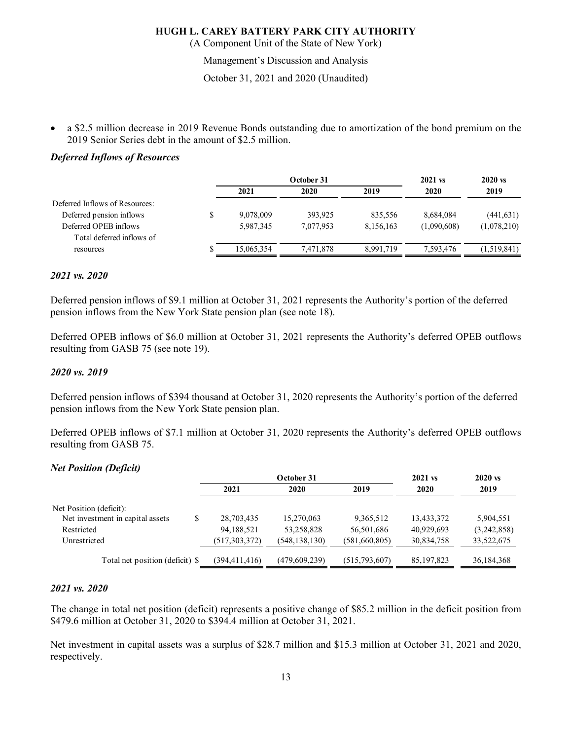- a $2.5 million decrease in 2019 Revenue Bonds outstanding due to amortization of the bond premium on the 2019 Senior Series debt in the amount of $2.5 million.

### *Deferred Inflows of Resources*

| | October 31 | | | 2021 vs | 2020 vs |
|---|---|---|---|---|---|
| | 2021 | 2020 | 2019 | 2020 | 2019 |
| Deferred Inflows of Resources: | | | | | |
| Deferred pension inflows | $ 9,078,009 | 393,925 | 835,556 | 8,684,084 | (441,631) |
| Deferred OPEB inflows | 5,987,345 | 7,077,953 | 8,156,163 | (1,090,608) | (1,078,210) |
| Total deferred inflows of resources | $ 15,065,354 | 7,471,878 | 8,991,719 | 7,593,476 | (1,519,841) |

### *2021 vs. 2020*

Deferred pension inflows of $9.1 million at October 31, 2021 represents the Authority's portion of the deferred pension inflows from the New York State pension plan (see note 18).

Deferred OPEB inflows of $6.0 million at October 31, 2021 represents the Authority's deferred OPEB outflows resulting from GASB 75 (see note 19).

### *2020 vs. 2019*

Deferred pension inflows of $394 thousand at October 31, 2020 represents the Authority's portion of the deferred pension inflows from the New York State pension plan.

Deferred OPEB inflows of $7.1 million at October 31, 2020 represents the Authority's deferred OPEB outflows resulting from GASB 75.

### *Net Position (Deficit)*

| | October 31 | | | 2021 vs | 2020 vs |
|---|---|---|---|---|---|
| | 2021 | 2020 | 2019 | 2020 | 2019 |
| Net Position (deficit): | | | | | |
| Net investment in capital assets | $ 28,703,435 | 15,270,063 | 9,365,512 | 13,433,372 | 5,904,551 |
| Restricted | 94,188,521 | 53,258,828 | 56,501,686 | 40,929,693 | (3,242,858) |
| Unrestricted | (517,303,372) | (548,138,130) | (581,660,805) | 30,834,758 | 33,522,675 |
| Total net position (deficit) | $ (394,411,416) | (479,609,239) | (515,793,607) | 85,197,823 | 36,184,368 |

### *2021 vs. 2020*

The change in total net position (deficit) represents a positive change of $85.2 million in the deficit position from $479.6 million at October 31, 2020 to $394.4 million at October 31, 2021.

Net investment in capital assets was a surplus of $28.7 million and $15.3 million at October 31, 2021 and 2020, respectively.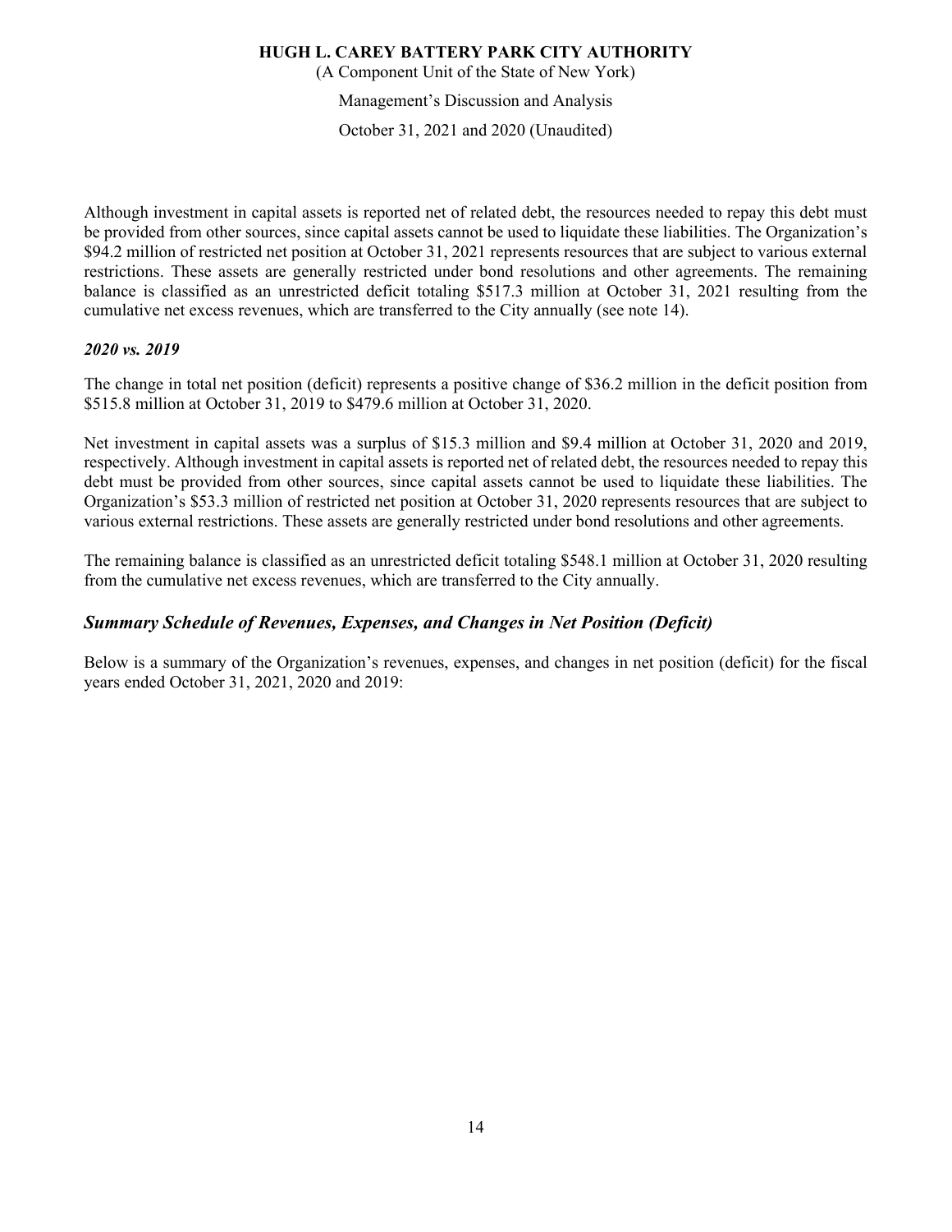Although investment in capital assets is reported net of related debt, the resources needed to repay this debt must be provided from other sources, since capital assets cannot be used to liquidate these liabilities. The Organization's $94.2 million of restricted net position at October 31, 2021 represents resources that are subject to various external restrictions. These assets are generally restricted under bond resolutions and other agreements. The remaining balance is classified as an unrestricted deficit totaling $517.3 million at October 31, 2021 resulting from the cumulative net excess revenues, which are transferred to the City annually (see note 14).

***2020 vs. 2019***

The change in total net position (deficit) represents a positive change of $36.2 million in the deficit position from $515.8 million at October 31, 2019 to $479.6 million at October 31, 2020.

Net investment in capital assets was a surplus of $15.3 million and $9.4 million at October 31, 2020 and 2019, respectively. Although investment in capital assets is reported net of related debt, the resources needed to repay this debt must be provided from other sources, since capital assets cannot be used to liquidate these liabilities. The Organization's $53.3 million of restricted net position at October 31, 2020 represents resources that are subject to various external restrictions. These assets are generally restricted under bond resolutions and other agreements.

The remaining balance is classified as an unrestricted deficit totaling $548.1 million at October 31, 2020 resulting from the cumulative net excess revenues, which are transferred to the City annually.

## *Summary Schedule of Revenues, Expenses, and Changes in Net Position (Deficit)*

Below is a summary of the Organization's revenues, expenses, and changes in net position (deficit) for the fiscal years ended October 31, 2021, 2020 and 2019: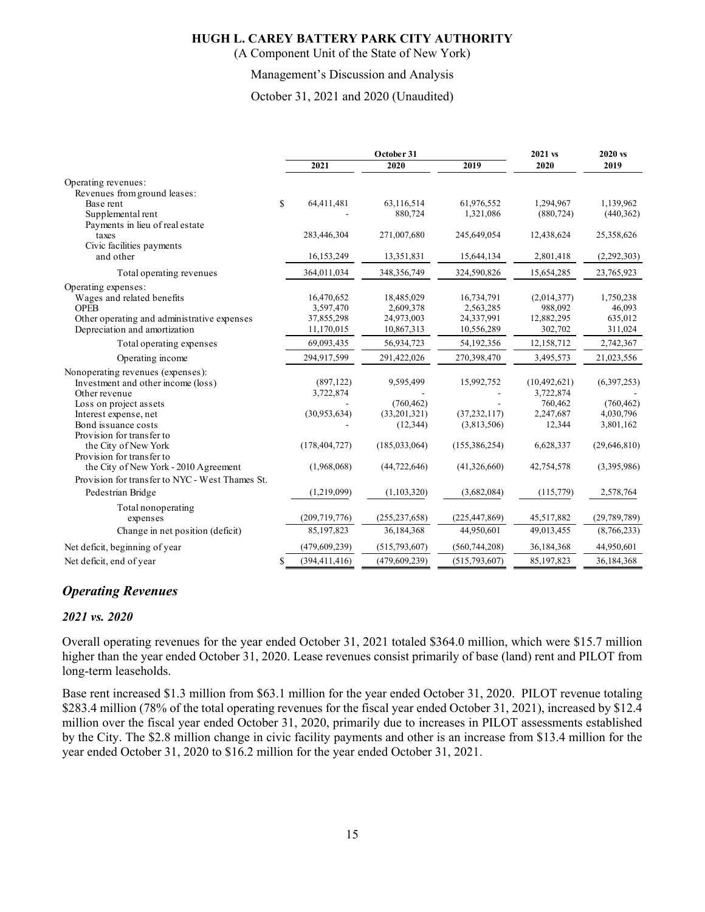# HUGH L. CAREY BATTERY PARK CITY AUTHORITY

(A Component Unit of the State of New York)

Management's Discussion and Analysis

October 31, 2021 and 2020 (Unaudited)

| | October 31 | | | 2021 vs | 2020 vs |
|---|---|---|---|---|---|
| | 2021 | 2020 | 2019 | 2020 | 2019 |
| Operating revenues: | | | | | |
| Revenues from ground leases: | | | | | |
| Base rent | $ 64,411,481 | 63,116,514 | 61,976,552 | 1,294,967 | 1,139,962 |
| Supplemental rent | - | 880,724 | 1,321,086 | (880,724) | (440,362) |
| Payments in lieu of real estate taxes | 283,446,304 | 271,007,680 | 245,649,054 | 12,438,624 | 25,358,626 |
| Civic facilities payments and other | 16,153,249 | 13,351,831 | 15,644,134 | 2,801,418 | (2,292,303) |
| Total operating revenues | 364,011,034 | 348,356,749 | 324,590,826 | 15,654,285 | 23,765,923 |
| Operating expenses: | | | | | |
| Wages and related benefits | 16,470,652 | 18,485,029 | 16,734,791 | (2,014,377) | 1,750,238 |
| OPEB | 3,597,470 | 2,609,378 | 2,563,285 | 988,092 | 46,093 |
| Other operating and administrative expenses | 37,855,298 | 24,973,003 | 24,337,991 | 12,882,295 | 635,012 |
| Depreciation and amortization | 11,170,015 | 10,867,313 | 10,556,289 | 302,702 | 311,024 |
| Total operating expenses | 69,093,435 | 56,934,723 | 54,192,356 | 12,158,712 | 2,742,367 |
| Operating income | 294,917,599 | 291,422,026 | 270,398,470 | 3,495,573 | 21,023,556 |
| Nonoperating revenues (expenses): | | | | | |
| Investment and other income (loss) | (897,122) | 9,595,499 | 15,992,752 | (10,492,621) | (6,397,253) |
| Other revenue | 3,722,874 | - | - | 3,722,874 | - |
| Loss on project assets | - | (760,462) | - | 760,462 | (760,462) |
| Interest expense, net | (30,953,634) | (33,201,321) | (37,232,117) | 2,247,687 | 4,030,796 |
| Bond issuance costs | - | (12,344) | (3,813,506) | 12,344 | 3,801,162 |
| Provision for transfer to the City of New York | (178,404,727) | (185,033,064) | (155,386,254) | 6,628,337 | (29,646,810) |
| Provision for transfer to the City of New York - 2010 Agreement | (1,968,068) | (44,722,646) | (41,326,660) | 42,754,578 | (3,395,986) |
| Provision for transfer to NYC - West Thames St. Pedestrian Bridge | (1,219,099) | (1,103,320) | (3,682,084) | (115,779) | 2,578,764 |
| Total nonoperating expenses | (209,719,776) | (255,237,658) | (225,447,869) | 45,517,882 | (29,789,789) |
| Change in net position (deficit) | 85,197,823 | 36,184,368 | 44,950,601 | 49,013,455 | (8,766,233) |
| Net deficit, beginning of year | (479,609,239) | (515,793,607) | (560,744,208) | 36,184,368 | 44,950,601 |
| Net deficit, end of year | $ (394,411,416) | (479,609,239) | (515,793,607) | 85,197,823 | 36,184,368 |

## *Operating Revenues*

### *2021 vs. 2020*

Overall operating revenues for the year ended October 31, 2021 totaled \$364.0 million, which were \$15.7 million higher than the year ended October 31, 2020. Lease revenues consist primarily of base (land) rent and PILOT from long-term leaseholds.

Base rent increased \$1.3 million from \$63.1 million for the year ended October 31, 2020. PILOT revenue totaling \$283.4 million (78% of the total operating revenues for the fiscal year ended October 31, 2021), increased by \$12.4 million over the fiscal year ended October 31, 2020, primarily due to increases in PILOT assessments established by the City. The \$2.8 million change in civic facility payments and other is an increase from \$13.4 million for the year ended October 31, 2020 to \$16.2 million for the year ended October 31, 2021.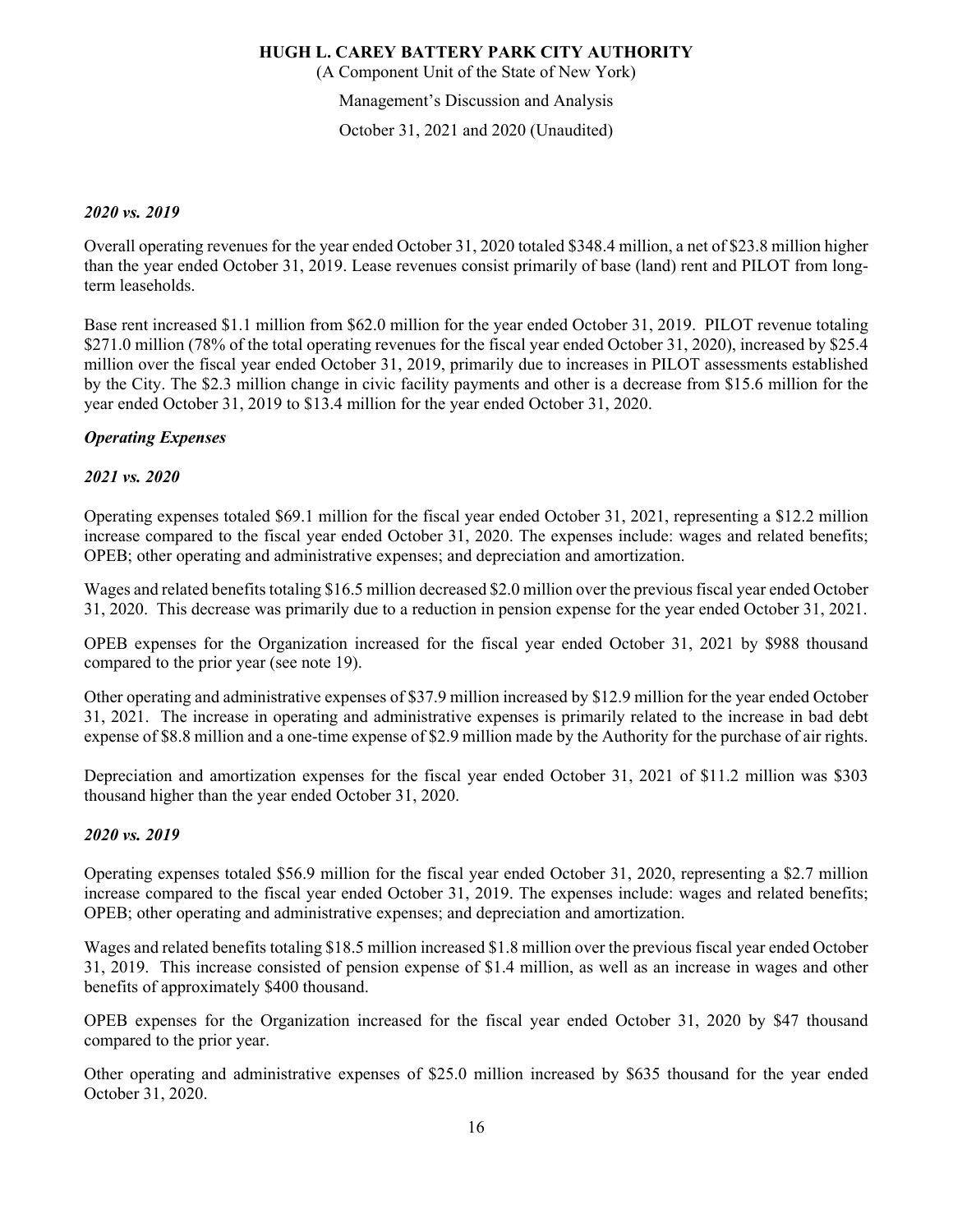*2020 vs. 2019*

Overall operating revenues for the year ended October 31, 2020 totaled $348.4 million, a net of $23.8 million higher than the year ended October 31, 2019. Lease revenues consist primarily of base (land) rent and PILOT from long-term leaseholds.

Base rent increased $1.1 million from $62.0 million for the year ended October 31, 2019. PILOT revenue totaling $271.0 million (78% of the total operating revenues for the fiscal year ended October 31, 2020), increased by $25.4 million over the fiscal year ended October 31, 2019, primarily due to increases in PILOT assessments established by the City. The $2.3 million change in civic facility payments and other is a decrease from $15.6 million for the year ended October 31, 2019 to $13.4 million for the year ended October 31, 2020.

***Operating Expenses***

*2021 vs. 2020*

Operating expenses totaled $69.1 million for the fiscal year ended October 31, 2021, representing a $12.2 million increase compared to the fiscal year ended October 31, 2020. The expenses include: wages and related benefits; OPEB; other operating and administrative expenses; and depreciation and amortization.

Wages and related benefits totaling $16.5 million decreased $2.0 million over the previous fiscal year ended October 31, 2020. This decrease was primarily due to a reduction in pension expense for the year ended October 31, 2021.

OPEB expenses for the Organization increased for the fiscal year ended October 31, 2021 by $988 thousand compared to the prior year (see note 19).

Other operating and administrative expenses of $37.9 million increased by $12.9 million for the year ended October 31, 2021. The increase in operating and administrative expenses is primarily related to the increase in bad debt expense of $8.8 million and a one-time expense of $2.9 million made by the Authority for the purchase of air rights.

Depreciation and amortization expenses for the fiscal year ended October 31, 2021 of $11.2 million was $303 thousand higher than the year ended October 31, 2020.

*2020 vs. 2019*

Operating expenses totaled $56.9 million for the fiscal year ended October 31, 2020, representing a $2.7 million increase compared to the fiscal year ended October 31, 2019. The expenses include: wages and related benefits; OPEB; other operating and administrative expenses; and depreciation and amortization.

Wages and related benefits totaling $18.5 million increased $1.8 million over the previous fiscal year ended October 31, 2019. This increase consisted of pension expense of $1.4 million, as well as an increase in wages and other benefits of approximately $400 thousand.

OPEB expenses for the Organization increased for the fiscal year ended October 31, 2020 by $47 thousand compared to the prior year.

Other operating and administrative expenses of $25.0 million increased by $635 thousand for the year ended October 31, 2020.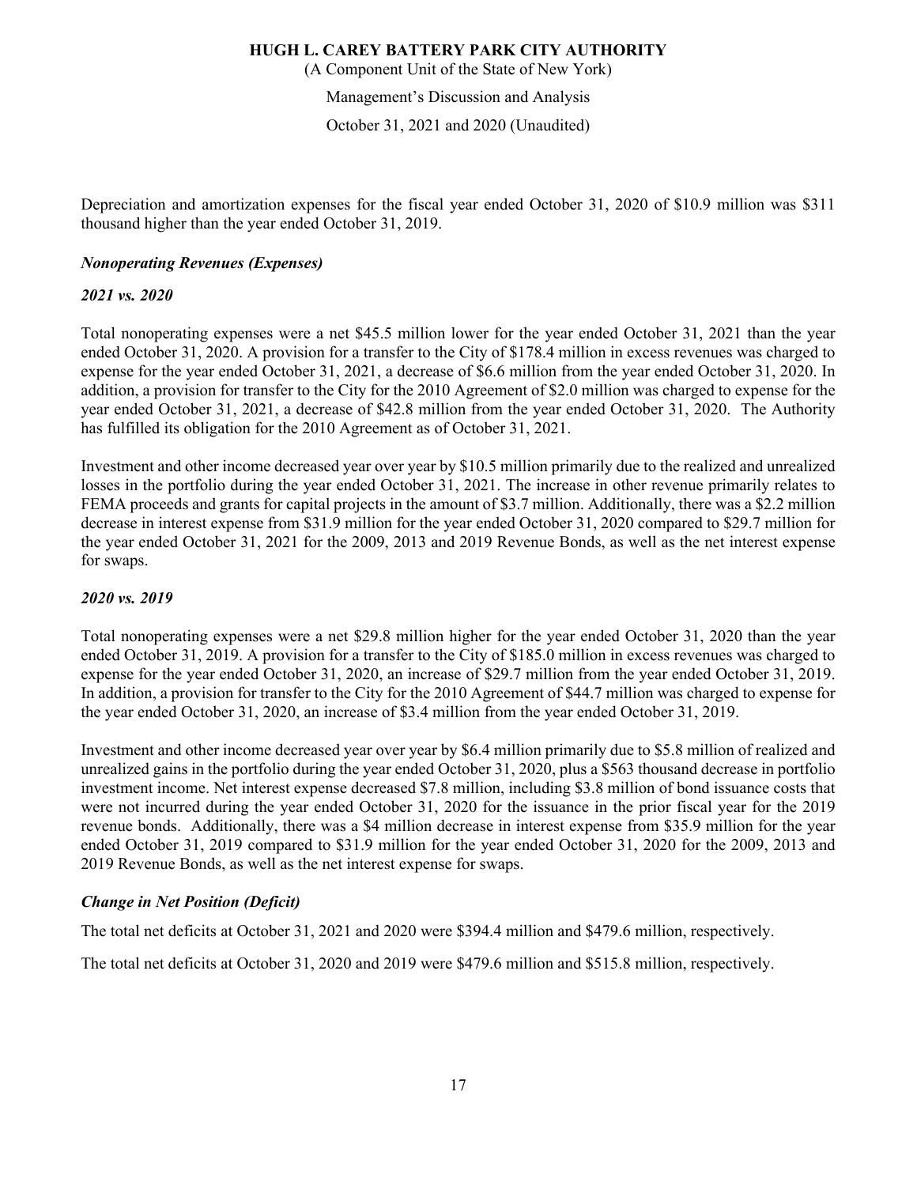Depreciation and amortization expenses for the fiscal year ended October 31, 2020 of $10.9 million was $311 thousand higher than the year ended October 31, 2019.

### *Nonoperating Revenues (Expenses)*

#### *2021 vs. 2020*

Total nonoperating expenses were a net $45.5 million lower for the year ended October 31, 2021 than the year ended October 31, 2020. A provision for a transfer to the City of $178.4 million in excess revenues was charged to expense for the year ended October 31, 2021, a decrease of $6.6 million from the year ended October 31, 2020. In addition, a provision for transfer to the City for the 2010 Agreement of $2.0 million was charged to expense for the year ended October 31, 2021, a decrease of $42.8 million from the year ended October 31, 2020. The Authority has fulfilled its obligation for the 2010 Agreement as of October 31, 2021.

Investment and other income decreased year over year by $10.5 million primarily due to the realized and unrealized losses in the portfolio during the year ended October 31, 2021. The increase in other revenue primarily relates to FEMA proceeds and grants for capital projects in the amount of $3.7 million. Additionally, there was a $2.2 million decrease in interest expense from $31.9 million for the year ended October 31, 2020 compared to $29.7 million for the year ended October 31, 2021 for the 2009, 2013 and 2019 Revenue Bonds, as well as the net interest expense for swaps.

#### *2020 vs. 2019*

Total nonoperating expenses were a net $29.8 million higher for the year ended October 31, 2020 than the year ended October 31, 2019. A provision for a transfer to the City of $185.0 million in excess revenues was charged to expense for the year ended October 31, 2020, an increase of $29.7 million from the year ended October 31, 2019. In addition, a provision for transfer to the City for the 2010 Agreement of $44.7 million was charged to expense for the year ended October 31, 2020, an increase of $3.4 million from the year ended October 31, 2019.

Investment and other income decreased year over year by $6.4 million primarily due to $5.8 million of realized and unrealized gains in the portfolio during the year ended October 31, 2020, plus a $563 thousand decrease in portfolio investment income. Net interest expense decreased $7.8 million, including $3.8 million of bond issuance costs that were not incurred during the year ended October 31, 2020 for the issuance in the prior fiscal year for the 2019 revenue bonds. Additionally, there was a $4 million decrease in interest expense from $35.9 million for the year ended October 31, 2019 compared to $31.9 million for the year ended October 31, 2020 for the 2009, 2013 and 2019 Revenue Bonds, as well as the net interest expense for swaps.

### *Change in Net Position (Deficit)*

The total net deficits at October 31, 2021 and 2020 were $394.4 million and $479.6 million, respectively.

The total net deficits at October 31, 2020 and 2019 were $479.6 million and $515.8 million, respectively.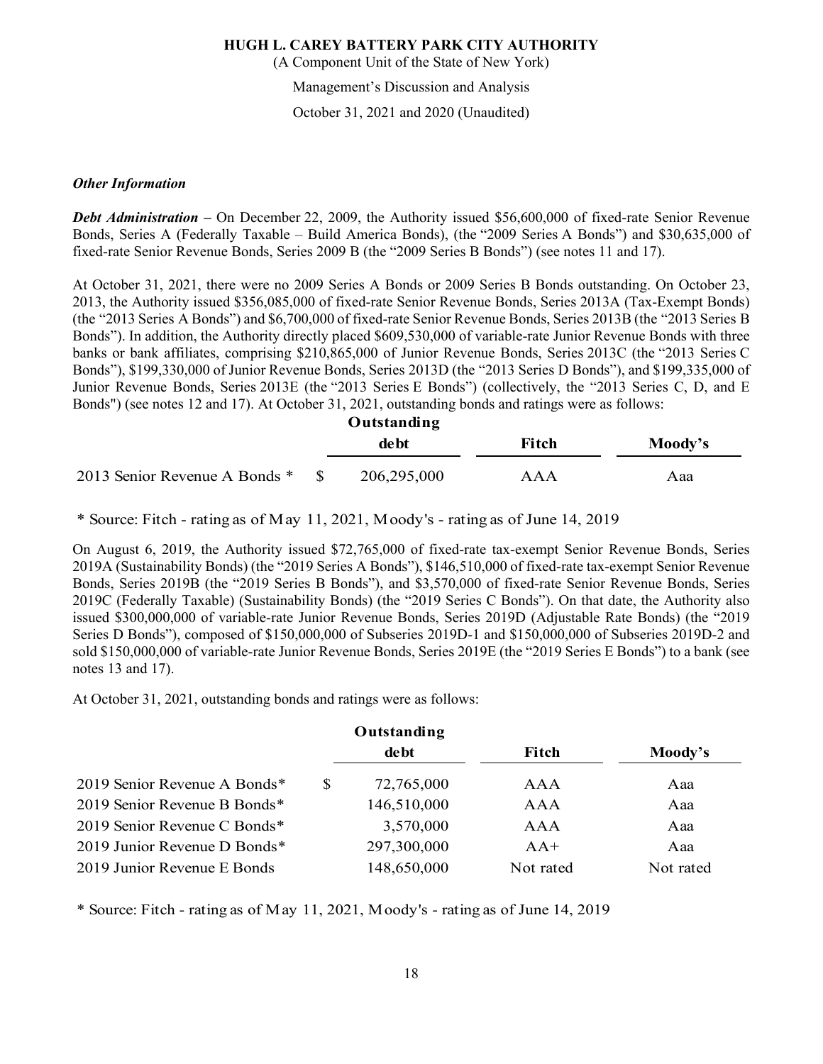**HUGH L. CAREY BATTERY PARK CITY AUTHORITY**

(A Component Unit of the State of New York)

Management's Discussion and Analysis

October 31, 2021 and 2020 (Unaudited)

***Other Information***

***Debt Administration*** **–** On December 22, 2009, the Authority issued $56,600,000 of fixed-rate Senior Revenue Bonds, Series A (Federally Taxable – Build America Bonds), (the "2009 Series A Bonds") and $30,635,000 of fixed-rate Senior Revenue Bonds, Series 2009 B (the "2009 Series B Bonds") (see notes 11 and 17).

At October 31, 2021, there were no 2009 Series A Bonds or 2009 Series B Bonds outstanding. On October 23, 2013, the Authority issued $356,085,000 of fixed-rate Senior Revenue Bonds, Series 2013A (Tax-Exempt Bonds) (the "2013 Series A Bonds") and $6,700,000 of fixed-rate Senior Revenue Bonds, Series 2013B (the "2013 Series B Bonds"). In addition, the Authority directly placed $609,530,000 of variable-rate Junior Revenue Bonds with three banks or bank affiliates, comprising $210,865,000 of Junior Revenue Bonds, Series 2013C (the "2013 Series C Bonds"), $199,330,000 of Junior Revenue Bonds, Series 2013D (the "2013 Series D Bonds"), and $199,335,000 of Junior Revenue Bonds, Series 2013E (the "2013 Series E Bonds") (collectively, the "2013 Series C, D, and E Bonds") (see notes 12 and 17). At October 31, 2021, outstanding bonds and ratings were as follows:

| | Outstanding debt | Fitch | Moody's |
|---|---|---|---|
| 2013 Senior Revenue A Bonds * | $ 206,295,000 | AAA | Aaa |

\* Source: Fitch - rating as of May 11, 2021, Moody's - rating as of June 14, 2019

On August 6, 2019, the Authority issued $72,765,000 of fixed-rate tax-exempt Senior Revenue Bonds, Series 2019A (Sustainability Bonds) (the "2019 Series A Bonds"), $146,510,000 of fixed-rate tax-exempt Senior Revenue Bonds, Series 2019B (the "2019 Series B Bonds"), and $3,570,000 of fixed-rate Senior Revenue Bonds, Series 2019C (Federally Taxable) (Sustainability Bonds) (the "2019 Series C Bonds"). On that date, the Authority also issued $300,000,000 of variable-rate Junior Revenue Bonds, Series 2019D (Adjustable Rate Bonds) (the "2019 Series D Bonds"), composed of $150,000,000 of Subseries 2019D-1 and $150,000,000 of Subseries 2019D-2 and sold $150,000,000 of variable-rate Junior Revenue Bonds, Series 2019E (the "2019 Series E Bonds") to a bank (see notes 13 and 17).

At October 31, 2021, outstanding bonds and ratings were as follows:

| | Outstanding debt | Fitch | Moody's |
|---|---|---|---|
| 2019 Senior Revenue A Bonds* | $ 72,765,000 | AAA | Aaa |
| 2019 Senior Revenue B Bonds* | 146,510,000 | AAA | Aaa |
| 2019 Senior Revenue C Bonds* | 3,570,000 | AAA | Aaa |
| 2019 Junior Revenue D Bonds* | 297,300,000 | AA+ | Aaa |
| 2019 Junior Revenue E Bonds | 148,650,000 | Not rated | Not rated |

\* Source: Fitch - rating as of May 11, 2021, Moody's - rating as of June 14, 2019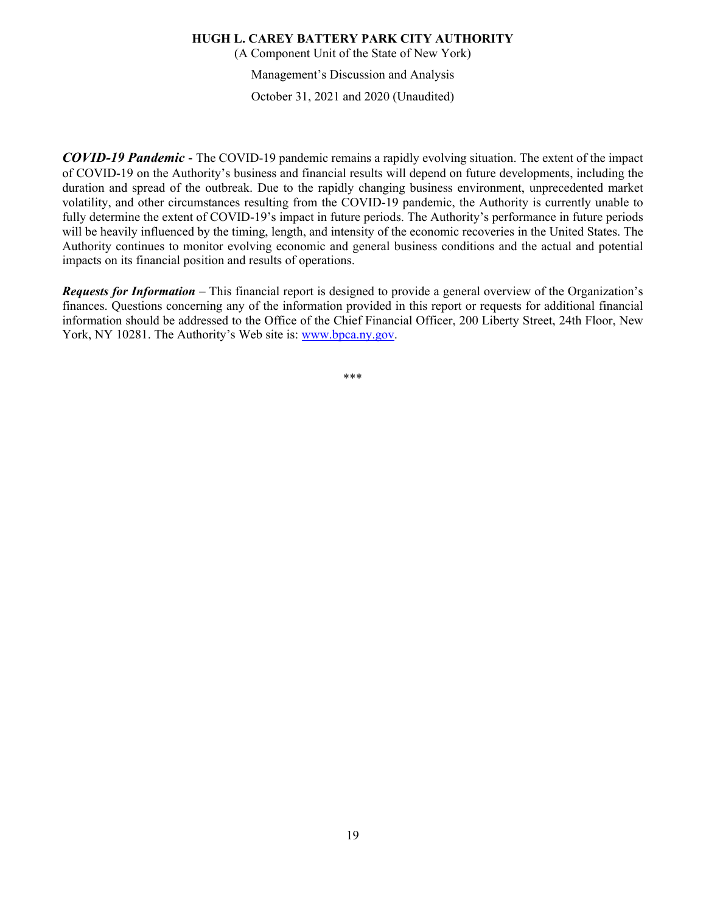***COVID-19 Pandemic*** - The COVID-19 pandemic remains a rapidly evolving situation. The extent of the impact of COVID-19 on the Authority's business and financial results will depend on future developments, including the duration and spread of the outbreak. Due to the rapidly changing business environment, unprecedented market volatility, and other circumstances resulting from the COVID-19 pandemic, the Authority is currently unable to fully determine the extent of COVID-19's impact in future periods. The Authority's performance in future periods will be heavily influenced by the timing, length, and intensity of the economic recoveries in the United States. The Authority continues to monitor evolving economic and general business conditions and the actual and potential impacts on its financial position and results of operations.

***Requests for Information*** – This financial report is designed to provide a general overview of the Organization's finances. Questions concerning any of the information provided in this report or requests for additional financial information should be addressed to the Office of the Chief Financial Officer, 200 Liberty Street, 24th Floor, New York, NY 10281. The Authority's Web site is: www.bpca.ny.gov.

***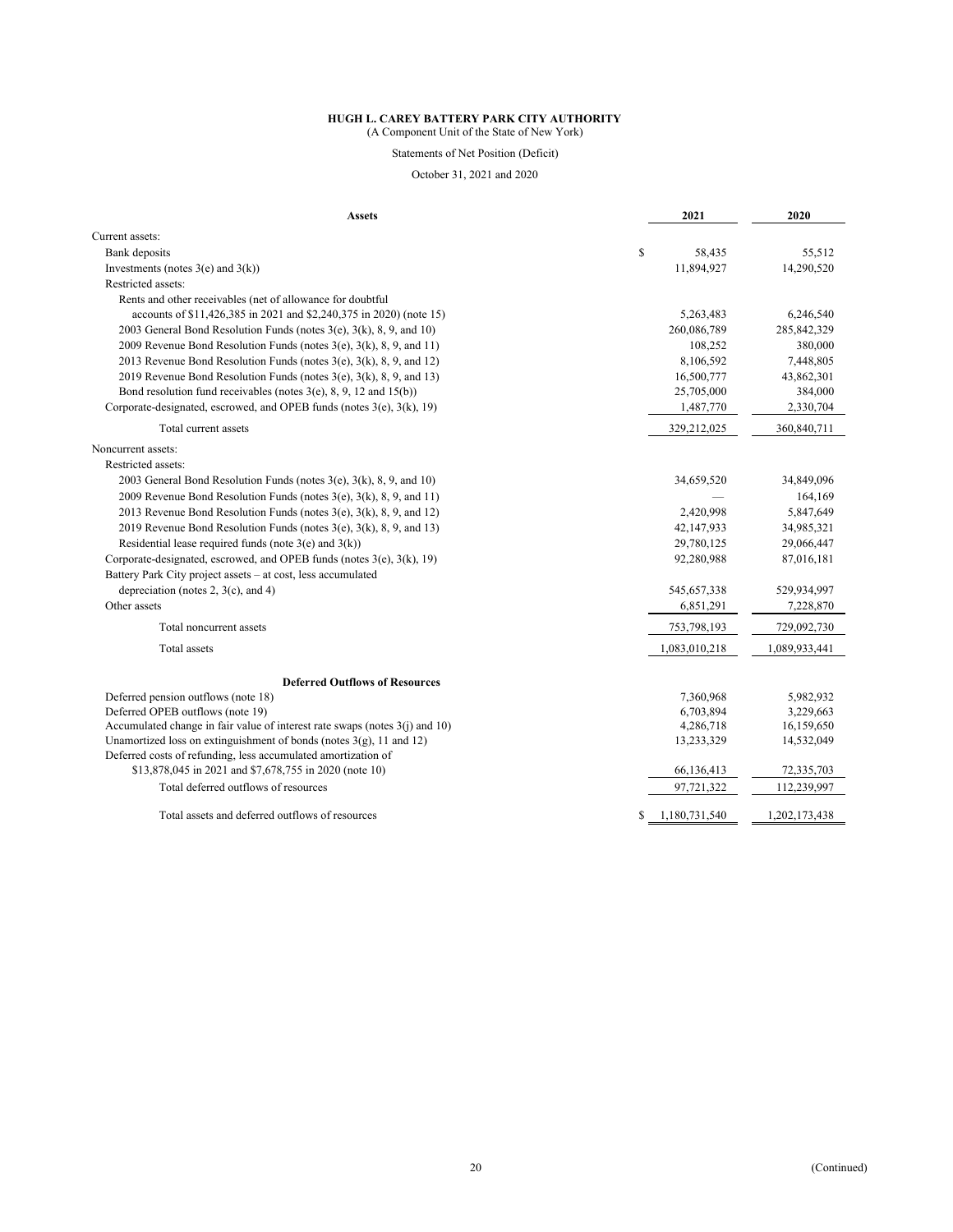**HUGH L. CAREY BATTERY PARK CITY AUTHORITY**

(A Component Unit of the State of New York)

Statements of Net Position (Deficit)

October 31, 2021 and 2020

| Assets | 2021 | 2020 |
|---|---|---|
| Current assets: | | |
| Bank deposits | $ 58,435 | 55,512 |
| Investments (notes 3(e) and 3(k)) | 11,894,927 | 14,290,520 |
| Restricted assets: | | |
| Rents and other receivables (net of allowance for doubtful accounts of $11,426,385 in 2021 and $2,240,375 in 2020) (note 15) | 5,263,483 | 6,246,540 |
| 2003 General Bond Resolution Funds (notes 3(e), 3(k), 8, 9, and 10) | 260,086,789 | 285,842,329 |
| 2009 Revenue Bond Resolution Funds (notes 3(e), 3(k), 8, 9, and 11) | 108,252 | 380,000 |
| 2013 Revenue Bond Resolution Funds (notes 3(e), 3(k), 8, 9, and 12) | 8,106,592 | 7,448,805 |
| 2019 Revenue Bond Resolution Funds (notes 3(e), 3(k), 8, 9, and 13) | 16,500,777 | 43,862,301 |
| Bond resolution fund receivables (notes 3(e), 8, 9, 12 and 15(b)) | 25,705,000 | 384,000 |
| Corporate-designated, escrowed, and OPEB funds (notes 3(e), 3(k), 19) | 1,487,770 | 2,330,704 |
| Total current assets | 329,212,025 | 360,840,711 |
| Noncurrent assets: | | |
| Restricted assets: | | |
| 2003 General Bond Resolution Funds (notes 3(e), 3(k), 8, 9, and 10) | 34,659,520 | 34,849,096 |
| 2009 Revenue Bond Resolution Funds (notes 3(e), 3(k), 8, 9, and 11) | — | 164,169 |
| 2013 Revenue Bond Resolution Funds (notes 3(e), 3(k), 8, 9, and 12) | 2,420,998 | 5,847,649 |
| 2019 Revenue Bond Resolution Funds (notes 3(e), 3(k), 8, 9, and 13) | 42,147,933 | 34,985,321 |
| Residential lease required funds (note 3(e) and 3(k)) | 29,780,125 | 29,066,447 |
| Corporate-designated, escrowed, and OPEB funds (notes 3(e), 3(k), 19) | 92,280,988 | 87,016,181 |
| Battery Park City project assets – at cost, less accumulated depreciation (notes 2, 3(c), and 4) | 545,657,338 | 529,934,997 |
| Other assets | 6,851,291 | 7,228,870 |
| Total noncurrent assets | 753,798,193 | 729,092,730 |
| Total assets | 1,083,010,218 | 1,089,933,441 |
| **Deferred Outflows of Resources** | | |
| Deferred pension outflows (note 18) | 7,360,968 | 5,982,932 |
| Deferred OPEB outflows (note 19) | 6,703,894 | 3,229,663 |
| Accumulated change in fair value of interest rate swaps (notes 3(j) and 10) | 4,286,718 | 16,159,650 |
| Unamortized loss on extinguishment of bonds (notes 3(g), 11 and 12) | 13,233,329 | 14,532,049 |
| Deferred costs of refunding, less accumulated amortization of $13,878,045 in 2021 and $7,678,755 in 2020 (note 10) | 66,136,413 | 72,335,703 |
| Total deferred outflows of resources | 97,721,322 | 112,239,997 |
| Total assets and deferred outflows of resources | $ 1,180,731,540 | 1,202,173,438 |

(Continued)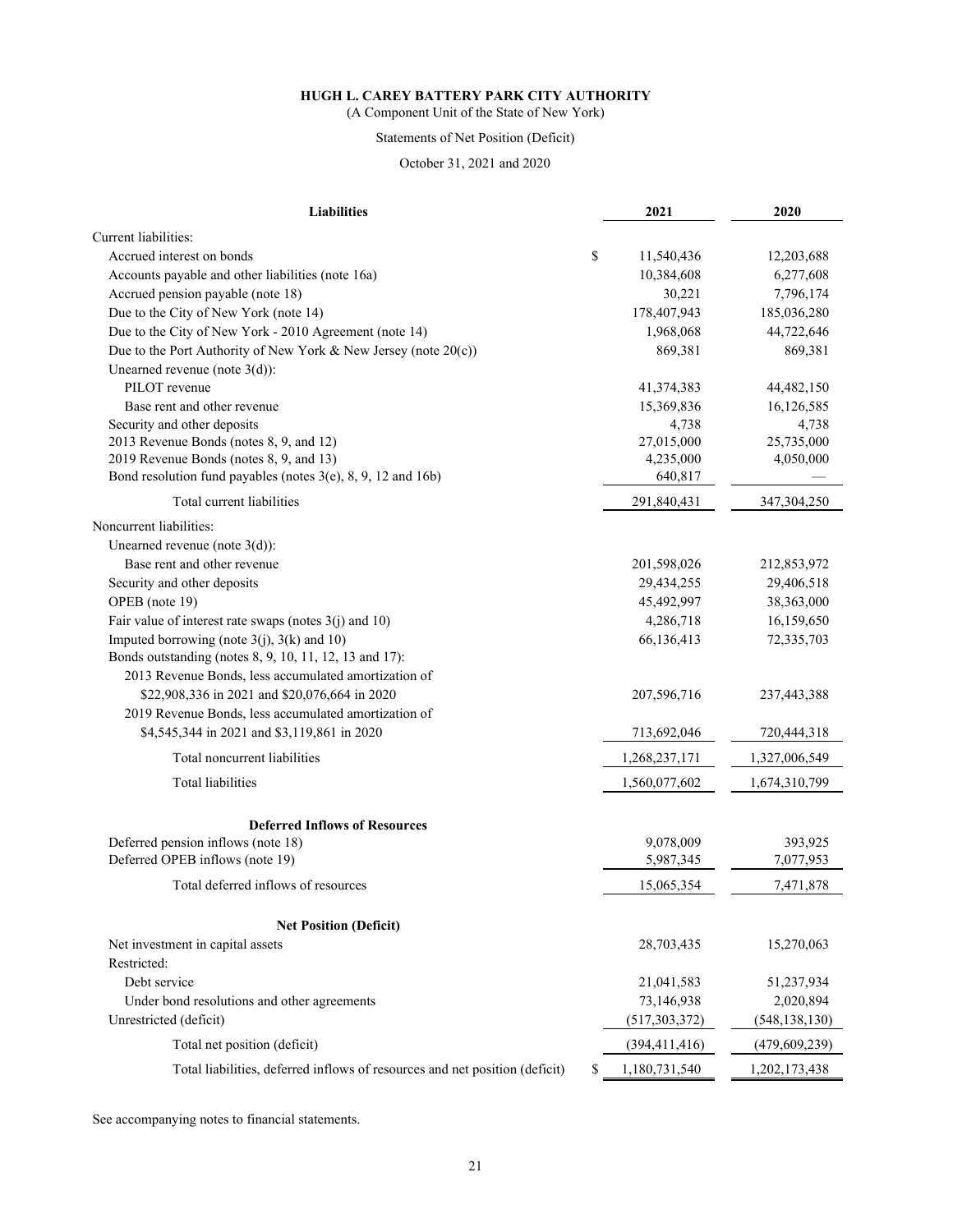# HUGH L. CAREY BATTERY PARK CITY AUTHORITY

(A Component Unit of the State of New York)

Statements of Net Position (Deficit)

October 31, 2021 and 2020

| **Liabilities** | | **2021** | **2020** |
|---|---|---|---|
| Current liabilities: | | | |
| Accrued interest on bonds | $ | 11,540,436 | 12,203,688 |
| Accounts payable and other liabilities (note 16a) | | 10,384,608 | 6,277,608 |
| Accrued pension payable (note 18) | | 30,221 | 7,796,174 |
| Due to the City of New York (note 14) | | 178,407,943 | 185,036,280 |
| Due to the City of New York - 2010 Agreement (note 14) | | 1,968,068 | 44,722,646 |
| Due to the Port Authority of New York & New Jersey (note 20(c)) | | 869,381 | 869,381 |
| Unearned revenue (note 3(d)): | | | |
| PILOT revenue | | 41,374,383 | 44,482,150 |
| Base rent and other revenue | | 15,369,836 | 16,126,585 |
| Security and other deposits | | 4,738 | 4,738 |
| 2013 Revenue Bonds (notes 8, 9, and 12) | | 27,015,000 | 25,735,000 |
| 2019 Revenue Bonds (notes 8, 9, and 13) | | 4,235,000 | 4,050,000 |
| Bond resolution fund payables (notes 3(e), 8, 9, 12 and 16b) | | 640,817 | — |
| Total current liabilities | | 291,840,431 | 347,304,250 |
| Noncurrent liabilities: | | | |
| Unearned revenue (note 3(d)): | | | |
| Base rent and other revenue | | 201,598,026 | 212,853,972 |
| Security and other deposits | | 29,434,255 | 29,406,518 |
| OPEB (note 19) | | 45,492,997 | 38,363,000 |
| Fair value of interest rate swaps (notes 3(j) and 10) | | 4,286,718 | 16,159,650 |
| Imputed borrowing (note 3(j), 3(k) and 10) | | 66,136,413 | 72,335,703 |
| Bonds outstanding (notes 8, 9, 10, 11, 12, 13 and 17): | | | |
| 2013 Revenue Bonds, less accumulated amortization of $22,908,336 in 2021 and $20,076,664 in 2020 | | 207,596,716 | 237,443,388 |
| 2019 Revenue Bonds, less accumulated amortization of $4,545,344 in 2021 and $3,119,861 in 2020 | | 713,692,046 | 720,444,318 |
| Total noncurrent liabilities | | 1,268,237,171 | 1,327,006,549 |
| Total liabilities | | 1,560,077,602 | 1,674,310,799 |
| **Deferred Inflows of Resources** | | | |
| Deferred pension inflows (note 18) | | 9,078,009 | 393,925 |
| Deferred OPEB inflows (note 19) | | 5,987,345 | 7,077,953 |
| Total deferred inflows of resources | | 15,065,354 | 7,471,878 |
| **Net Position (Deficit)** | | | |
| Net investment in capital assets | | 28,703,435 | 15,270,063 |
| Restricted: | | | |
| Debt service | | 21,041,583 | 51,237,934 |
| Under bond resolutions and other agreements | | 73,146,938 | 2,020,894 |
| Unrestricted (deficit) | | (517,303,372) | (548,138,130) |
| Total net position (deficit) | | (394,411,416) | (479,609,239) |
| Total liabilities, deferred inflows of resources and net position (deficit) | $ | 1,180,731,540 | 1,202,173,438 |

See accompanying notes to financial statements.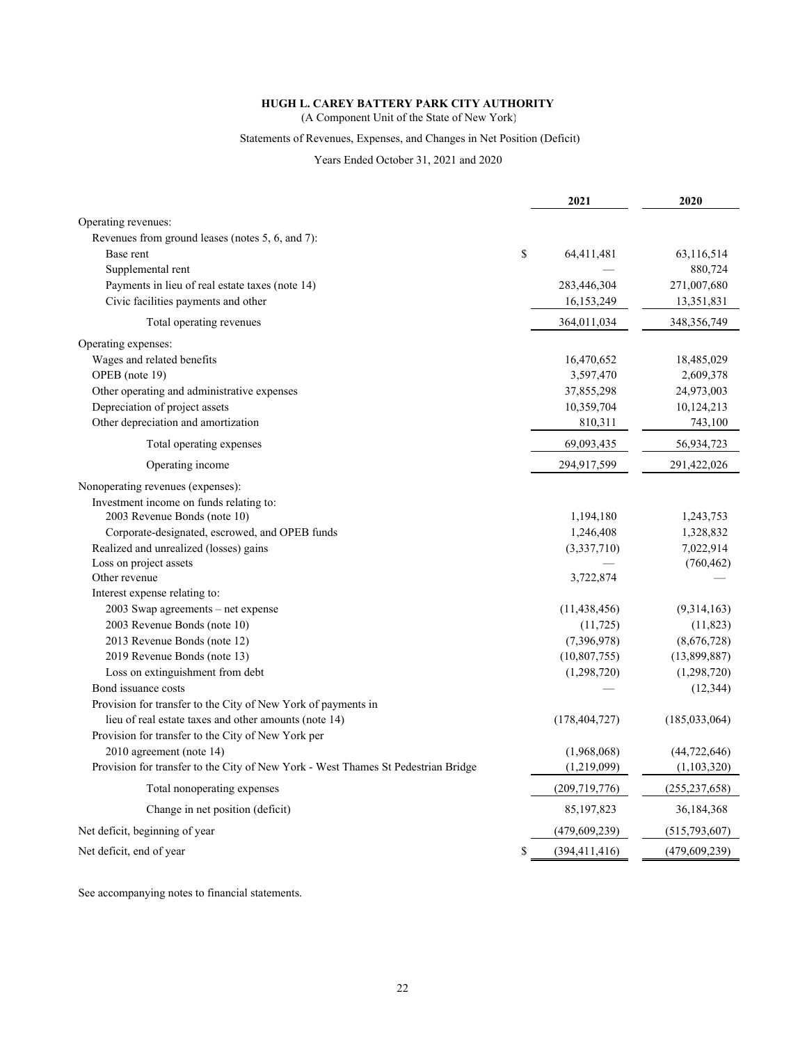**HUGH L. CAREY BATTERY PARK CITY AUTHORITY**

(A Component Unit of the State of New York)

Statements of Revenues, Expenses, and Changes in Net Position (Deficit)

Years Ended October 31, 2021 and 2020

| | | 2021 | 2020 |
|---|---|---|---|
| Operating revenues: | | | |
| Revenues from ground leases (notes 5, 6, and 7): | | | |
| Base rent | $ | 64,411,481 | 63,116,514 |
| Supplemental rent | | — | 880,724 |
| Payments in lieu of real estate taxes (note 14) | | 283,446,304 | 271,007,680 |
| Civic facilities payments and other | | 16,153,249 | 13,351,831 |
| Total operating revenues | | 364,011,034 | 348,356,749 |
| Operating expenses: | | | |
| Wages and related benefits | | 16,470,652 | 18,485,029 |
| OPEB (note 19) | | 3,597,470 | 2,609,378 |
| Other operating and administrative expenses | | 37,855,298 | 24,973,003 |
| Depreciation of project assets | | 10,359,704 | 10,124,213 |
| Other depreciation and amortization | | 810,311 | 743,100 |
| Total operating expenses | | 69,093,435 | 56,934,723 |
| Operating income | | 294,917,599 | 291,422,026 |
| Nonoperating revenues (expenses): | | | |
| Investment income on funds relating to: | | | |
| 2003 Revenue Bonds (note 10) | | 1,194,180 | 1,243,753 |
| Corporate-designated, escrowed, and OPEB funds | | 1,246,408 | 1,328,832 |
| Realized and unrealized (losses) gains | | (3,337,710) | 7,022,914 |
| Loss on project assets | | — | (760,462) |
| Other revenue | | 3,722,874 | — |
| Interest expense relating to: | | | |
| 2003 Swap agreements – net expense | | (11,438,456) | (9,314,163) |
| 2003 Revenue Bonds (note 10) | | (11,725) | (11,823) |
| 2013 Revenue Bonds (note 12) | | (7,396,978) | (8,676,728) |
| 2019 Revenue Bonds (note 13) | | (10,807,755) | (13,899,887) |
| Loss on extinguishment from debt | | (1,298,720) | (1,298,720) |
| Bond issuance costs | | — | (12,344) |
| Provision for transfer to the City of New York of payments in lieu of real estate taxes and other amounts (note 14) | | (178,404,727) | (185,033,064) |
| Provision for transfer to the City of New York per 2010 agreement (note 14) | | (1,968,068) | (44,722,646) |
| Provision for transfer to the City of New York - West Thames St Pedestrian Bridge | | (1,219,099) | (1,103,320) |
| Total nonoperating expenses | | (209,719,776) | (255,237,658) |
| Change in net position (deficit) | | 85,197,823 | 36,184,368 |
| Net deficit, beginning of year | | (479,609,239) | (515,793,607) |
| Net deficit, end of year | $ | (394,411,416) | (479,609,239) |

See accompanying notes to financial statements.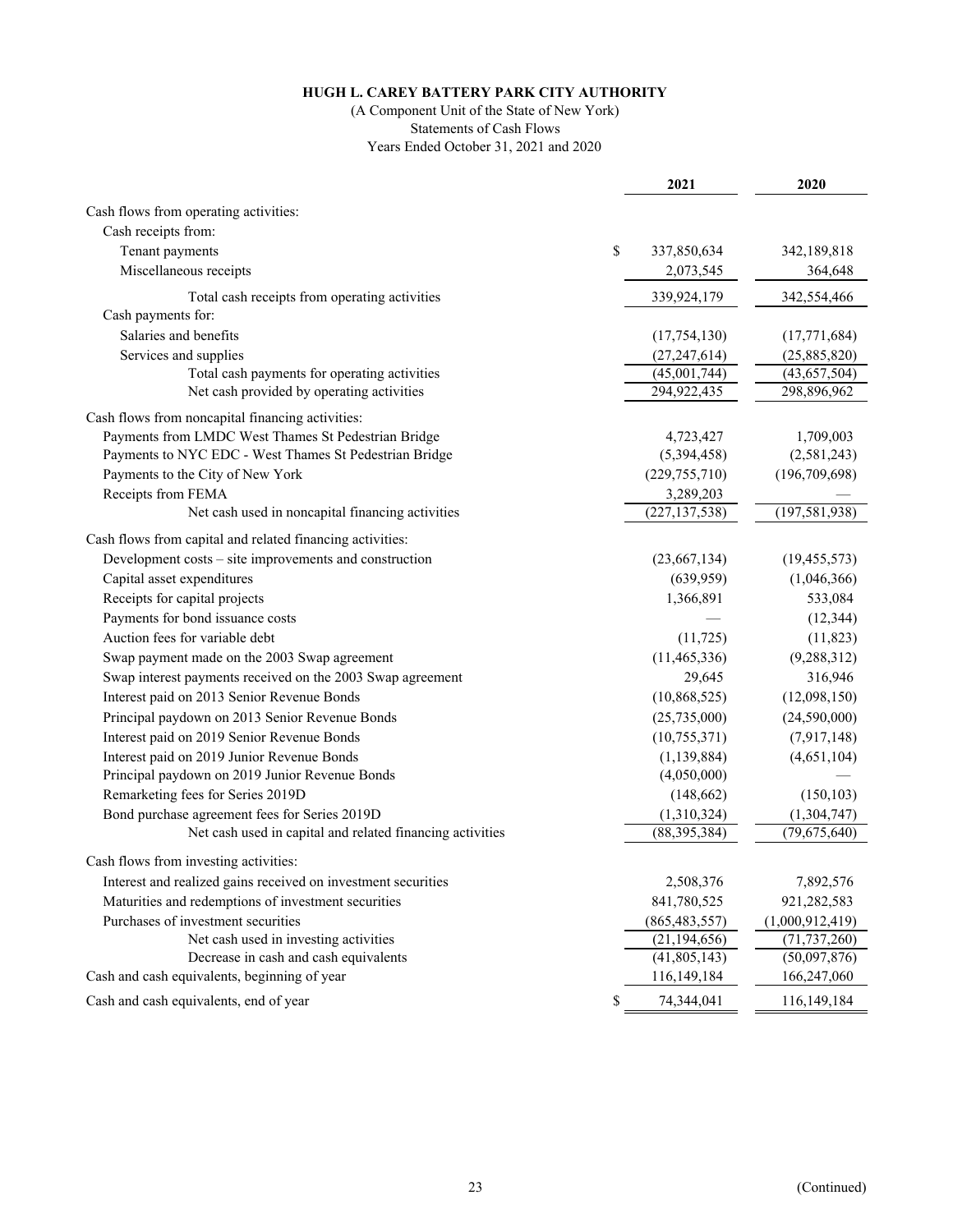**HUGH L. CAREY BATTERY PARK CITY AUTHORITY**

(A Component Unit of the State of New York)

Statements of Cash Flows

Years Ended October 31, 2021 and 2020

| | 2021 | 2020 |
|---|---|---|
| Cash flows from operating activities: | | |
| Cash receipts from: | | |
| Tenant payments | $ 337,850,634 | 342,189,818 |
| Miscellaneous receipts | 2,073,545 | 364,648 |
| Total cash receipts from operating activities | 339,924,179 | 342,554,466 |
| Cash payments for: | | |
| Salaries and benefits | (17,754,130) | (17,771,684) |
| Services and supplies | (27,247,614) | (25,885,820) |
| Total cash payments for operating activities | (45,001,744) | (43,657,504) |
| Net cash provided by operating activities | 294,922,435 | 298,896,962 |
| Cash flows from noncapital financing activities: | | |
| Payments from LMDC West Thames St Pedestrian Bridge | 4,723,427 | 1,709,003 |
| Payments to NYC EDC - West Thames St Pedestrian Bridge | (5,394,458) | (2,581,243) |
| Payments to the City of New York | (229,755,710) | (196,709,698) |
| Receipts from FEMA | 3,289,203 | — |
| Net cash used in noncapital financing activities | (227,137,538) | (197,581,938) |
| Cash flows from capital and related financing activities: | | |
| Development costs – site improvements and construction | (23,667,134) | (19,455,573) |
| Capital asset expenditures | (639,959) | (1,046,366) |
| Receipts for capital projects | 1,366,891 | 533,084 |
| Payments for bond issuance costs | — | (12,344) |
| Auction fees for variable debt | (11,725) | (11,823) |
| Swap payment made on the 2003 Swap agreement | (11,465,336) | (9,288,312) |
| Swap interest payments received on the 2003 Swap agreement | 29,645 | 316,946 |
| Interest paid on 2013 Senior Revenue Bonds | (10,868,525) | (12,098,150) |
| Principal paydown on 2013 Senior Revenue Bonds | (25,735,000) | (24,590,000) |
| Interest paid on 2019 Senior Revenue Bonds | (10,755,371) | (7,917,148) |
| Interest paid on 2019 Junior Revenue Bonds | (1,139,884) | (4,651,104) |
| Principal paydown on 2019 Junior Revenue Bonds | (4,050,000) | — |
| Remarketing fees for Series 2019D | (148,662) | (150,103) |
| Bond purchase agreement fees for Series 2019D | (1,310,324) | (1,304,747) |
| Net cash used in capital and related financing activities | (88,395,384) | (79,675,640) |
| Cash flows from investing activities: | | |
| Interest and realized gains received on investment securities | 2,508,376 | 7,892,576 |
| Maturities and redemptions of investment securities | 841,780,525 | 921,282,583 |
| Purchases of investment securities | (865,483,557) | (1,000,912,419) |
| Net cash used in investing activities | (21,194,656) | (71,737,260) |
| Decrease in cash and cash equivalents | (41,805,143) | (50,097,876) |
| Cash and cash equivalents, beginning of year | 116,149,184 | 166,247,060 |
| Cash and cash equivalents, end of year | $ 74,344,041 | 116,149,184 |

(Continued)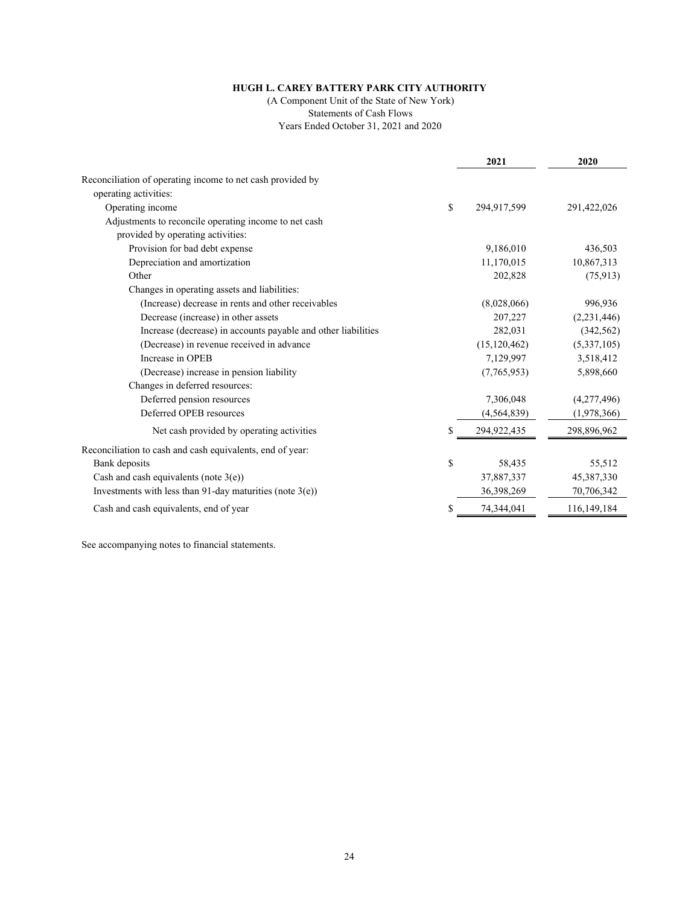**HUGH L. CAREY BATTERY PARK CITY AUTHORITY**

(A Component Unit of the State of New York)

Statements of Cash Flows

Years Ended October 31, 2021 and 2020

| | 2021 | 2020 |
|---|---|---|
| Reconciliation of operating income to net cash provided by operating activities: | | |
| Operating income | $ 294,917,599 | 291,422,026 |
| Adjustments to reconcile operating income to net cash provided by operating activities: | | |
| Provision for bad debt expense | 9,186,010 | 436,503 |
| Depreciation and amortization | 11,170,015 | 10,867,313 |
| Other | 202,828 | (75,913) |
| Changes in operating assets and liabilities: | | |
| (Increase) decrease in rents and other receivables | (8,028,066) | 996,936 |
| Decrease (increase) in other assets | 207,227 | (2,231,446) |
| Increase (decrease) in accounts payable and other liabilities | 282,031 | (342,562) |
| (Decrease) in revenue received in advance | (15,120,462) | (5,337,105) |
| Increase in OPEB | 7,129,997 | 3,518,412 |
| (Decrease) increase in pension liability | (7,765,953) | 5,898,660 |
| Changes in deferred resources: | | |
| Deferred pension resources | 7,306,048 | (4,277,496) |
| Deferred OPEB resources | (4,564,839) | (1,978,366) |
| Net cash provided by operating activities | $ 294,922,435 | 298,896,962 |
| Reconciliation to cash and cash equivalents, end of year: | | |
| Bank deposits | $ 58,435 | 55,512 |
| Cash and cash equivalents (note 3(e)) | 37,887,337 | 45,387,330 |
| Investments with less than 91-day maturities (note 3(e)) | 36,398,269 | 70,706,342 |
| Cash and cash equivalents, end of year | $ 74,344,041 | 116,149,184 |

See accompanying notes to financial statements.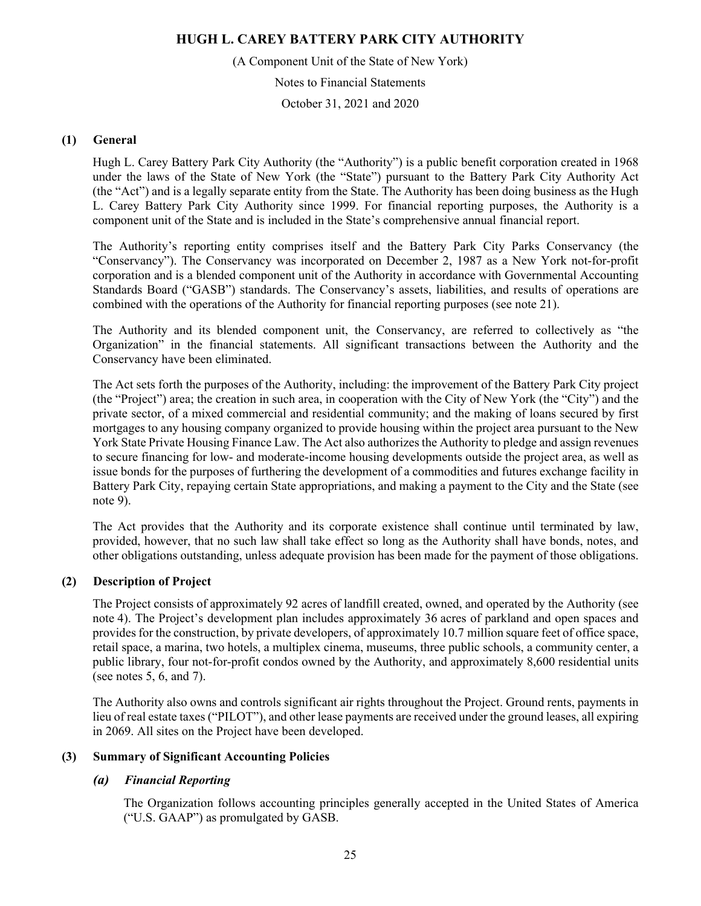# HUGH L. CAREY BATTERY PARK CITY AUTHORITY

(A Component Unit of the State of New York)

Notes to Financial Statements

October 31, 2021 and 2020

## (1) General

Hugh L. Carey Battery Park City Authority (the "Authority") is a public benefit corporation created in 1968 under the laws of the State of New York (the "State") pursuant to the Battery Park City Authority Act (the "Act") and is a legally separate entity from the State. The Authority has been doing business as the Hugh L. Carey Battery Park City Authority since 1999. For financial reporting purposes, the Authority is a component unit of the State and is included in the State's comprehensive annual financial report.

The Authority's reporting entity comprises itself and the Battery Park City Parks Conservancy (the "Conservancy"). The Conservancy was incorporated on December 2, 1987 as a New York not-for-profit corporation and is a blended component unit of the Authority in accordance with Governmental Accounting Standards Board ("GASB") standards. The Conservancy's assets, liabilities, and results of operations are combined with the operations of the Authority for financial reporting purposes (see note 21).

The Authority and its blended component unit, the Conservancy, are referred to collectively as "the Organization" in the financial statements. All significant transactions between the Authority and the Conservancy have been eliminated.

The Act sets forth the purposes of the Authority, including: the improvement of the Battery Park City project (the "Project") area; the creation in such area, in cooperation with the City of New York (the "City") and the private sector, of a mixed commercial and residential community; and the making of loans secured by first mortgages to any housing company organized to provide housing within the project area pursuant to the New York State Private Housing Finance Law. The Act also authorizes the Authority to pledge and assign revenues to secure financing for low- and moderate-income housing developments outside the project area, as well as issue bonds for the purposes of furthering the development of a commodities and futures exchange facility in Battery Park City, repaying certain State appropriations, and making a payment to the City and the State (see note 9).

The Act provides that the Authority and its corporate existence shall continue until terminated by law, provided, however, that no such law shall take effect so long as the Authority shall have bonds, notes, and other obligations outstanding, unless adequate provision has been made for the payment of those obligations.

## (2) Description of Project

The Project consists of approximately 92 acres of landfill created, owned, and operated by the Authority (see note 4). The Project's development plan includes approximately 36 acres of parkland and open spaces and provides for the construction, by private developers, of approximately 10.7 million square feet of office space, retail space, a marina, two hotels, a multiplex cinema, museums, three public schools, a community center, a public library, four not-for-profit condos owned by the Authority, and approximately 8,600 residential units (see notes 5, 6, and 7).

The Authority also owns and controls significant air rights throughout the Project. Ground rents, payments in lieu of real estate taxes ("PILOT"), and other lease payments are received under the ground leases, all expiring in 2069. All sites on the Project have been developed.

## (3) Summary of Significant Accounting Policies

### *(a) Financial Reporting*

The Organization follows accounting principles generally accepted in the United States of America ("U.S. GAAP") as promulgated by GASB.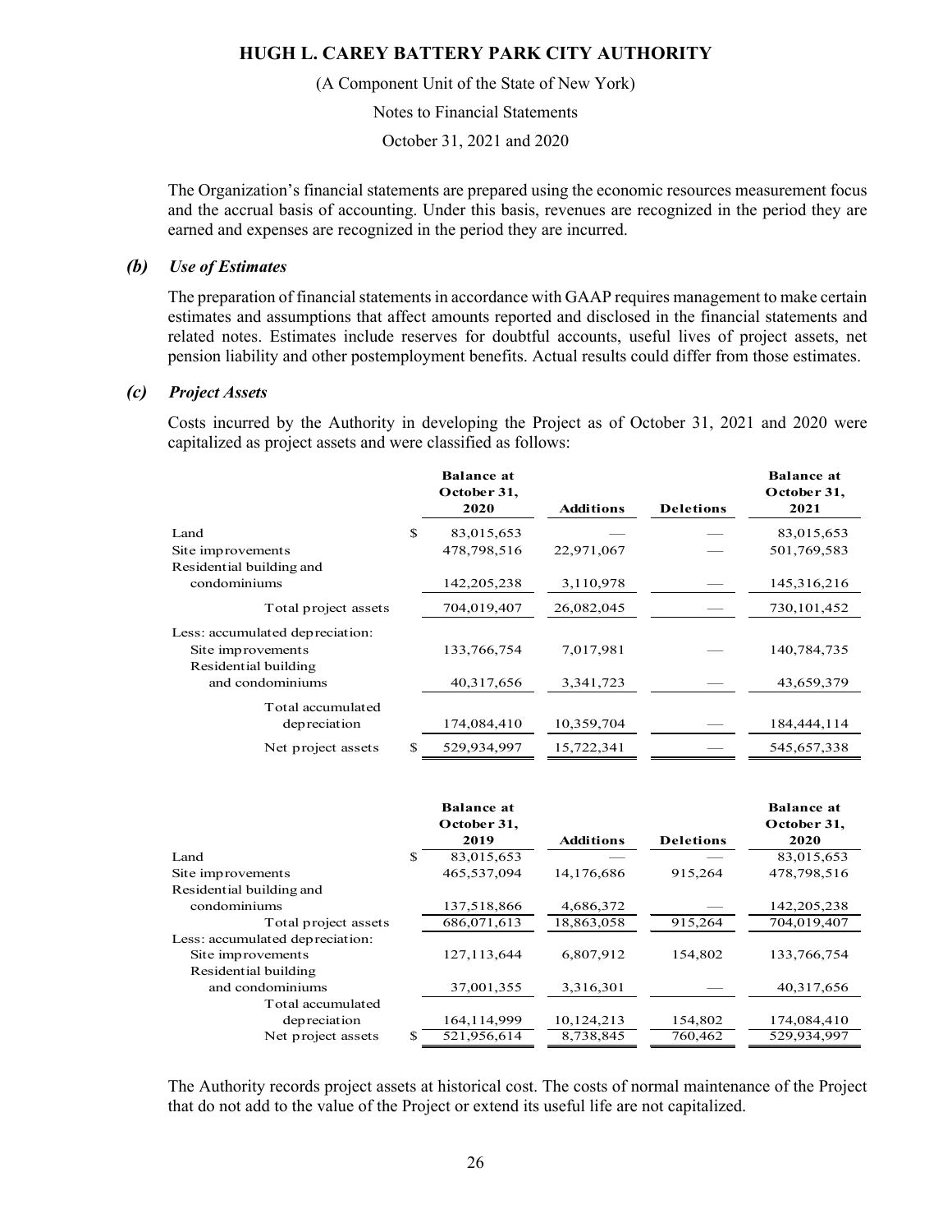The Organization's financial statements are prepared using the economic resources measurement focus and the accrual basis of accounting. Under this basis, revenues are recognized in the period they are earned and expenses are recognized in the period they are incurred.

### *(b) Use of Estimates*

The preparation of financial statements in accordance with GAAP requires management to make certain estimates and assumptions that affect amounts reported and disclosed in the financial statements and related notes. Estimates include reserves for doubtful accounts, useful lives of project assets, net pension liability and other postemployment benefits. Actual results could differ from those estimates.

### *(c) Project Assets*

Costs incurred by the Authority in developing the Project as of October 31, 2021 and 2020 were capitalized as project assets and were classified as follows:

| | Balance at October 31, 2020 | Additions | Deletions | Balance at October 31, 2021 |
|---|---|---|---|---|
| Land | $ 83,015,653 | — | — | 83,015,653 |
| Site improvements | 478,798,516 | 22,971,067 | — | 501,769,583 |
| Residential building and condominiums | 142,205,238 | 3,110,978 | — | 145,316,216 |
| Total project assets | 704,019,407 | 26,082,045 | — | 730,101,452 |
| Less: accumulated depreciation: | | | | |
| Site improvements | 133,766,754 | 7,017,981 | — | 140,784,735 |
| Residential building and condominiums | 40,317,656 | 3,341,723 | — | 43,659,379 |
| Total accumulated depreciation | 174,084,410 | 10,359,704 | — | 184,444,114 |
| Net project assets | $ 529,934,997 | 15,722,341 | — | 545,657,338 |

| | Balance at October 31, 2019 | Additions | Deletions | Balance at October 31, 2020 |
|---|---|---|---|---|
| Land | $ 83,015,653 | — | — | 83,015,653 |
| Site improvements | 465,537,094 | 14,176,686 | 915,264 | 478,798,516 |
| Residential building and condominiums | 137,518,866 | 4,686,372 | — | 142,205,238 |
| Total project assets | 686,071,613 | 18,863,058 | 915,264 | 704,019,407 |
| Less: accumulated depreciation: | | | | |
| Site improvements | 127,113,644 | 6,807,912 | 154,802 | 133,766,754 |
| Residential building and condominiums | 37,001,355 | 3,316,301 | — | 40,317,656 |
| Total accumulated depreciation | 164,114,999 | 10,124,213 | 154,802 | 174,084,410 |
| Net project assets | $ 521,956,614 | 8,738,845 | 760,462 | 529,934,997 |

The Authority records project assets at historical cost. The costs of normal maintenance of the Project that do not add to the value of the Project or extend its useful life are not capitalized.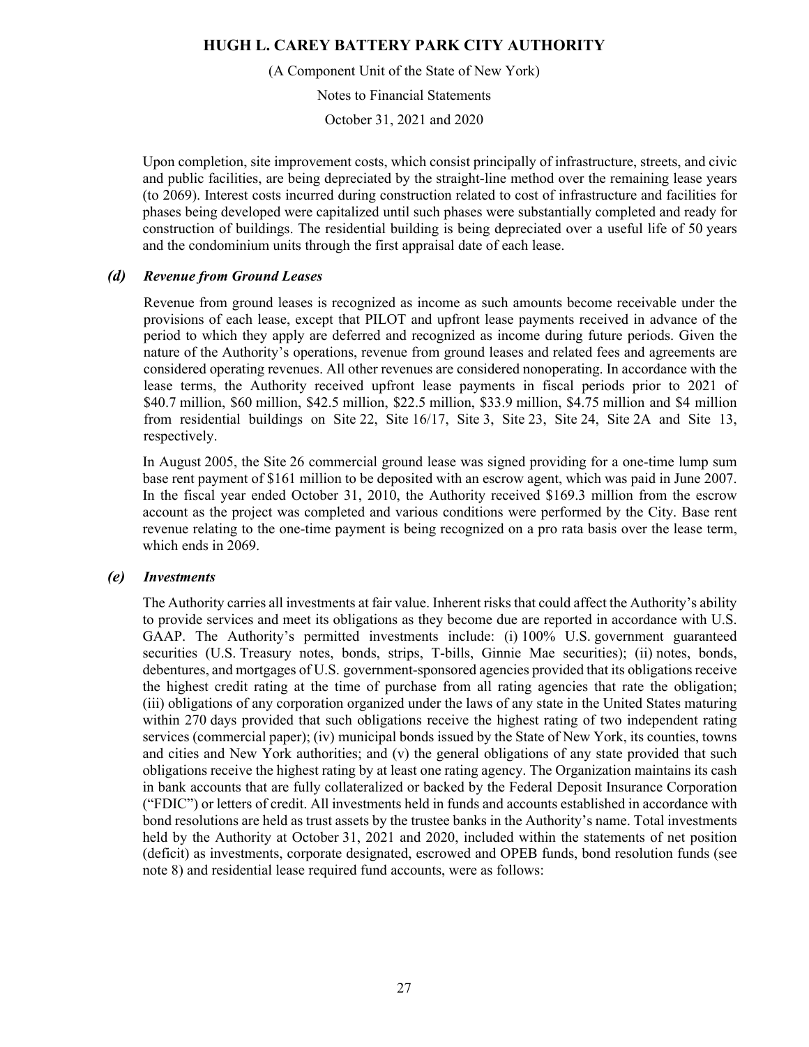Upon completion, site improvement costs, which consist principally of infrastructure, streets, and civic and public facilities, are being depreciated by the straight-line method over the remaining lease years (to 2069). Interest costs incurred during construction related to cost of infrastructure and facilities for phases being developed were capitalized until such phases were substantially completed and ready for construction of buildings. The residential building is being depreciated over a useful life of 50 years and the condominium units through the first appraisal date of each lease.

### *(d) Revenue from Ground Leases*

Revenue from ground leases is recognized as income as such amounts become receivable under the provisions of each lease, except that PILOT and upfront lease payments received in advance of the period to which they apply are deferred and recognized as income during future periods. Given the nature of the Authority's operations, revenue from ground leases and related fees and agreements are considered operating revenues. All other revenues are considered nonoperating. In accordance with the lease terms, the Authority received upfront lease payments in fiscal periods prior to 2021 of \$40.7 million, \$60 million, \$42.5 million, \$22.5 million, \$33.9 million, \$4.75 million and \$4 million from residential buildings on Site 22, Site 16/17, Site 3, Site 23, Site 24, Site 2A and Site 13, respectively.

In August 2005, the Site 26 commercial ground lease was signed providing for a one-time lump sum base rent payment of \$161 million to be deposited with an escrow agent, which was paid in June 2007. In the fiscal year ended October 31, 2010, the Authority received \$169.3 million from the escrow account as the project was completed and various conditions were performed by the City. Base rent revenue relating to the one-time payment is being recognized on a pro rata basis over the lease term, which ends in 2069.

### *(e) Investments*

The Authority carries all investments at fair value. Inherent risks that could affect the Authority's ability to provide services and meet its obligations as they become due are reported in accordance with U.S. GAAP. The Authority's permitted investments include: (i) 100% U.S. government guaranteed securities (U.S. Treasury notes, bonds, strips, T-bills, Ginnie Mae securities); (ii) notes, bonds, debentures, and mortgages of U.S. government-sponsored agencies provided that its obligations receive the highest credit rating at the time of purchase from all rating agencies that rate the obligation; (iii) obligations of any corporation organized under the laws of any state in the United States maturing within 270 days provided that such obligations receive the highest rating of two independent rating services (commercial paper); (iv) municipal bonds issued by the State of New York, its counties, towns and cities and New York authorities; and (v) the general obligations of any state provided that such obligations receive the highest rating by at least one rating agency. The Organization maintains its cash in bank accounts that are fully collateralized or backed by the Federal Deposit Insurance Corporation ("FDIC") or letters of credit. All investments held in funds and accounts established in accordance with bond resolutions are held as trust assets by the trustee banks in the Authority's name. Total investments held by the Authority at October 31, 2021 and 2020, included within the statements of net position (deficit) as investments, corporate designated, escrowed and OPEB funds, bond resolution funds (see note 8) and residential lease required fund accounts, were as follows: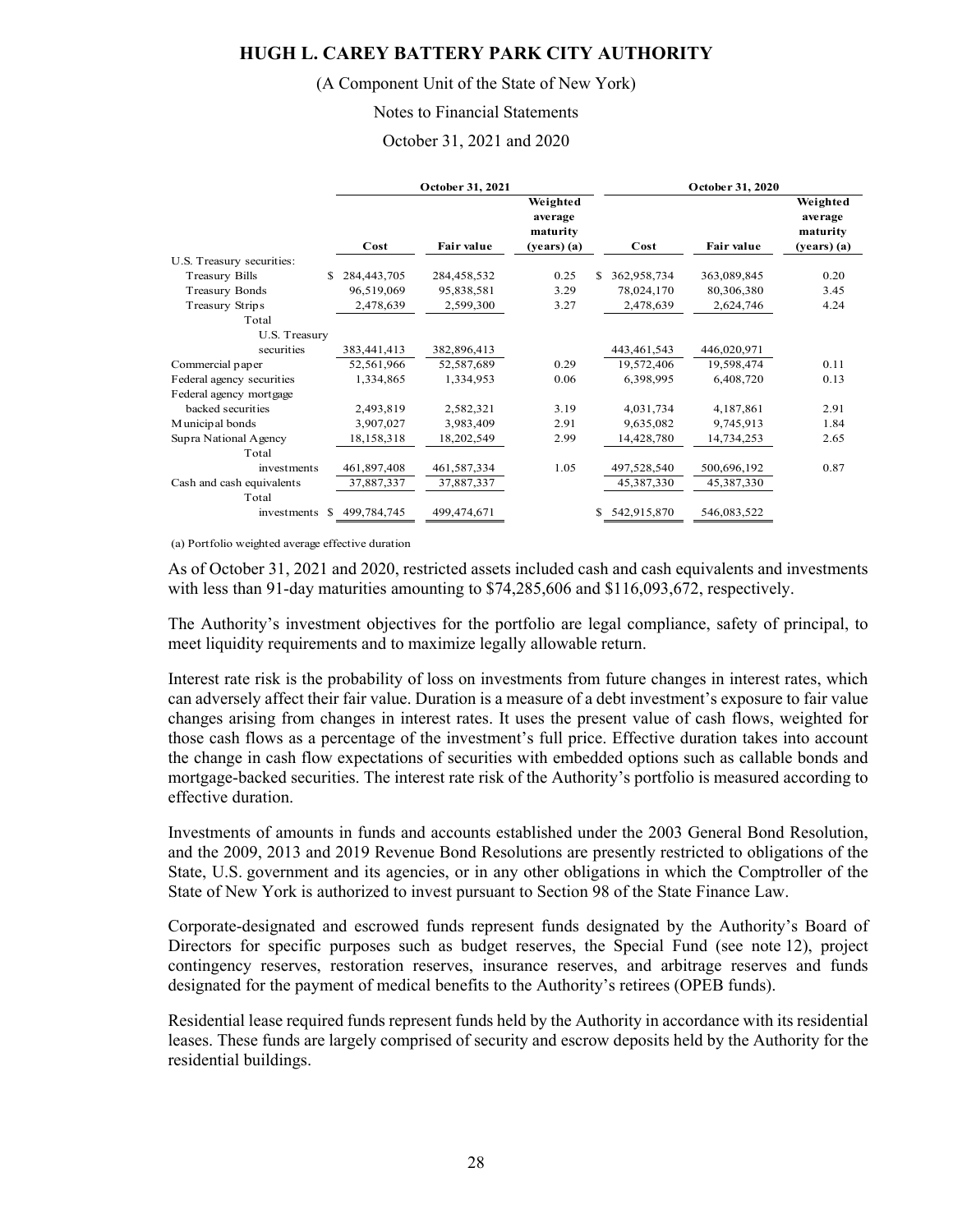| | October 31, 2021 | | | October 31, 2020 | | |
|---|---|---|---|---|---|---|
| | Cost | Fair value | Weighted average maturity (years) (a) | Cost | Fair value | Weighted average maturity (years) (a) |
| U.S. Treasury securities: | | | | | | |
| Treasury Bills | $ 284,443,705 | 284,458,532 | 0.25 | $ 362,958,734 | 363,089,845 | 0.20 |
| Treasury Bonds | 96,519,069 | 95,838,581 | 3.29 | 78,024,170 | 80,306,380 | 3.45 |
| Treasury Strips | 2,478,639 | 2,599,300 | 3.27 | 2,478,639 | 2,624,746 | 4.24 |
| Total U.S. Treasury securities | 383,441,413 | 382,896,413 | | 443,461,543 | 446,020,971 | |
| Commercial paper | 52,561,966 | 52,587,689 | 0.29 | 19,572,406 | 19,598,474 | 0.11 |
| Federal agency securities | 1,334,865 | 1,334,953 | 0.06 | 6,398,995 | 6,408,720 | 0.13 |
| Federal agency mortgage backed securities | 2,493,819 | 2,582,321 | 3.19 | 4,031,734 | 4,187,861 | 2.91 |
| Municipal bonds | 3,907,027 | 3,983,409 | 2.91 | 9,635,082 | 9,745,913 | 1.84 |
| Supra National Agency | 18,158,318 | 18,202,549 | 2.99 | 14,428,780 | 14,734,253 | 2.65 |
| Total investments | 461,897,408 | 461,587,334 | 1.05 | 497,528,540 | 500,696,192 | 0.87 |
| Cash and cash equivalents | 37,887,337 | 37,887,337 | | 45,387,330 | 45,387,330 | |
| Total investments | $ 499,784,745 | 499,474,671 | | $ 542,915,870 | 546,083,522 | |

(a) Portfolio weighted average effective duration

As of October 31, 2021 and 2020, restricted assets included cash and cash equivalents and investments with less than 91-day maturities amounting to $74,285,606 and $116,093,672, respectively.

The Authority's investment objectives for the portfolio are legal compliance, safety of principal, to meet liquidity requirements and to maximize legally allowable return.

Interest rate risk is the probability of loss on investments from future changes in interest rates, which can adversely affect their fair value. Duration is a measure of a debt investment's exposure to fair value changes arising from changes in interest rates. It uses the present value of cash flows, weighted for those cash flows as a percentage of the investment's full price. Effective duration takes into account the change in cash flow expectations of securities with embedded options such as callable bonds and mortgage-backed securities. The interest rate risk of the Authority's portfolio is measured according to effective duration.

Investments of amounts in funds and accounts established under the 2003 General Bond Resolution, and the 2009, 2013 and 2019 Revenue Bond Resolutions are presently restricted to obligations of the State, U.S. government and its agencies, or in any other obligations in which the Comptroller of the State of New York is authorized to invest pursuant to Section 98 of the State Finance Law.

Corporate-designated and escrowed funds represent funds designated by the Authority's Board of Directors for specific purposes such as budget reserves, the Special Fund (see note 12), project contingency reserves, restoration reserves, insurance reserves, and arbitrage reserves and funds designated for the payment of medical benefits to the Authority's retirees (OPEB funds).

Residential lease required funds represent funds held by the Authority in accordance with its residential leases. These funds are largely comprised of security and escrow deposits held by the Authority for the residential buildings.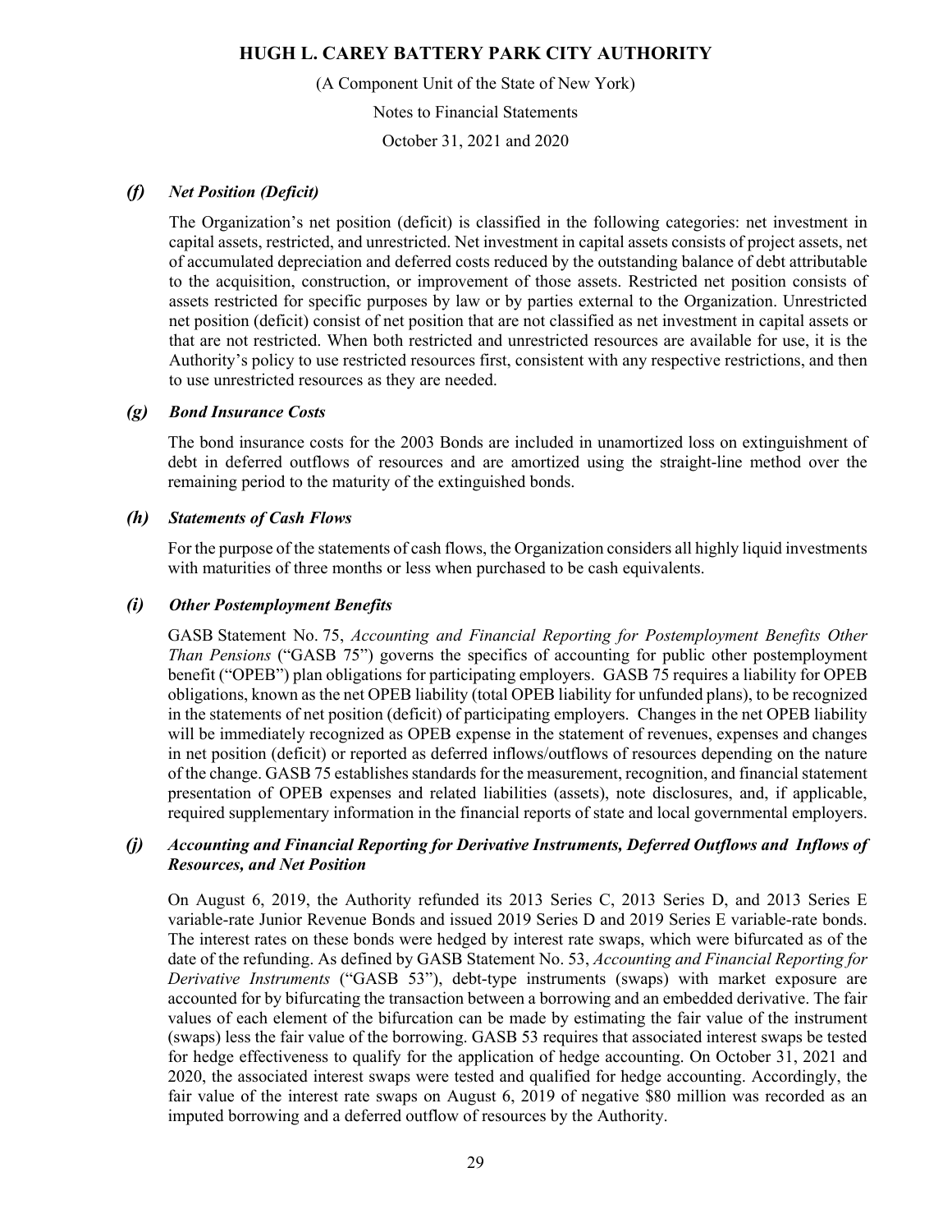### *(f) Net Position (Deficit)*

The Organization's net position (deficit) is classified in the following categories: net investment in capital assets, restricted, and unrestricted. Net investment in capital assets consists of project assets, net of accumulated depreciation and deferred costs reduced by the outstanding balance of debt attributable to the acquisition, construction, or improvement of those assets. Restricted net position consists of assets restricted for specific purposes by law or by parties external to the Organization. Unrestricted net position (deficit) consist of net position that are not classified as net investment in capital assets or that are not restricted. When both restricted and unrestricted resources are available for use, it is the Authority's policy to use restricted resources first, consistent with any respective restrictions, and then to use unrestricted resources as they are needed.

### *(g) Bond Insurance Costs*

The bond insurance costs for the 2003 Bonds are included in unamortized loss on extinguishment of debt in deferred outflows of resources and are amortized using the straight-line method over the remaining period to the maturity of the extinguished bonds.

### *(h) Statements of Cash Flows*

For the purpose of the statements of cash flows, the Organization considers all highly liquid investments with maturities of three months or less when purchased to be cash equivalents.

### *(i) Other Postemployment Benefits*

GASB Statement No. 75, *Accounting and Financial Reporting for Postemployment Benefits Other Than Pensions* ("GASB 75") governs the specifics of accounting for public other postemployment benefit ("OPEB") plan obligations for participating employers. GASB 75 requires a liability for OPEB obligations, known as the net OPEB liability (total OPEB liability for unfunded plans), to be recognized in the statements of net position (deficit) of participating employers. Changes in the net OPEB liability will be immediately recognized as OPEB expense in the statement of revenues, expenses and changes in net position (deficit) or reported as deferred inflows/outflows of resources depending on the nature of the change. GASB 75 establishes standards for the measurement, recognition, and financial statement presentation of OPEB expenses and related liabilities (assets), note disclosures, and, if applicable, required supplementary information in the financial reports of state and local governmental employers.

### *(j) Accounting and Financial Reporting for Derivative Instruments, Deferred Outflows and Inflows of Resources, and Net Position*

On August 6, 2019, the Authority refunded its 2013 Series C, 2013 Series D, and 2013 Series E variable-rate Junior Revenue Bonds and issued 2019 Series D and 2019 Series E variable-rate bonds. The interest rates on these bonds were hedged by interest rate swaps, which were bifurcated as of the date of the refunding. As defined by GASB Statement No. 53, *Accounting and Financial Reporting for Derivative Instruments* ("GASB 53"), debt-type instruments (swaps) with market exposure are accounted for by bifurcating the transaction between a borrowing and an embedded derivative. The fair values of each element of the bifurcation can be made by estimating the fair value of the instrument (swaps) less the fair value of the borrowing. GASB 53 requires that associated interest swaps be tested for hedge effectiveness to qualify for the application of hedge accounting. On October 31, 2021 and 2020, the associated interest swaps were tested and qualified for hedge accounting. Accordingly, the fair value of the interest rate swaps on August 6, 2019 of negative $80 million was recorded as an imputed borrowing and a deferred outflow of resources by the Authority.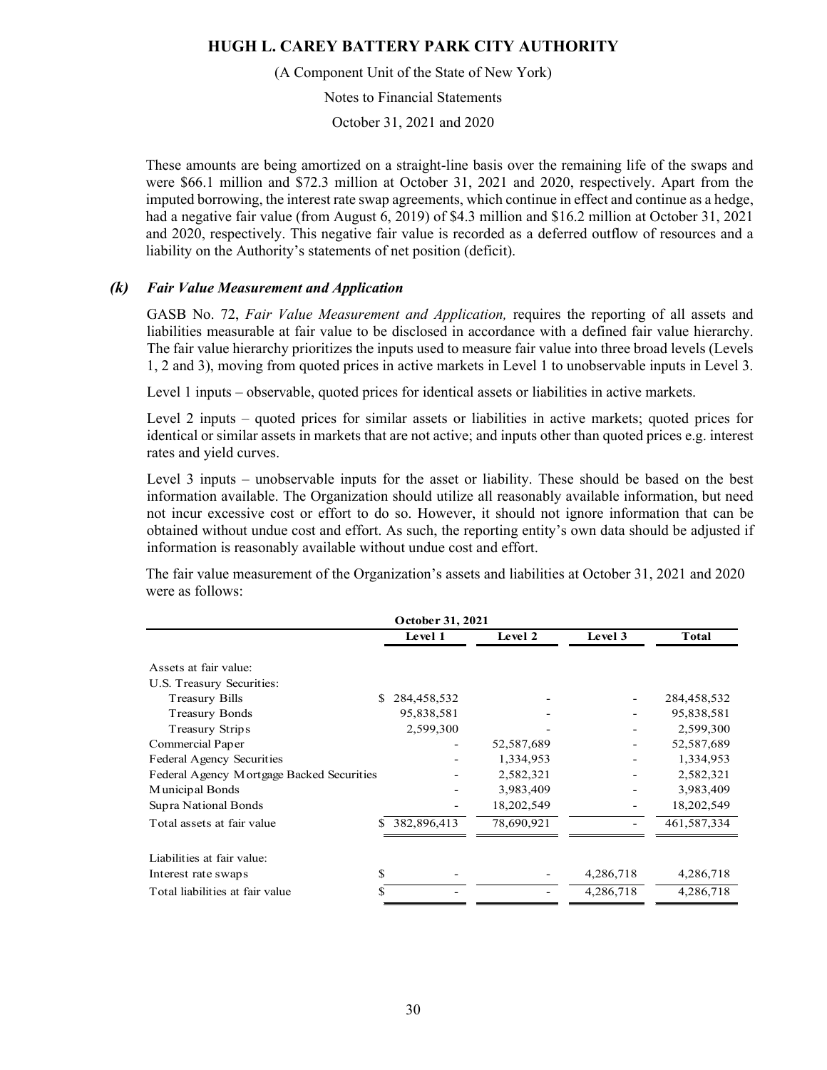These amounts are being amortized on a straight-line basis over the remaining life of the swaps and were $66.1 million and $72.3 million at October 31, 2021 and 2020, respectively. Apart from the imputed borrowing, the interest rate swap agreements, which continue in effect and continue as a hedge, had a negative fair value (from August 6, 2019) of $4.3 million and $16.2 million at October 31, 2021 and 2020, respectively. This negative fair value is recorded as a deferred outflow of resources and a liability on the Authority's statements of net position (deficit).

### *(k) Fair Value Measurement and Application*

GASB No. 72, *Fair Value Measurement and Application,* requires the reporting of all assets and liabilities measurable at fair value to be disclosed in accordance with a defined fair value hierarchy. The fair value hierarchy prioritizes the inputs used to measure fair value into three broad levels (Levels 1, 2 and 3), moving from quoted prices in active markets in Level 1 to unobservable inputs in Level 3.

Level 1 inputs – observable, quoted prices for identical assets or liabilities in active markets.

Level 2 inputs – quoted prices for similar assets or liabilities in active markets; quoted prices for identical or similar assets in markets that are not active; and inputs other than quoted prices e.g. interest rates and yield curves.

Level 3 inputs – unobservable inputs for the asset or liability. These should be based on the best information available. The Organization should utilize all reasonably available information, but need not incur excessive cost or effort to do so. However, it should not ignore information that can be obtained without undue cost and effort. As such, the reporting entity's own data should be adjusted if information is reasonably available without undue cost and effort.

The fair value measurement of the Organization's assets and liabilities at October 31, 2021 and 2020 were as follows:

| | October 31, 2021 | | | |
|---|---|---|---|---|
| | Level 1 | Level 2 | Level 3 | Total |
| Assets at fair value: | | | | |
| U.S. Treasury Securities: | | | | |
| Treasury Bills | $ 284,458,532 | - | - | 284,458,532 |
| Treasury Bonds | 95,838,581 | - | - | 95,838,581 |
| Treasury Strips | 2,599,300 | - | - | 2,599,300 |
| Commercial Paper | - | 52,587,689 | - | 52,587,689 |
| Federal Agency Securities | - | 1,334,953 | - | 1,334,953 |
| Federal Agency Mortgage Backed Securities | - | 2,582,321 | - | 2,582,321 |
| Municipal Bonds | - | 3,983,409 | - | 3,983,409 |
| Supra National Bonds | - | 18,202,549 | - | 18,202,549 |
| Total assets at fair value | $ 382,896,413 | 78,690,921 | - | 461,587,334 |
| Liabilities at fair value: | | | | |
| Interest rate swaps | $ - | - | 4,286,718 | 4,286,718 |
| Total liabilities at fair value | $ - | - | 4,286,718 | 4,286,718 |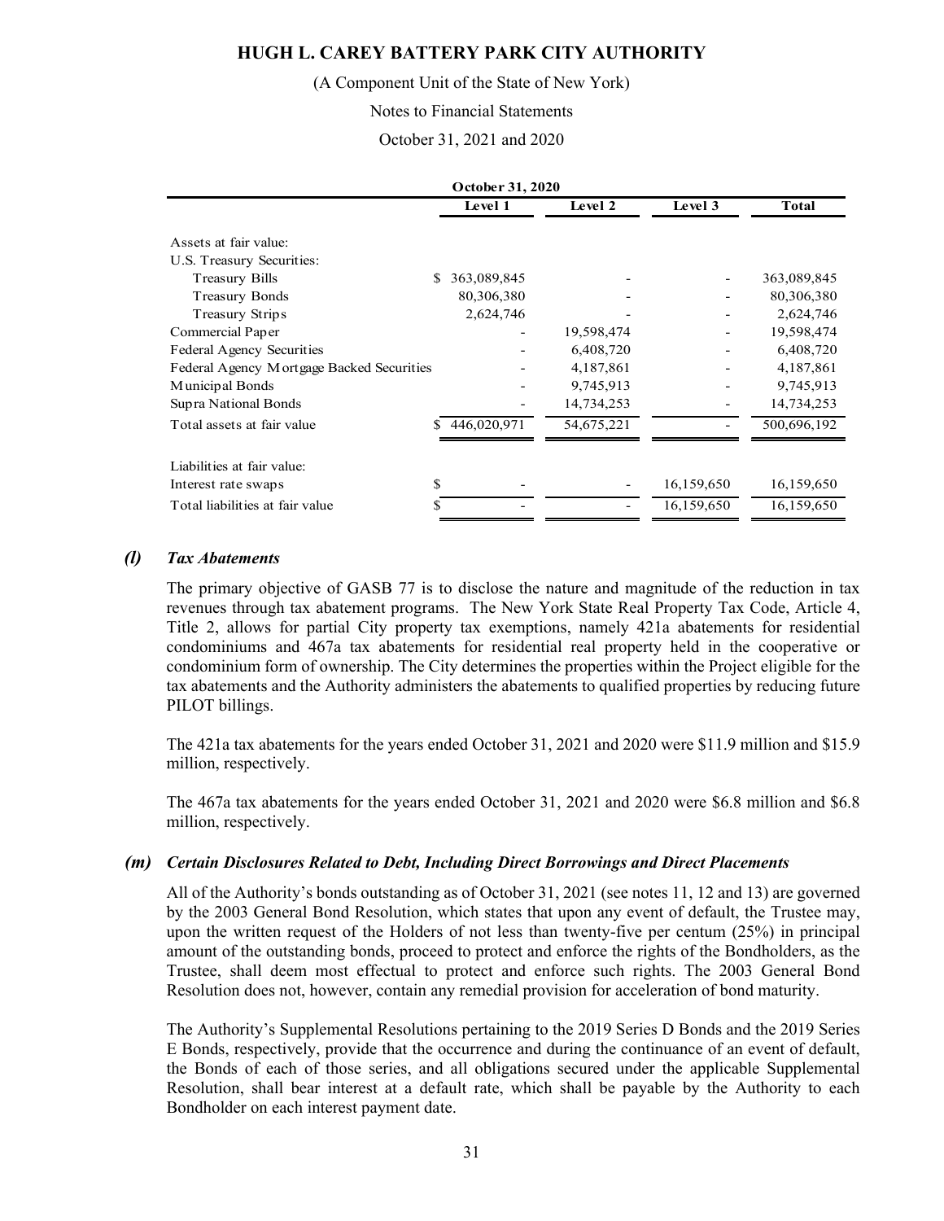| | October 31, 2020 | | | |
|---|---|---|---|---|
| | Level 1 | Level 2 | Level 3 | Total |
| Assets at fair value: | | | | |
| U.S. Treasury Securities: | | | | |
| Treasury Bills | $ 363,089,845 | - | - | 363,089,845 |
| Treasury Bonds | 80,306,380 | - | - | 80,306,380 |
| Treasury Strips | 2,624,746 | - | - | 2,624,746 |
| Commercial Paper | - | 19,598,474 | - | 19,598,474 |
| Federal Agency Securities | - | 6,408,720 | - | 6,408,720 |
| Federal Agency Mortgage Backed Securities | - | 4,187,861 | - | 4,187,861 |
| Municipal Bonds | - | 9,745,913 | - | 9,745,913 |
| Supra National Bonds | - | 14,734,253 | - | 14,734,253 |
| Total assets at fair value | $ 446,020,971 | 54,675,221 | - | 500,696,192 |
| Liabilities at fair value: | | | | |
| Interest rate swaps | $ - | - | 16,159,650 | 16,159,650 |
| Total liabilities at fair value | $ - | - | 16,159,650 | 16,159,650 |

### *(l) Tax Abatements*

The primary objective of GASB 77 is to disclose the nature and magnitude of the reduction in tax revenues through tax abatement programs. The New York State Real Property Tax Code, Article 4, Title 2, allows for partial City property tax exemptions, namely 421a abatements for residential condominiums and 467a tax abatements for residential real property held in the cooperative or condominium form of ownership. The City determines the properties within the Project eligible for the tax abatements and the Authority administers the abatements to qualified properties by reducing future PILOT billings.

The 421a tax abatements for the years ended October 31, 2021 and 2020 were $11.9 million and $15.9 million, respectively.

The 467a tax abatements for the years ended October 31, 2021 and 2020 were $6.8 million and $6.8 million, respectively.

### *(m) Certain Disclosures Related to Debt, Including Direct Borrowings and Direct Placements*

All of the Authority's bonds outstanding as of October 31, 2021 (see notes 11, 12 and 13) are governed by the 2003 General Bond Resolution, which states that upon any event of default, the Trustee may, upon the written request of the Holders of not less than twenty-five per centum (25%) in principal amount of the outstanding bonds, proceed to protect and enforce the rights of the Bondholders, as the Trustee, shall deem most effectual to protect and enforce such rights. The 2003 General Bond Resolution does not, however, contain any remedial provision for acceleration of bond maturity.

The Authority's Supplemental Resolutions pertaining to the 2019 Series D Bonds and the 2019 Series E Bonds, respectively, provide that the occurrence and during the continuance of an event of default, the Bonds of each of those series, and all obligations secured under the applicable Supplemental Resolution, shall bear interest at a default rate, which shall be payable by the Authority to each Bondholder on each interest payment date.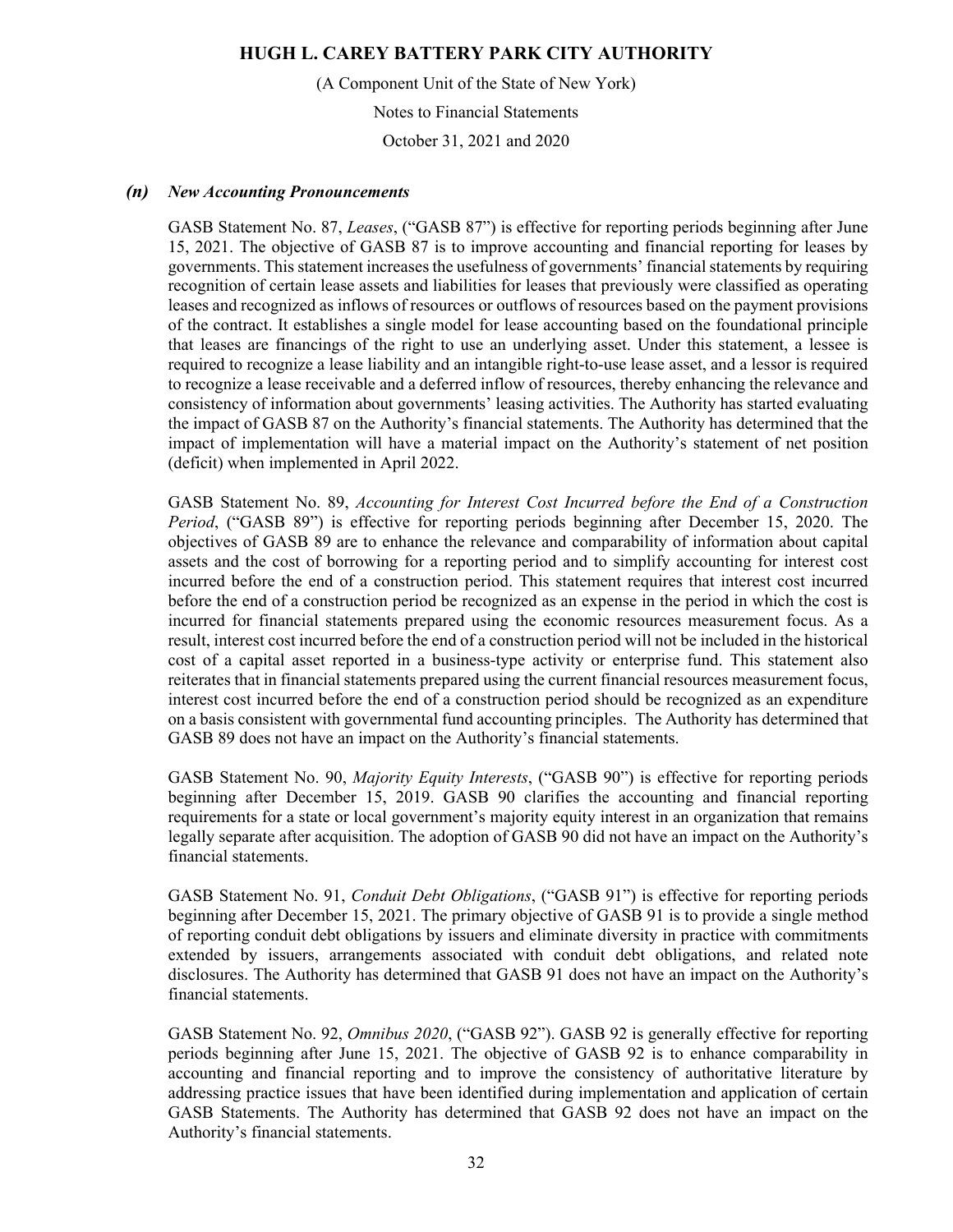### *(n) New Accounting Pronouncements*

GASB Statement No. 87, *Leases*, ("GASB 87") is effective for reporting periods beginning after June 15, 2021. The objective of GASB 87 is to improve accounting and financial reporting for leases by governments. This statement increases the usefulness of governments' financial statements by requiring recognition of certain lease assets and liabilities for leases that previously were classified as operating leases and recognized as inflows of resources or outflows of resources based on the payment provisions of the contract. It establishes a single model for lease accounting based on the foundational principle that leases are financings of the right to use an underlying asset. Under this statement, a lessee is required to recognize a lease liability and an intangible right-to-use lease asset, and a lessor is required to recognize a lease receivable and a deferred inflow of resources, thereby enhancing the relevance and consistency of information about governments' leasing activities. The Authority has started evaluating the impact of GASB 87 on the Authority's financial statements. The Authority has determined that the impact of implementation will have a material impact on the Authority's statement of net position (deficit) when implemented in April 2022.

GASB Statement No. 89, *Accounting for Interest Cost Incurred before the End of a Construction Period*, ("GASB 89") is effective for reporting periods beginning after December 15, 2020. The objectives of GASB 89 are to enhance the relevance and comparability of information about capital assets and the cost of borrowing for a reporting period and to simplify accounting for interest cost incurred before the end of a construction period. This statement requires that interest cost incurred before the end of a construction period be recognized as an expense in the period in which the cost is incurred for financial statements prepared using the economic resources measurement focus. As a result, interest cost incurred before the end of a construction period will not be included in the historical cost of a capital asset reported in a business-type activity or enterprise fund. This statement also reiterates that in financial statements prepared using the current financial resources measurement focus, interest cost incurred before the end of a construction period should be recognized as an expenditure on a basis consistent with governmental fund accounting principles. The Authority has determined that GASB 89 does not have an impact on the Authority's financial statements.

GASB Statement No. 90, *Majority Equity Interests*, ("GASB 90") is effective for reporting periods beginning after December 15, 2019. GASB 90 clarifies the accounting and financial reporting requirements for a state or local government's majority equity interest in an organization that remains legally separate after acquisition. The adoption of GASB 90 did not have an impact on the Authority's financial statements.

GASB Statement No. 91, *Conduit Debt Obligations*, ("GASB 91") is effective for reporting periods beginning after December 15, 2021. The primary objective of GASB 91 is to provide a single method of reporting conduit debt obligations by issuers and eliminate diversity in practice with commitments extended by issuers, arrangements associated with conduit debt obligations, and related note disclosures. The Authority has determined that GASB 91 does not have an impact on the Authority's financial statements.

GASB Statement No. 92, *Omnibus 2020*, ("GASB 92"). GASB 92 is generally effective for reporting periods beginning after June 15, 2021. The objective of GASB 92 is to enhance comparability in accounting and financial reporting and to improve the consistency of authoritative literature by addressing practice issues that have been identified during implementation and application of certain GASB Statements. The Authority has determined that GASB 92 does not have an impact on the Authority's financial statements.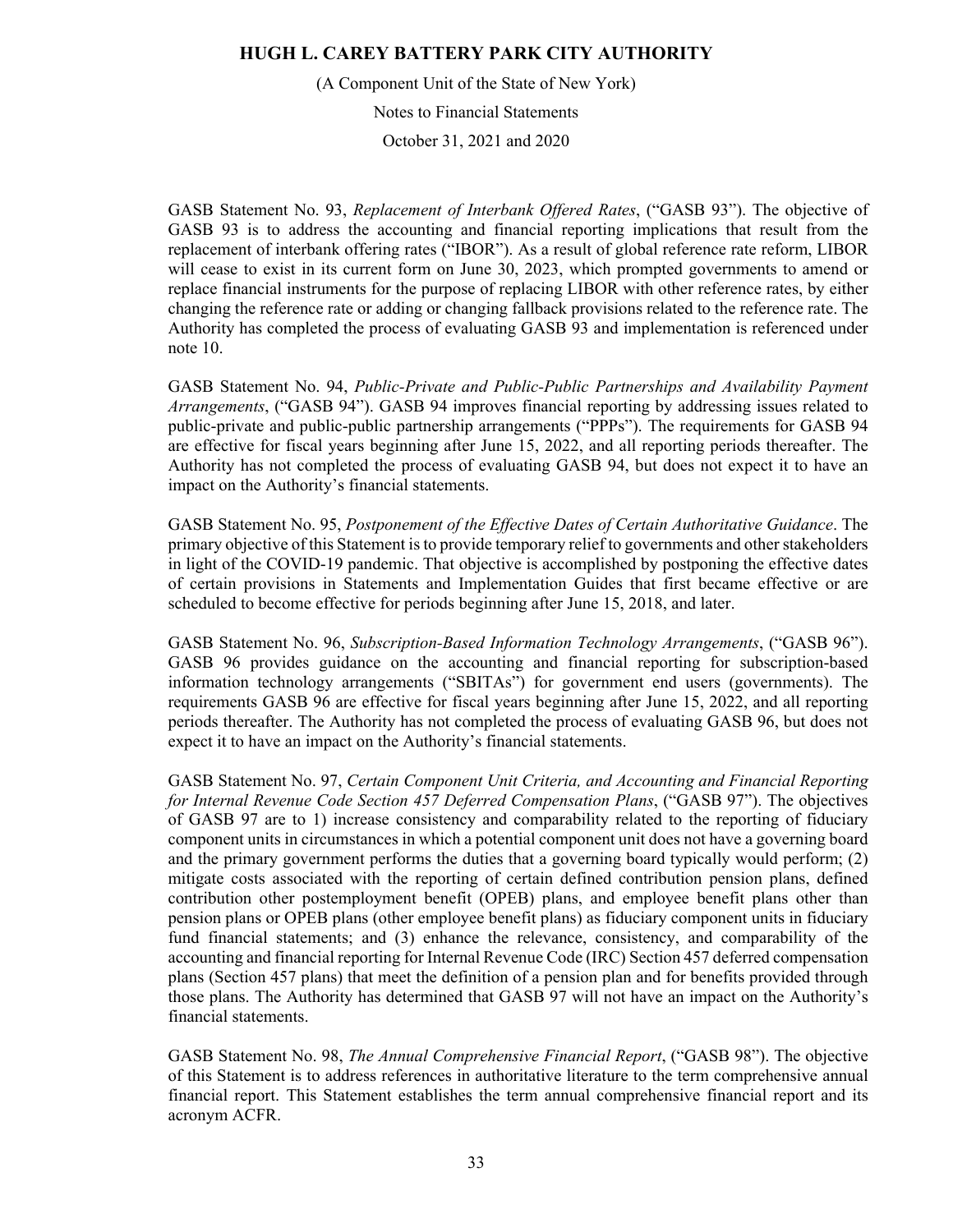GASB Statement No. 93, *Replacement of Interbank Offered Rates*, ("GASB 93"). The objective of GASB 93 is to address the accounting and financial reporting implications that result from the replacement of interbank offering rates ("IBOR"). As a result of global reference rate reform, LIBOR will cease to exist in its current form on June 30, 2023, which prompted governments to amend or replace financial instruments for the purpose of replacing LIBOR with other reference rates, by either changing the reference rate or adding or changing fallback provisions related to the reference rate. The Authority has completed the process of evaluating GASB 93 and implementation is referenced under note 10.

GASB Statement No. 94, *Public-Private and Public-Public Partnerships and Availability Payment Arrangements*, ("GASB 94"). GASB 94 improves financial reporting by addressing issues related to public-private and public-public partnership arrangements ("PPPs"). The requirements for GASB 94 are effective for fiscal years beginning after June 15, 2022, and all reporting periods thereafter. The Authority has not completed the process of evaluating GASB 94, but does not expect it to have an impact on the Authority's financial statements.

GASB Statement No. 95, *Postponement of the Effective Dates of Certain Authoritative Guidance*. The primary objective of this Statement is to provide temporary relief to governments and other stakeholders in light of the COVID-19 pandemic. That objective is accomplished by postponing the effective dates of certain provisions in Statements and Implementation Guides that first became effective or are scheduled to become effective for periods beginning after June 15, 2018, and later.

GASB Statement No. 96, *Subscription-Based Information Technology Arrangements*, ("GASB 96"). GASB 96 provides guidance on the accounting and financial reporting for subscription-based information technology arrangements ("SBITAs") for government end users (governments). The requirements GASB 96 are effective for fiscal years beginning after June 15, 2022, and all reporting periods thereafter. The Authority has not completed the process of evaluating GASB 96, but does not expect it to have an impact on the Authority's financial statements.

GASB Statement No. 97, *Certain Component Unit Criteria, and Accounting and Financial Reporting for Internal Revenue Code Section 457 Deferred Compensation Plans*, ("GASB 97"). The objectives of GASB 97 are to 1) increase consistency and comparability related to the reporting of fiduciary component units in circumstances in which a potential component unit does not have a governing board and the primary government performs the duties that a governing board typically would perform; (2) mitigate costs associated with the reporting of certain defined contribution pension plans, defined contribution other postemployment benefit (OPEB) plans, and employee benefit plans other than pension plans or OPEB plans (other employee benefit plans) as fiduciary component units in fiduciary fund financial statements; and (3) enhance the relevance, consistency, and comparability of the accounting and financial reporting for Internal Revenue Code (IRC) Section 457 deferred compensation plans (Section 457 plans) that meet the definition of a pension plan and for benefits provided through those plans. The Authority has determined that GASB 97 will not have an impact on the Authority's financial statements.

GASB Statement No. 98, *The Annual Comprehensive Financial Report*, ("GASB 98"). The objective of this Statement is to address references in authoritative literature to the term comprehensive annual financial report. This Statement establishes the term annual comprehensive financial report and its acronym ACFR.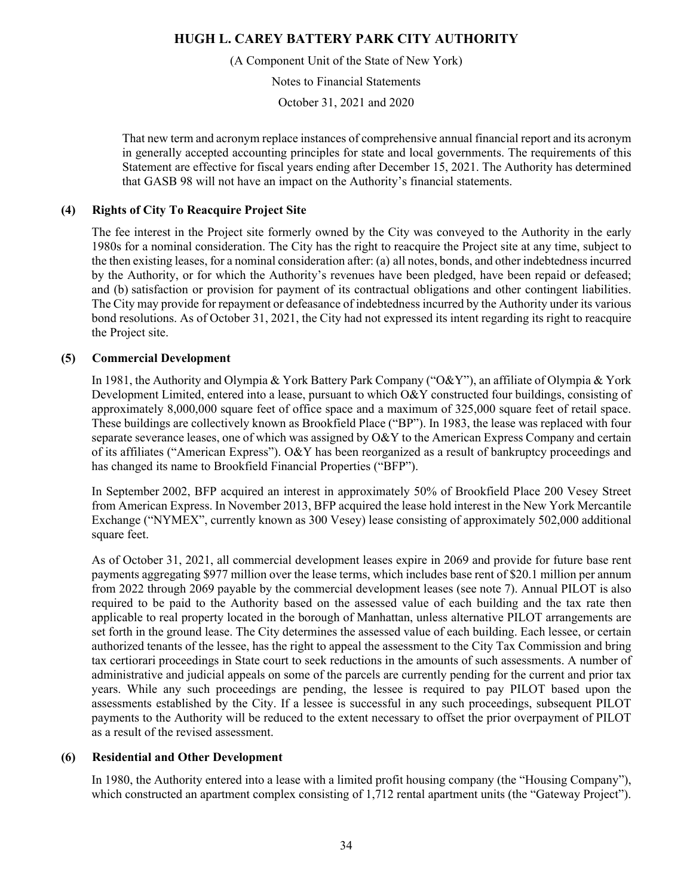That new term and acronym replace instances of comprehensive annual financial report and its acronym in generally accepted accounting principles for state and local governments. The requirements of this Statement are effective for fiscal years ending after December 15, 2021. The Authority has determined that GASB 98 will not have an impact on the Authority's financial statements.

### (4) Rights of City To Reacquire Project Site

The fee interest in the Project site formerly owned by the City was conveyed to the Authority in the early 1980s for a nominal consideration. The City has the right to reacquire the Project site at any time, subject to the then existing leases, for a nominal consideration after: (a) all notes, bonds, and other indebtedness incurred by the Authority, or for which the Authority's revenues have been pledged, have been repaid or defeased; and (b) satisfaction or provision for payment of its contractual obligations and other contingent liabilities. The City may provide for repayment or defeasance of indebtedness incurred by the Authority under its various bond resolutions. As of October 31, 2021, the City had not expressed its intent regarding its right to reacquire the Project site.

### (5) Commercial Development

In 1981, the Authority and Olympia & York Battery Park Company ("O&Y"), an affiliate of Olympia & York Development Limited, entered into a lease, pursuant to which O&Y constructed four buildings, consisting of approximately 8,000,000 square feet of office space and a maximum of 325,000 square feet of retail space. These buildings are collectively known as Brookfield Place ("BP"). In 1983, the lease was replaced with four separate severance leases, one of which was assigned by O&Y to the American Express Company and certain of its affiliates ("American Express"). O&Y has been reorganized as a result of bankruptcy proceedings and has changed its name to Brookfield Financial Properties ("BFP").

In September 2002, BFP acquired an interest in approximately 50% of Brookfield Place 200 Vesey Street from American Express. In November 2013, BFP acquired the lease hold interest in the New York Mercantile Exchange ("NYMEX", currently known as 300 Vesey) lease consisting of approximately 502,000 additional square feet.

As of October 31, 2021, all commercial development leases expire in 2069 and provide for future base rent payments aggregating $977 million over the lease terms, which includes base rent of $20.1 million per annum from 2022 through 2069 payable by the commercial development leases (see note 7). Annual PILOT is also required to be paid to the Authority based on the assessed value of each building and the tax rate then applicable to real property located in the borough of Manhattan, unless alternative PILOT arrangements are set forth in the ground lease. The City determines the assessed value of each building. Each lessee, or certain authorized tenants of the lessee, has the right to appeal the assessment to the City Tax Commission and bring tax certiorari proceedings in State court to seek reductions in the amounts of such assessments. A number of administrative and judicial appeals on some of the parcels are currently pending for the current and prior tax years. While any such proceedings are pending, the lessee is required to pay PILOT based upon the assessments established by the City. If a lessee is successful in any such proceedings, subsequent PILOT payments to the Authority will be reduced to the extent necessary to offset the prior overpayment of PILOT as a result of the revised assessment.

### (6) Residential and Other Development

In 1980, the Authority entered into a lease with a limited profit housing company (the "Housing Company"), which constructed an apartment complex consisting of 1,712 rental apartment units (the "Gateway Project").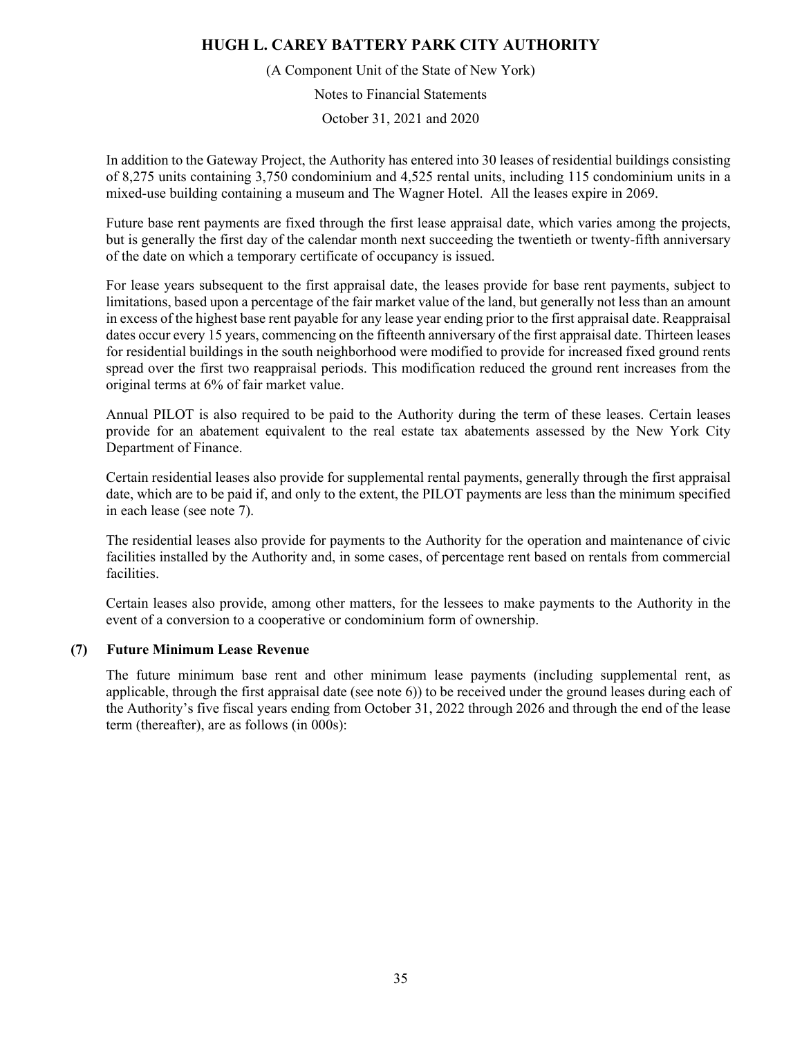In addition to the Gateway Project, the Authority has entered into 30 leases of residential buildings consisting of 8,275 units containing 3,750 condominium and 4,525 rental units, including 115 condominium units in a mixed-use building containing a museum and The Wagner Hotel. All the leases expire in 2069.

Future base rent payments are fixed through the first lease appraisal date, which varies among the projects, but is generally the first day of the calendar month next succeeding the twentieth or twenty-fifth anniversary of the date on which a temporary certificate of occupancy is issued.

For lease years subsequent to the first appraisal date, the leases provide for base rent payments, subject to limitations, based upon a percentage of the fair market value of the land, but generally not less than an amount in excess of the highest base rent payable for any lease year ending prior to the first appraisal date. Reappraisal dates occur every 15 years, commencing on the fifteenth anniversary of the first appraisal date. Thirteen leases for residential buildings in the south neighborhood were modified to provide for increased fixed ground rents spread over the first two reappraisal periods. This modification reduced the ground rent increases from the original terms at 6% of fair market value.

Annual PILOT is also required to be paid to the Authority during the term of these leases. Certain leases provide for an abatement equivalent to the real estate tax abatements assessed by the New York City Department of Finance.

Certain residential leases also provide for supplemental rental payments, generally through the first appraisal date, which are to be paid if, and only to the extent, the PILOT payments are less than the minimum specified in each lease (see note 7).

The residential leases also provide for payments to the Authority for the operation and maintenance of civic facilities installed by the Authority and, in some cases, of percentage rent based on rentals from commercial facilities.

Certain leases also provide, among other matters, for the lessees to make payments to the Authority in the event of a conversion to a cooperative or condominium form of ownership.

## (7) Future Minimum Lease Revenue

The future minimum base rent and other minimum lease payments (including supplemental rent, as applicable, through the first appraisal date (see note 6)) to be received under the ground leases during each of the Authority's five fiscal years ending from October 31, 2022 through 2026 and through the end of the lease term (thereafter), are as follows (in 000s):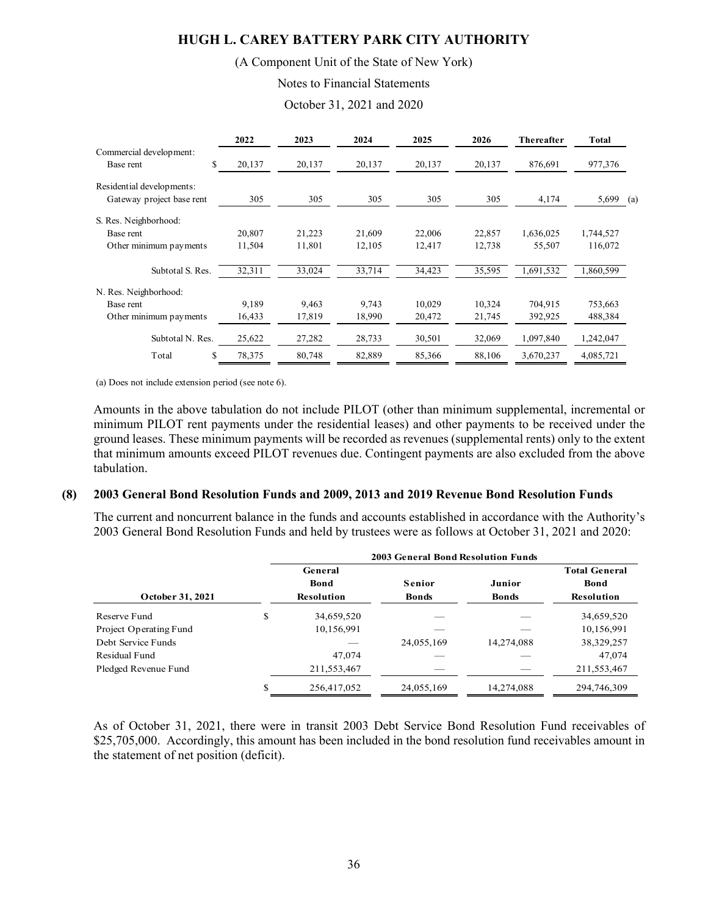| | 2022 | 2023 | 2024 | 2025 | 2026 | Thereafter | Total |
|---|---|---|---|---|---|---|---|
| Commercial development: | | | | | | | |
| Base rent | $ 20,137 | 20,137 | 20,137 | 20,137 | 20,137 | 876,691 | 977,376 |
| Residential developments: | | | | | | | |
| Gateway project base rent | 305 | 305 | 305 | 305 | 305 | 4,174 | 5,699 (a) |
| S. Res. Neighborhood: | | | | | | | |
| Base rent | 20,807 | 21,223 | 21,609 | 22,006 | 22,857 | 1,636,025 | 1,744,527 |
| Other minimum payments | 11,504 | 11,801 | 12,105 | 12,417 | 12,738 | 55,507 | 116,072 |
| Subtotal S. Res. | 32,311 | 33,024 | 33,714 | 34,423 | 35,595 | 1,691,532 | 1,860,599 |
| N. Res. Neighborhood: | | | | | | | |
| Base rent | 9,189 | 9,463 | 9,743 | 10,029 | 10,324 | 704,915 | 753,663 |
| Other minimum payments | 16,433 | 17,819 | 18,990 | 20,472 | 21,745 | 392,925 | 488,384 |
| Subtotal N. Res. | 25,622 | 27,282 | 28,733 | 30,501 | 32,069 | 1,097,840 | 1,242,047 |
| Total | $ 78,375 | 80,748 | 82,889 | 85,366 | 88,106 | 3,670,237 | 4,085,721 |

(a) Does not include extension period (see note 6).

Amounts in the above tabulation do not include PILOT (other than minimum supplemental, incremental or minimum PILOT rent payments under the residential leases) and other payments to be received under the ground leases. These minimum payments will be recorded as revenues (supplemental rents) only to the extent that minimum amounts exceed PILOT revenues due. Contingent payments are also excluded from the above tabulation.

## (8) 2003 General Bond Resolution Funds and 2009, 2013 and 2019 Revenue Bond Resolution Funds

The current and noncurrent balance in the funds and accounts established in accordance with the Authority's 2003 General Bond Resolution Funds and held by trustees were as follows at October 31, 2021 and 2020:

| | 2003 General Bond Resolution Funds | | | |
|---|---|---|---|---|
| October 31, 2021 | General Bond Resolution | Senior Bonds | Junior Bonds | Total General Bond Resolution |
| Reserve Fund | $ 34,659,520 | — | — | 34,659,520 |
| Project Operating Fund | 10,156,991 | — | — | 10,156,991 |
| Debt Service Funds | — | 24,055,169 | 14,274,088 | 38,329,257 |
| Residual Fund | 47,074 | — | — | 47,074 |
| Pledged Revenue Fund | 211,553,467 | — | — | 211,553,467 |
| | $ 256,417,052 | 24,055,169 | 14,274,088 | 294,746,309 |

As of October 31, 2021, there were in transit 2003 Debt Service Bond Resolution Fund receivables of $25,705,000. Accordingly, this amount has been included in the bond resolution fund receivables amount in the statement of net position (deficit).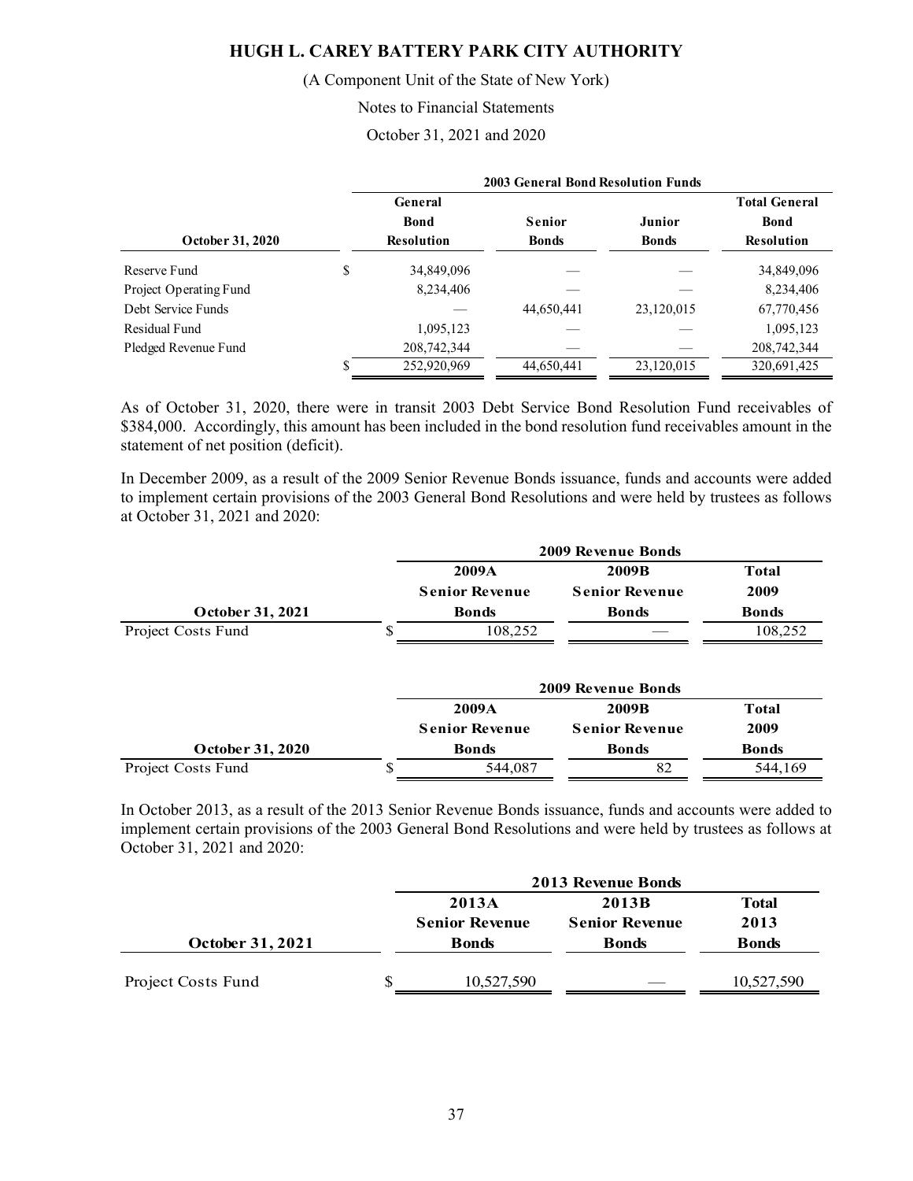| October 31, 2020 | General Bond Resolution | Senior Bonds | Junior Bonds | Total General Bond Resolution |
|---|---|---|---|---|
| | **2003 General Bond Resolution Funds** | | | |
| Reserve Fund | $ 34,849,096 | — | — | 34,849,096 |
| Project Operating Fund | 8,234,406 | — | — | 8,234,406 |
| Debt Service Funds | — | 44,650,441 | 23,120,015 | 67,770,456 |
| Residual Fund | 1,095,123 | — | — | 1,095,123 |
| Pledged Revenue Fund | 208,742,344 | — | — | 208,742,344 |
| | $ 252,920,969 | 44,650,441 | 23,120,015 | 320,691,425 |

As of October 31, 2020, there were in transit 2003 Debt Service Bond Resolution Fund receivables of $384,000. Accordingly, this amount has been included in the bond resolution fund receivables amount in the statement of net position (deficit).

In December 2009, as a result of the 2009 Senior Revenue Bonds issuance, funds and accounts were added to implement certain provisions of the 2003 General Bond Resolutions and were held by trustees as follows at October 31, 2021 and 2020:

| October 31, 2021 | 2009A Senior Revenue Bonds | 2009B Senior Revenue Bonds | Total 2009 Bonds |
|---|---|---|---|
| | **2009 Revenue Bonds** | | |
| Project Costs Fund | $ 108,252 | — | 108,252 |

| October 31, 2020 | 2009A Senior Revenue Bonds | 2009B Senior Revenue Bonds | Total 2009 Bonds |
|---|---|---|---|
| | **2009 Revenue Bonds** | | |
| Project Costs Fund | $ 544,087 | 82 | 544,169 |

In October 2013, as a result of the 2013 Senior Revenue Bonds issuance, funds and accounts were added to implement certain provisions of the 2003 General Bond Resolutions and were held by trustees as follows at October 31, 2021 and 2020:

| October 31, 2021 | 2013A Senior Revenue Bonds | 2013B Senior Revenue Bonds | Total 2013 Bonds |
|---|---|---|---|
| | **2013 Revenue Bonds** | | |
| Project Costs Fund | $ 10,527,590 | — | 10,527,590 |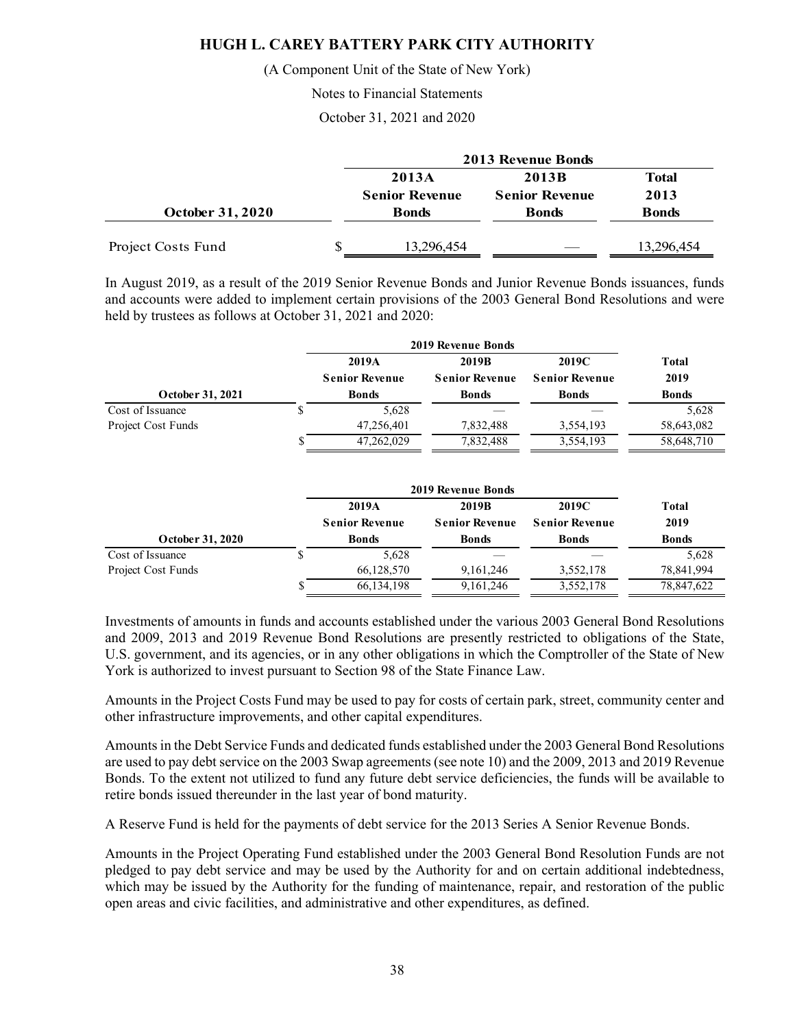| October 31, 2020 | 2013 Revenue Bonds | | |
|---|---|---|---|
| | 2013A Senior Revenue Bonds | 2013B Senior Revenue Bonds | Total 2013 Bonds |
| Project Costs Fund | $ 13,296,454 | — | 13,296,454 |

In August 2019, as a result of the 2019 Senior Revenue Bonds and Junior Revenue Bonds issuances, funds and accounts were added to implement certain provisions of the 2003 General Bond Resolutions and were held by trustees as follows at October 31, 2021 and 2020:

| October 31, 2021 | 2019 Revenue Bonds | | | |
|---|---|---|---|---|
| | 2019A Senior Revenue Bonds | 2019B Senior Revenue Bonds | 2019C Senior Revenue Bonds | Total 2019 Bonds |
| Cost of Issuance | $ 5,628 | — | — | 5,628 |
| Project Cost Funds | 47,256,401 | 7,832,488 | 3,554,193 | 58,643,082 |
| | $ 47,262,029 | 7,832,488 | 3,554,193 | 58,648,710 |

| October 31, 2020 | 2019 Revenue Bonds | | | |
|---|---|---|---|---|
| | 2019A Senior Revenue Bonds | 2019B Senior Revenue Bonds | 2019C Senior Revenue Bonds | Total 2019 Bonds |
| Cost of Issuance | $ 5,628 | — | — | 5,628 |
| Project Cost Funds | 66,128,570 | 9,161,246 | 3,552,178 | 78,841,994 |
| | $ 66,134,198 | 9,161,246 | 3,552,178 | 78,847,622 |

Investments of amounts in funds and accounts established under the various 2003 General Bond Resolutions and 2009, 2013 and 2019 Revenue Bond Resolutions are presently restricted to obligations of the State, U.S. government, and its agencies, or in any other obligations in which the Comptroller of the State of New York is authorized to invest pursuant to Section 98 of the State Finance Law.

Amounts in the Project Costs Fund may be used to pay for costs of certain park, street, community center and other infrastructure improvements, and other capital expenditures.

Amounts in the Debt Service Funds and dedicated funds established under the 2003 General Bond Resolutions are used to pay debt service on the 2003 Swap agreements (see note 10) and the 2009, 2013 and 2019 Revenue Bonds. To the extent not utilized to fund any future debt service deficiencies, the funds will be available to retire bonds issued thereunder in the last year of bond maturity.

A Reserve Fund is held for the payments of debt service for the 2013 Series A Senior Revenue Bonds.

Amounts in the Project Operating Fund established under the 2003 General Bond Resolution Funds are not pledged to pay debt service and may be used by the Authority for and on certain additional indebtedness, which may be issued by the Authority for the funding of maintenance, repair, and restoration of the public open areas and civic facilities, and administrative and other expenditures, as defined.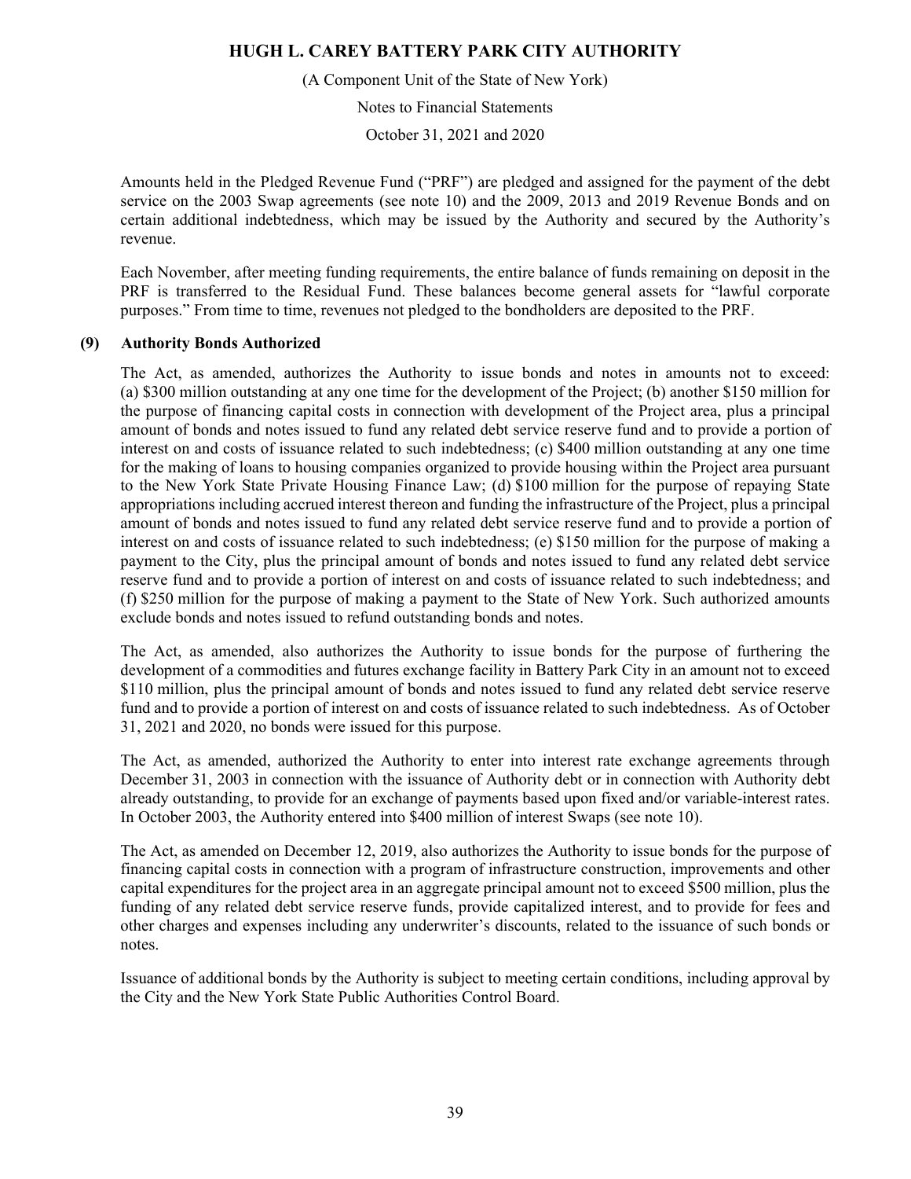Amounts held in the Pledged Revenue Fund ("PRF") are pledged and assigned for the payment of the debt service on the 2003 Swap agreements (see note 10) and the 2009, 2013 and 2019 Revenue Bonds and on certain additional indebtedness, which may be issued by the Authority and secured by the Authority's revenue.

Each November, after meeting funding requirements, the entire balance of funds remaining on deposit in the PRF is transferred to the Residual Fund. These balances become general assets for "lawful corporate purposes." From time to time, revenues not pledged to the bondholders are deposited to the PRF.

## (9) Authority Bonds Authorized

The Act, as amended, authorizes the Authority to issue bonds and notes in amounts not to exceed: (a) \$300 million outstanding at any one time for the development of the Project; (b) another \$150 million for the purpose of financing capital costs in connection with development of the Project area, plus a principal amount of bonds and notes issued to fund any related debt service reserve fund and to provide a portion of interest on and costs of issuance related to such indebtedness; (c) \$400 million outstanding at any one time for the making of loans to housing companies organized to provide housing within the Project area pursuant to the New York State Private Housing Finance Law; (d) \$100 million for the purpose of repaying State appropriations including accrued interest thereon and funding the infrastructure of the Project, plus a principal amount of bonds and notes issued to fund any related debt service reserve fund and to provide a portion of interest on and costs of issuance related to such indebtedness; (e) \$150 million for the purpose of making a payment to the City, plus the principal amount of bonds and notes issued to fund any related debt service reserve fund and to provide a portion of interest on and costs of issuance related to such indebtedness; and (f) \$250 million for the purpose of making a payment to the State of New York. Such authorized amounts exclude bonds and notes issued to refund outstanding bonds and notes.

The Act, as amended, also authorizes the Authority to issue bonds for the purpose of furthering the development of a commodities and futures exchange facility in Battery Park City in an amount not to exceed \$110 million, plus the principal amount of bonds and notes issued to fund any related debt service reserve fund and to provide a portion of interest on and costs of issuance related to such indebtedness. As of October 31, 2021 and 2020, no bonds were issued for this purpose.

The Act, as amended, authorized the Authority to enter into interest rate exchange agreements through December 31, 2003 in connection with the issuance of Authority debt or in connection with Authority debt already outstanding, to provide for an exchange of payments based upon fixed and/or variable-interest rates. In October 2003, the Authority entered into \$400 million of interest Swaps (see note 10).

The Act, as amended on December 12, 2019, also authorizes the Authority to issue bonds for the purpose of financing capital costs in connection with a program of infrastructure construction, improvements and other capital expenditures for the project area in an aggregate principal amount not to exceed \$500 million, plus the funding of any related debt service reserve funds, provide capitalized interest, and to provide for fees and other charges and expenses including any underwriter's discounts, related to the issuance of such bonds or notes.

Issuance of additional bonds by the Authority is subject to meeting certain conditions, including approval by the City and the New York State Public Authorities Control Board.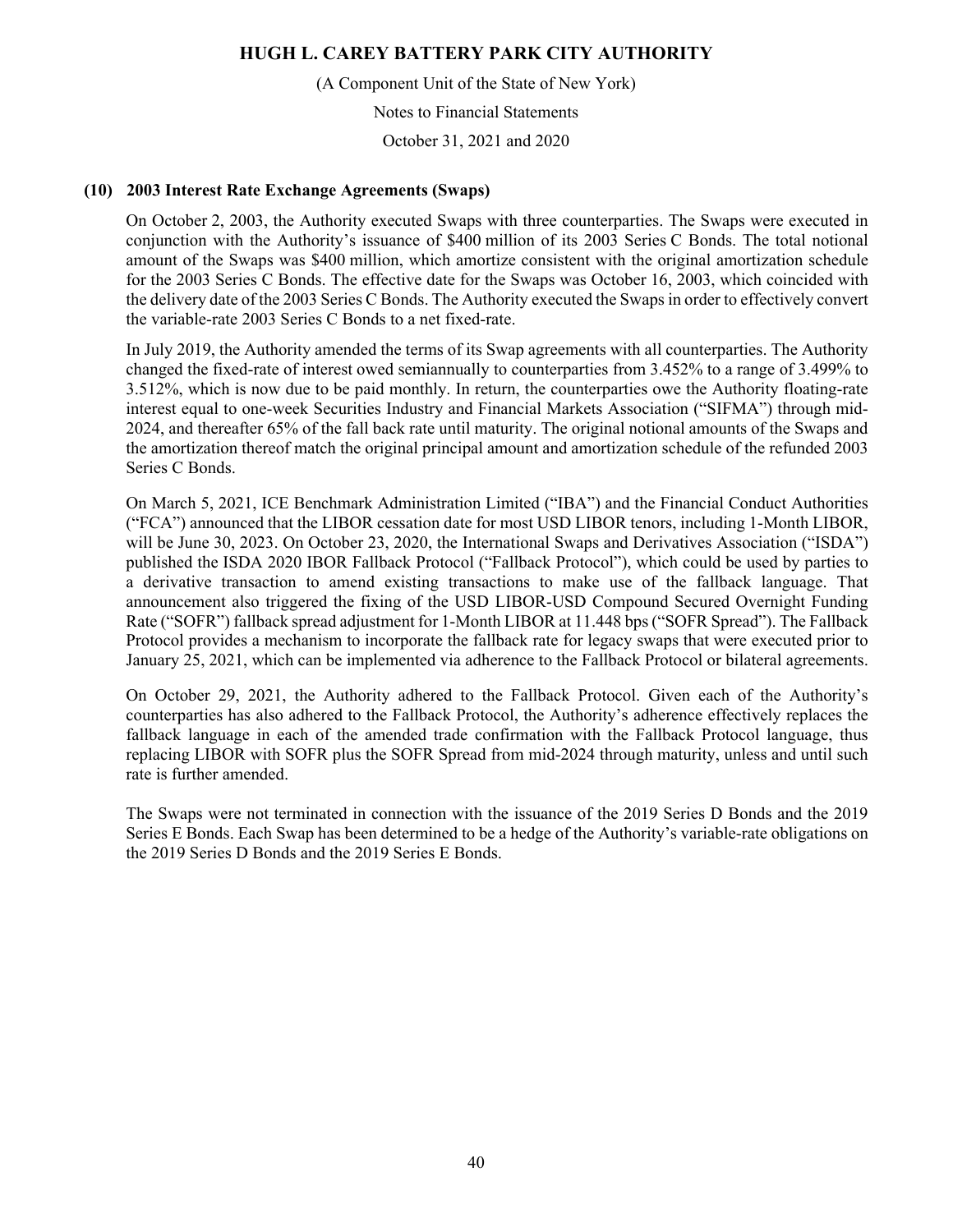## (10) 2003 Interest Rate Exchange Agreements (Swaps)

On October 2, 2003, the Authority executed Swaps with three counterparties. The Swaps were executed in conjunction with the Authority's issuance of $400 million of its 2003 Series C Bonds. The total notional amount of the Swaps was $400 million, which amortize consistent with the original amortization schedule for the 2003 Series C Bonds. The effective date for the Swaps was October 16, 2003, which coincided with the delivery date of the 2003 Series C Bonds. The Authority executed the Swaps in order to effectively convert the variable-rate 2003 Series C Bonds to a net fixed-rate.

In July 2019, the Authority amended the terms of its Swap agreements with all counterparties. The Authority changed the fixed-rate of interest owed semiannually to counterparties from 3.452% to a range of 3.499% to 3.512%, which is now due to be paid monthly. In return, the counterparties owe the Authority floating-rate interest equal to one-week Securities Industry and Financial Markets Association ("SIFMA") through mid-2024, and thereafter 65% of the fall back rate until maturity. The original notional amounts of the Swaps and the amortization thereof match the original principal amount and amortization schedule of the refunded 2003 Series C Bonds.

On March 5, 2021, ICE Benchmark Administration Limited ("IBA") and the Financial Conduct Authorities ("FCA") announced that the LIBOR cessation date for most USD LIBOR tenors, including 1-Month LIBOR, will be June 30, 2023. On October 23, 2020, the International Swaps and Derivatives Association ("ISDA") published the ISDA 2020 IBOR Fallback Protocol ("Fallback Protocol"), which could be used by parties to a derivative transaction to amend existing transactions to make use of the fallback language. That announcement also triggered the fixing of the USD LIBOR-USD Compound Secured Overnight Funding Rate ("SOFR") fallback spread adjustment for 1-Month LIBOR at 11.448 bps ("SOFR Spread"). The Fallback Protocol provides a mechanism to incorporate the fallback rate for legacy swaps that were executed prior to January 25, 2021, which can be implemented via adherence to the Fallback Protocol or bilateral agreements.

On October 29, 2021, the Authority adhered to the Fallback Protocol. Given each of the Authority's counterparties has also adhered to the Fallback Protocol, the Authority's adherence effectively replaces the fallback language in each of the amended trade confirmation with the Fallback Protocol language, thus replacing LIBOR with SOFR plus the SOFR Spread from mid-2024 through maturity, unless and until such rate is further amended.

The Swaps were not terminated in connection with the issuance of the 2019 Series D Bonds and the 2019 Series E Bonds. Each Swap has been determined to be a hedge of the Authority's variable-rate obligations on the 2019 Series D Bonds and the 2019 Series E Bonds.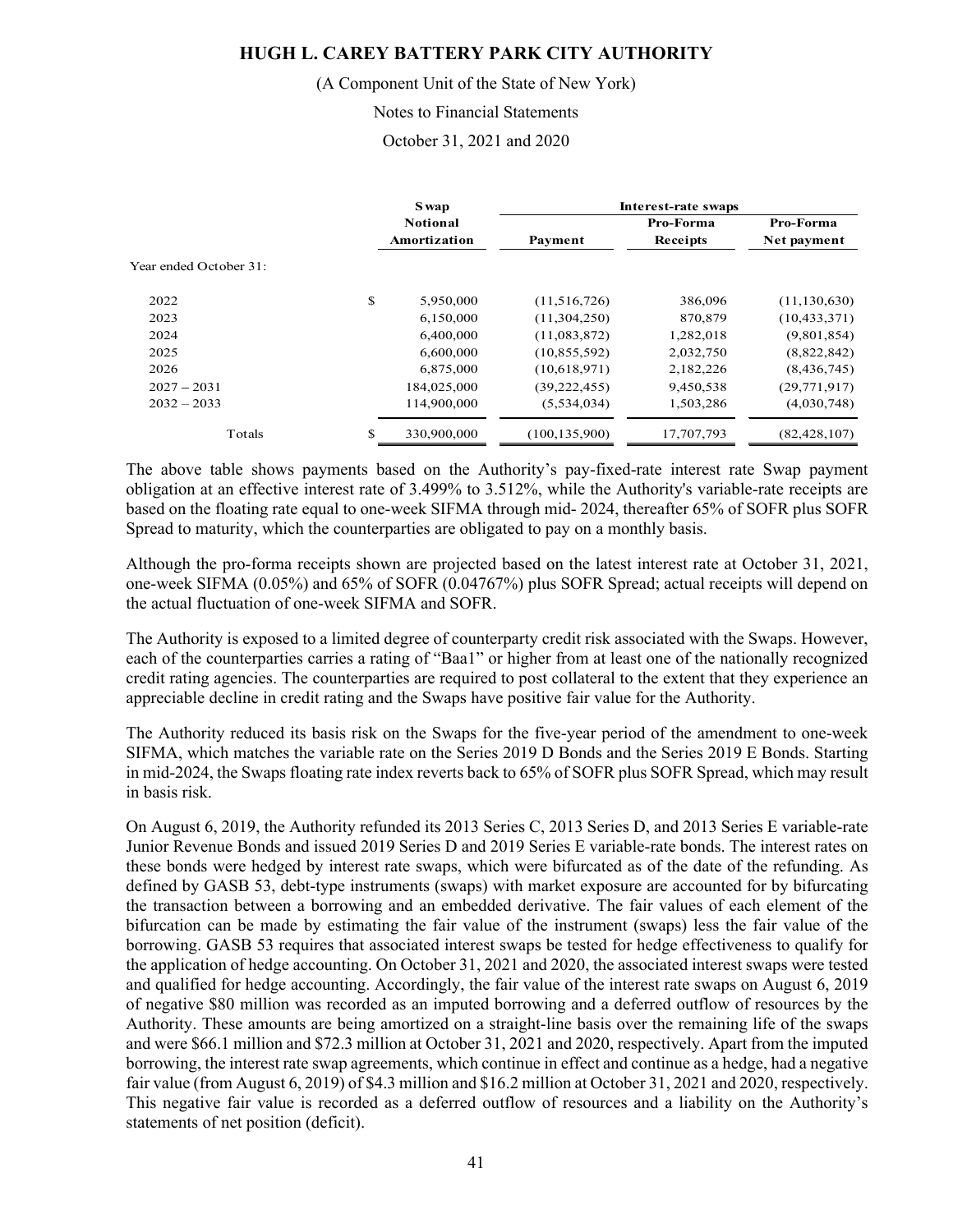| | Swap Notional Amortization | Interest-rate swaps | | |
|---|---|---|---|---|
| | | Payment | Pro-Forma Receipts | Pro-Forma Net payment |
| Year ended October 31: | | | | |
| 2022 | $ 5,950,000 | (11,516,726) | 386,096 | (11,130,630) |
| 2023 | 6,150,000 | (11,304,250) | 870,879 | (10,433,371) |
| 2024 | 6,400,000 | (11,083,872) | 1,282,018 | (9,801,854) |
| 2025 | 6,600,000 | (10,855,592) | 2,032,750 | (8,822,842) |
| 2026 | 6,875,000 | (10,618,971) | 2,182,226 | (8,436,745) |
| 2027 – 2031 | 184,025,000 | (39,222,455) | 9,450,538 | (29,771,917) |
| 2032 – 2033 | 114,900,000 | (5,534,034) | 1,503,286 | (4,030,748) |
| Totals | $ 330,900,000 | (100,135,900) | 17,707,793 | (82,428,107) |

The above table shows payments based on the Authority's pay-fixed-rate interest rate Swap payment obligation at an effective interest rate of 3.499% to 3.512%, while the Authority's variable-rate receipts are based on the floating rate equal to one-week SIFMA through mid- 2024, thereafter 65% of SOFR plus SOFR Spread to maturity, which the counterparties are obligated to pay on a monthly basis.

Although the pro-forma receipts shown are projected based on the latest interest rate at October 31, 2021, one-week SIFMA (0.05%) and 65% of SOFR (0.04767%) plus SOFR Spread; actual receipts will depend on the actual fluctuation of one-week SIFMA and SOFR.

The Authority is exposed to a limited degree of counterparty credit risk associated with the Swaps. However, each of the counterparties carries a rating of "Baa1" or higher from at least one of the nationally recognized credit rating agencies. The counterparties are required to post collateral to the extent that they experience an appreciable decline in credit rating and the Swaps have positive fair value for the Authority.

The Authority reduced its basis risk on the Swaps for the five-year period of the amendment to one-week SIFMA, which matches the variable rate on the Series 2019 D Bonds and the Series 2019 E Bonds. Starting in mid-2024, the Swaps floating rate index reverts back to 65% of SOFR plus SOFR Spread, which may result in basis risk.

On August 6, 2019, the Authority refunded its 2013 Series C, 2013 Series D, and 2013 Series E variable-rate Junior Revenue Bonds and issued 2019 Series D and 2019 Series E variable-rate bonds. The interest rates on these bonds were hedged by interest rate swaps, which were bifurcated as of the date of the refunding. As defined by GASB 53, debt-type instruments (swaps) with market exposure are accounted for by bifurcating the transaction between a borrowing and an embedded derivative. The fair values of each element of the bifurcation can be made by estimating the fair value of the instrument (swaps) less the fair value of the borrowing. GASB 53 requires that associated interest swaps be tested for hedge effectiveness to qualify for the application of hedge accounting. On October 31, 2021 and 2020, the associated interest swaps were tested and qualified for hedge accounting. Accordingly, the fair value of the interest rate swaps on August 6, 2019 of negative \$80 million was recorded as an imputed borrowing and a deferred outflow of resources by the Authority. These amounts are being amortized on a straight-line basis over the remaining life of the swaps and were \$66.1 million and \$72.3 million at October 31, 2021 and 2020, respectively. Apart from the imputed borrowing, the interest rate swap agreements, which continue in effect and continue as a hedge, had a negative fair value (from August 6, 2019) of \$4.3 million and \$16.2 million at October 31, 2021 and 2020, respectively. This negative fair value is recorded as a deferred outflow of resources and a liability on the Authority's statements of net position (deficit).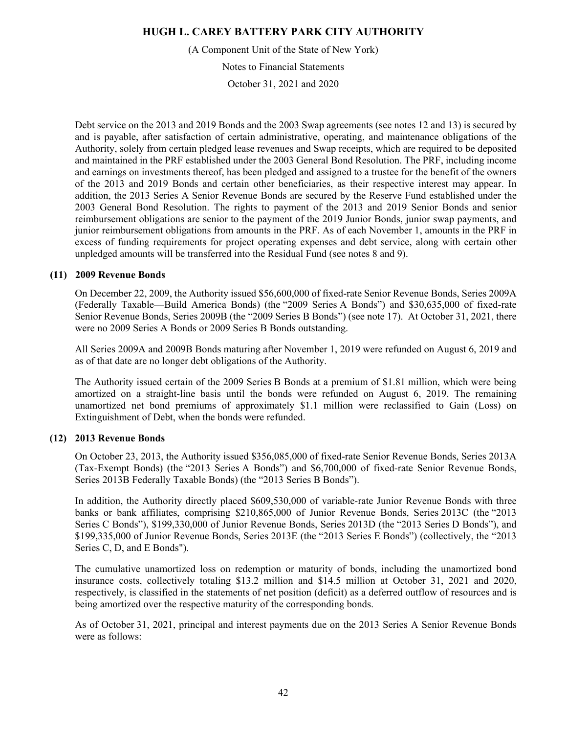Debt service on the 2013 and 2019 Bonds and the 2003 Swap agreements (see notes 12 and 13) is secured by and is payable, after satisfaction of certain administrative, operating, and maintenance obligations of the Authority, solely from certain pledged lease revenues and Swap receipts, which are required to be deposited and maintained in the PRF established under the 2003 General Bond Resolution. The PRF, including income and earnings on investments thereof, has been pledged and assigned to a trustee for the benefit of the owners of the 2013 and 2019 Bonds and certain other beneficiaries, as their respective interest may appear. In addition, the 2013 Series A Senior Revenue Bonds are secured by the Reserve Fund established under the 2003 General Bond Resolution. The rights to payment of the 2013 and 2019 Senior Bonds and senior reimbursement obligations are senior to the payment of the 2019 Junior Bonds, junior swap payments, and junior reimbursement obligations from amounts in the PRF. As of each November 1, amounts in the PRF in excess of funding requirements for project operating expenses and debt service, along with certain other unpledged amounts will be transferred into the Residual Fund (see notes 8 and 9).

## (11) 2009 Revenue Bonds

On December 22, 2009, the Authority issued $56,600,000 of fixed-rate Senior Revenue Bonds, Series 2009A (Federally Taxable—Build America Bonds) (the "2009 Series A Bonds") and $30,635,000 of fixed-rate Senior Revenue Bonds, Series 2009B (the "2009 Series B Bonds") (see note 17). At October 31, 2021, there were no 2009 Series A Bonds or 2009 Series B Bonds outstanding.

All Series 2009A and 2009B Bonds maturing after November 1, 2019 were refunded on August 6, 2019 and as of that date are no longer debt obligations of the Authority.

The Authority issued certain of the 2009 Series B Bonds at a premium of $1.81 million, which were being amortized on a straight-line basis until the bonds were refunded on August 6, 2019. The remaining unamortized net bond premiums of approximately $1.1 million were reclassified to Gain (Loss) on Extinguishment of Debt, when the bonds were refunded.

## (12) 2013 Revenue Bonds

On October 23, 2013, the Authority issued $356,085,000 of fixed-rate Senior Revenue Bonds, Series 2013A (Tax-Exempt Bonds) (the "2013 Series A Bonds") and $6,700,000 of fixed-rate Senior Revenue Bonds, Series 2013B Federally Taxable Bonds) (the "2013 Series B Bonds").

In addition, the Authority directly placed $609,530,000 of variable-rate Junior Revenue Bonds with three banks or bank affiliates, comprising $210,865,000 of Junior Revenue Bonds, Series 2013C (the "2013 Series C Bonds"), $199,330,000 of Junior Revenue Bonds, Series 2013D (the "2013 Series D Bonds"), and $199,335,000 of Junior Revenue Bonds, Series 2013E (the "2013 Series E Bonds") (collectively, the "2013 Series C, D, and E Bonds").

The cumulative unamortized loss on redemption or maturity of bonds, including the unamortized bond insurance costs, collectively totaling $13.2 million and $14.5 million at October 31, 2021 and 2020, respectively, is classified in the statements of net position (deficit) as a deferred outflow of resources and is being amortized over the respective maturity of the corresponding bonds.

As of October 31, 2021, principal and interest payments due on the 2013 Series A Senior Revenue Bonds were as follows: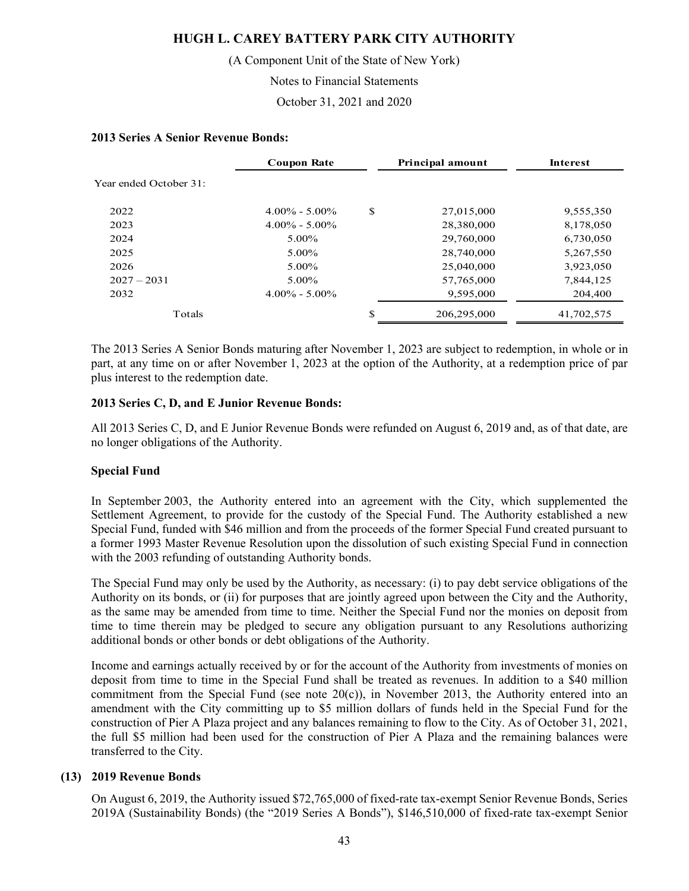**2013 Series A Senior Revenue Bonds:**

| | Coupon Rate | | Principal amount | Interest |
|---|---|---|---|---|
| Year ended October 31: | | | | |
| 2022 | 4.00% - 5.00% | $ | 27,015,000 | 9,555,350 |
| 2023 | 4.00% - 5.00% | | 28,380,000 | 8,178,050 |
| 2024 | 5.00% | | 29,760,000 | 6,730,050 |
| 2025 | 5.00% | | 28,740,000 | 5,267,550 |
| 2026 | 5.00% | | 25,040,000 | 3,923,050 |
| 2027 – 2031 | 5.00% | | 57,765,000 | 7,844,125 |
| 2032 | 4.00% - 5.00% | | 9,595,000 | 204,400 |
| Totals | | $ | 206,295,000 | 41,702,575 |

The 2013 Series A Senior Bonds maturing after November 1, 2023 are subject to redemption, in whole or in part, at any time on or after November 1, 2023 at the option of the Authority, at a redemption price of par plus interest to the redemption date.

**2013 Series C, D, and E Junior Revenue Bonds:**

All 2013 Series C, D, and E Junior Revenue Bonds were refunded on August 6, 2019 and, as of that date, are no longer obligations of the Authority.

**Special Fund**

In September 2003, the Authority entered into an agreement with the City, which supplemented the Settlement Agreement, to provide for the custody of the Special Fund. The Authority established a new Special Fund, funded with $46 million and from the proceeds of the former Special Fund created pursuant to a former 1993 Master Revenue Resolution upon the dissolution of such existing Special Fund in connection with the 2003 refunding of outstanding Authority bonds.

The Special Fund may only be used by the Authority, as necessary: (i) to pay debt service obligations of the Authority on its bonds, or (ii) for purposes that are jointly agreed upon between the City and the Authority, as the same may be amended from time to time. Neither the Special Fund nor the monies on deposit from time to time therein may be pledged to secure any obligation pursuant to any Resolutions authorizing additional bonds or other bonds or debt obligations of the Authority.

Income and earnings actually received by or for the account of the Authority from investments of monies on deposit from time to time in the Special Fund shall be treated as revenues. In addition to a $40 million commitment from the Special Fund (see note 20(c)), in November 2013, the Authority entered into an amendment with the City committing up to $5 million dollars of funds held in the Special Fund for the construction of Pier A Plaza project and any balances remaining to flow to the City. As of October 31, 2021, the full $5 million had been used for the construction of Pier A Plaza and the remaining balances were transferred to the City.

## (13) 2019 Revenue Bonds

On August 6, 2019, the Authority issued $72,765,000 of fixed-rate tax-exempt Senior Revenue Bonds, Series 2019A (Sustainability Bonds) (the "2019 Series A Bonds"), $146,510,000 of fixed-rate tax-exempt Senior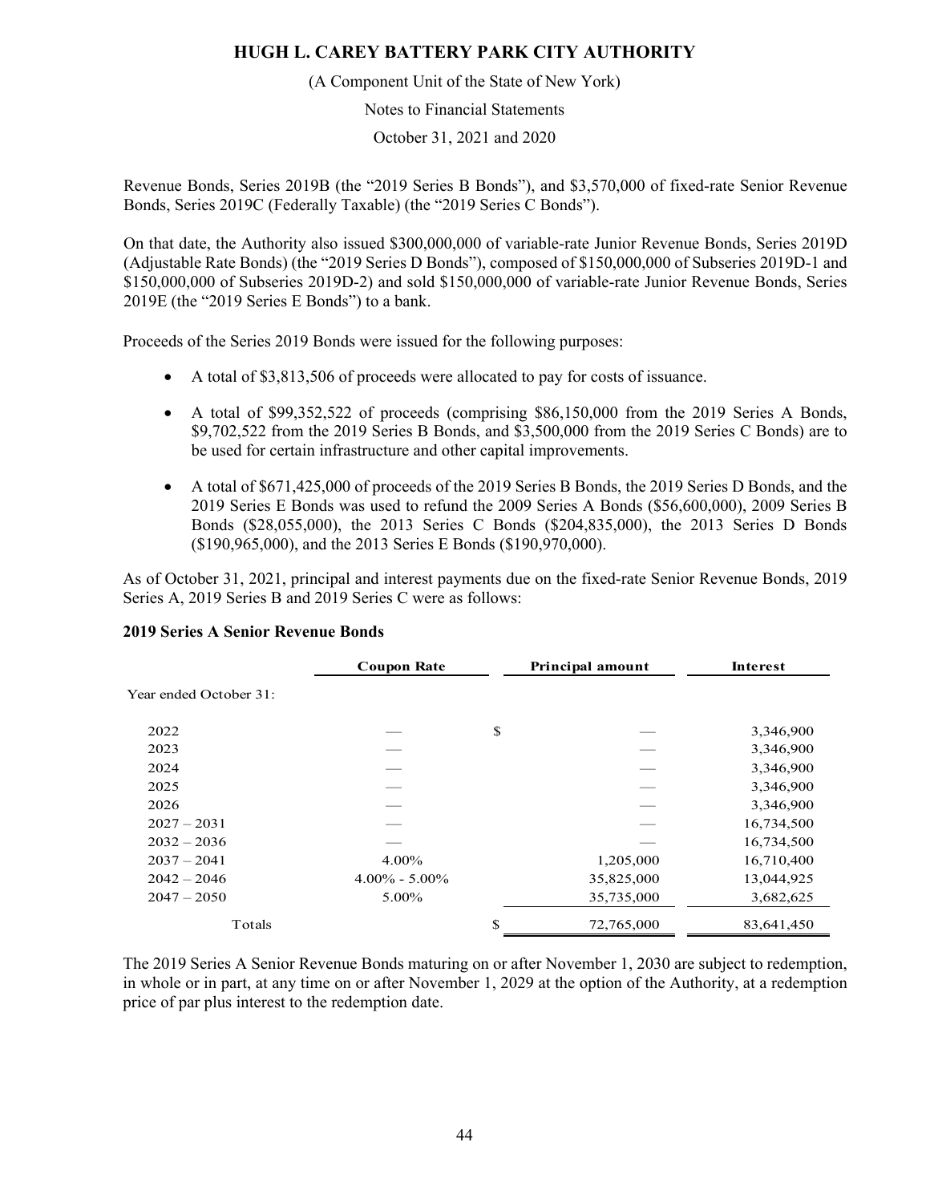Revenue Bonds, Series 2019B (the "2019 Series B Bonds"), and $3,570,000 of fixed-rate Senior Revenue Bonds, Series 2019C (Federally Taxable) (the "2019 Series C Bonds").

On that date, the Authority also issued $300,000,000 of variable-rate Junior Revenue Bonds, Series 2019D (Adjustable Rate Bonds) (the "2019 Series D Bonds"), composed of $150,000,000 of Subseries 2019D-1 and $150,000,000 of Subseries 2019D-2) and sold $150,000,000 of variable-rate Junior Revenue Bonds, Series 2019E (the "2019 Series E Bonds") to a bank.

Proceeds of the Series 2019 Bonds were issued for the following purposes:

- A total of $3,813,506 of proceeds were allocated to pay for costs of issuance.
- A total of $99,352,522 of proceeds (comprising $86,150,000 from the 2019 Series A Bonds, $9,702,522 from the 2019 Series B Bonds, and $3,500,000 from the 2019 Series C Bonds) are to be used for certain infrastructure and other capital improvements.
- A total of $671,425,000 of proceeds of the 2019 Series B Bonds, the 2019 Series D Bonds, and the 2019 Series E Bonds was used to refund the 2009 Series A Bonds ($56,600,000), 2009 Series B Bonds ($28,055,000), the 2013 Series C Bonds ($204,835,000), the 2013 Series D Bonds ($190,965,000), and the 2013 Series E Bonds ($190,970,000).

As of October 31, 2021, principal and interest payments due on the fixed-rate Senior Revenue Bonds, 2019 Series A, 2019 Series B and 2019 Series C were as follows:

**2019 Series A Senior Revenue Bonds**

| | Coupon Rate | Principal amount | Interest |
|---|---|---|---|
| Year ended October 31: | | | |
| 2022 | — | $ — | 3,346,900 |
| 2023 | — | — | 3,346,900 |
| 2024 | — | — | 3,346,900 |
| 2025 | — | — | 3,346,900 |
| 2026 | — | — | 3,346,900 |
| 2027 – 2031 | — | — | 16,734,500 |
| 2032 – 2036 | — | — | 16,734,500 |
| 2037 – 2041 | 4.00% | 1,205,000 | 16,710,400 |
| 2042 – 2046 | 4.00% - 5.00% | 35,825,000 | 13,044,925 |
| 2047 – 2050 | 5.00% | 35,735,000 | 3,682,625 |
| Totals | | $ 72,765,000 | 83,641,450 |

The 2019 Series A Senior Revenue Bonds maturing on or after November 1, 2030 are subject to redemption, in whole or in part, at any time on or after November 1, 2029 at the option of the Authority, at a redemption price of par plus interest to the redemption date.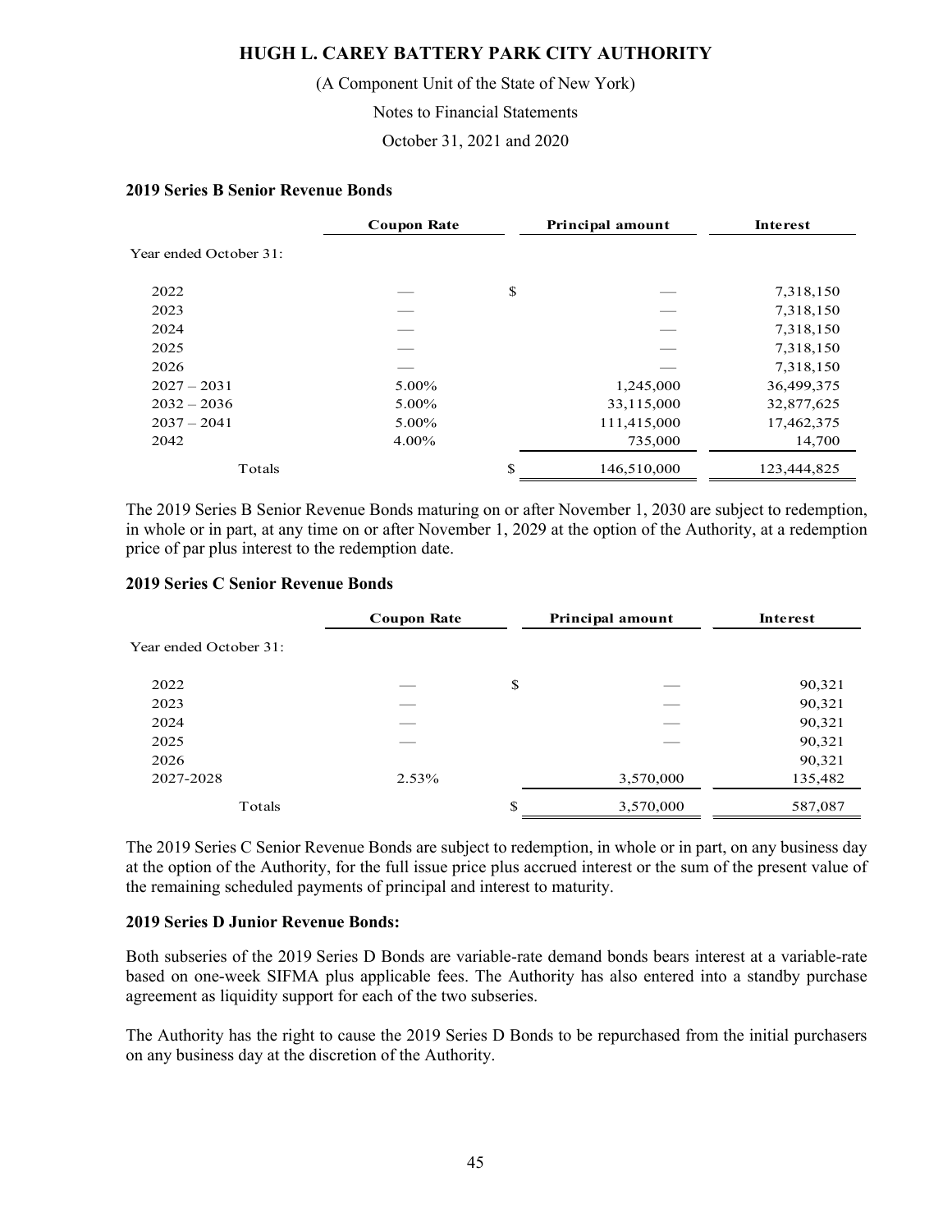### 2019 Series B Senior Revenue Bonds

| | Coupon Rate | Principal amount | Interest |
|---|---|---|---|
| Year ended October 31: | | | |
| 2022 | — | $ — | 7,318,150 |
| 2023 | — | — | 7,318,150 |
| 2024 | — | — | 7,318,150 |
| 2025 | — | — | 7,318,150 |
| 2026 | — | — | 7,318,150 |
| 2027 – 2031 | 5.00% | 1,245,000 | 36,499,375 |
| 2032 – 2036 | 5.00% | 33,115,000 | 32,877,625 |
| 2037 – 2041 | 5.00% | 111,415,000 | 17,462,375 |
| 2042 | 4.00% | 735,000 | 14,700 |
| Totals | | $ 146,510,000 | 123,444,825 |

The 2019 Series B Senior Revenue Bonds maturing on or after November 1, 2030 are subject to redemption, in whole or in part, at any time on or after November 1, 2029 at the option of the Authority, at a redemption price of par plus interest to the redemption date.

### 2019 Series C Senior Revenue Bonds

| | Coupon Rate | Principal amount | Interest |
|---|---|---|---|
| Year ended October 31: | | | |
| 2022 | — | $ — | 90,321 |
| 2023 | — | — | 90,321 |
| 2024 | — | — | 90,321 |
| 2025 | — | — | 90,321 |
| 2026 | | | 90,321 |
| 2027-2028 | 2.53% | 3,570,000 | 135,482 |
| Totals | | $ 3,570,000 | 587,087 |

The 2019 Series C Senior Revenue Bonds are subject to redemption, in whole or in part, on any business day at the option of the Authority, for the full issue price plus accrued interest or the sum of the present value of the remaining scheduled payments of principal and interest to maturity.

### 2019 Series D Junior Revenue Bonds:

Both subseries of the 2019 Series D Bonds are variable-rate demand bonds bears interest at a variable-rate based on one-week SIFMA plus applicable fees. The Authority has also entered into a standby purchase agreement as liquidity support for each of the two subseries.

The Authority has the right to cause the 2019 Series D Bonds to be repurchased from the initial purchasers on any business day at the discretion of the Authority.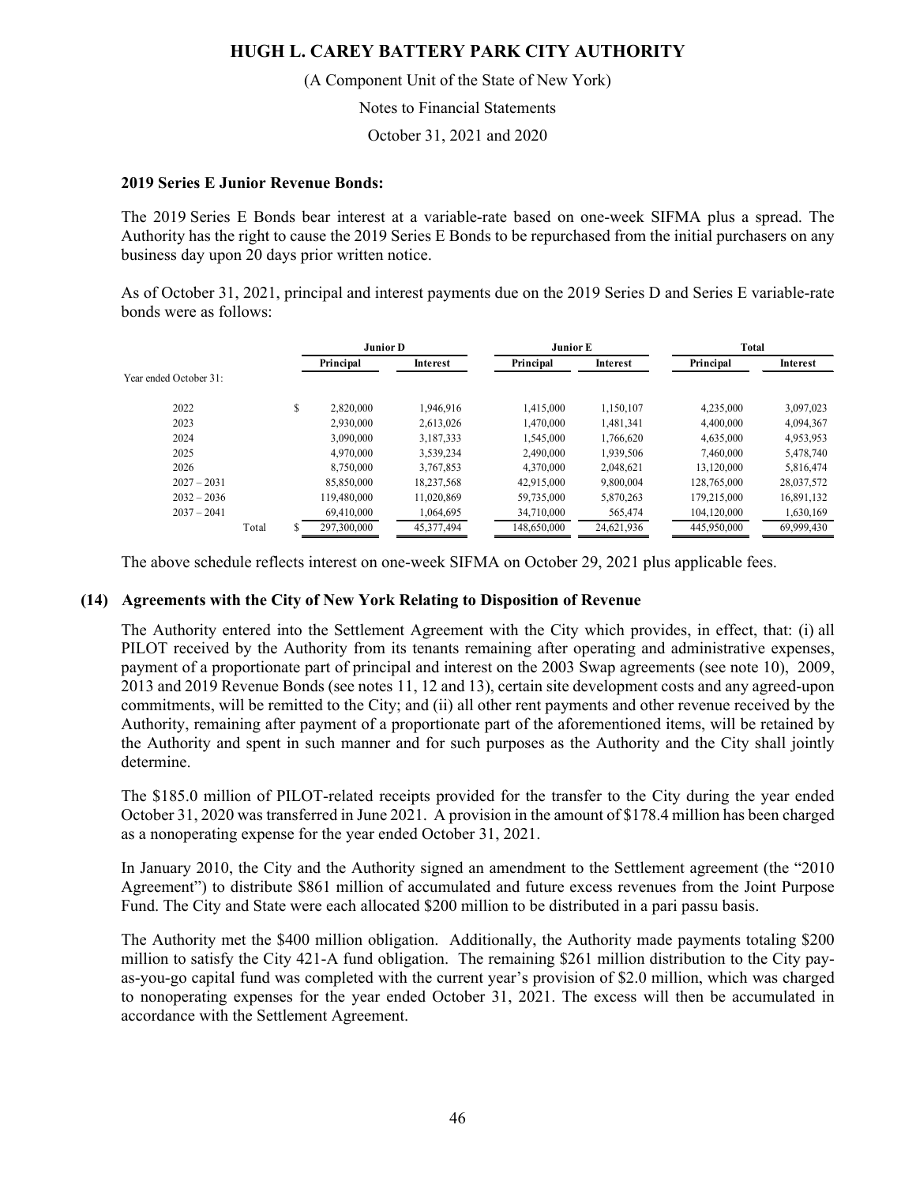**2019 Series E Junior Revenue Bonds:**

The 2019 Series E Bonds bear interest at a variable-rate based on one-week SIFMA plus a spread. The Authority has the right to cause the 2019 Series E Bonds to be repurchased from the initial purchasers on any business day upon 20 days prior written notice.

As of October 31, 2021, principal and interest payments due on the 2019 Series D and Series E variable-rate bonds were as follows:

| | Junior D | | Junior E | | Total | |
|---|---|---|---|---|---|---|
| | Principal | Interest | Principal | Interest | Principal | Interest |
| Year ended October 31: | | | | | | |
| 2022 | $ 2,820,000 | 1,946,916 | 1,415,000 | 1,150,107 | 4,235,000 | 3,097,023 |
| 2023 | 2,930,000 | 2,613,026 | 1,470,000 | 1,481,341 | 4,400,000 | 4,094,367 |
| 2024 | 3,090,000 | 3,187,333 | 1,545,000 | 1,766,620 | 4,635,000 | 4,953,953 |
| 2025 | 4,970,000 | 3,539,234 | 2,490,000 | 1,939,506 | 7,460,000 | 5,478,740 |
| 2026 | 8,750,000 | 3,767,853 | 4,370,000 | 2,048,621 | 13,120,000 | 5,816,474 |
| 2027 – 2031 | 85,850,000 | 18,237,568 | 42,915,000 | 9,800,004 | 128,765,000 | 28,037,572 |
| 2032 – 2036 | 119,480,000 | 11,020,869 | 59,735,000 | 5,870,263 | 179,215,000 | 16,891,132 |
| 2037 – 2041 | 69,410,000 | 1,064,695 | 34,710,000 | 565,474 | 104,120,000 | 1,630,169 |
| Total | $ 297,300,000 | 45,377,494 | 148,650,000 | 24,621,936 | 445,950,000 | 69,999,430 |

The above schedule reflects interest on one-week SIFMA on October 29, 2021 plus applicable fees.

## (14) Agreements with the City of New York Relating to Disposition of Revenue

The Authority entered into the Settlement Agreement with the City which provides, in effect, that: (i) all PILOT received by the Authority from its tenants remaining after operating and administrative expenses, payment of a proportionate part of principal and interest on the 2003 Swap agreements (see note 10), 2009, 2013 and 2019 Revenue Bonds (see notes 11, 12 and 13), certain site development costs and any agreed-upon commitments, will be remitted to the City; and (ii) all other rent payments and other revenue received by the Authority, remaining after payment of a proportionate part of the aforementioned items, will be retained by the Authority and spent in such manner and for such purposes as the Authority and the City shall jointly determine.

The $185.0 million of PILOT-related receipts provided for the transfer to the City during the year ended October 31, 2020 was transferred in June 2021. A provision in the amount of $178.4 million has been charged as a nonoperating expense for the year ended October 31, 2021.

In January 2010, the City and the Authority signed an amendment to the Settlement agreement (the "2010 Agreement") to distribute $861 million of accumulated and future excess revenues from the Joint Purpose Fund. The City and State were each allocated $200 million to be distributed in a pari passu basis.

The Authority met the $400 million obligation. Additionally, the Authority made payments totaling $200 million to satisfy the City 421-A fund obligation. The remaining $261 million distribution to the City pay-as-you-go capital fund was completed with the current year's provision of $2.0 million, which was charged to nonoperating expenses for the year ended October 31, 2021. The excess will then be accumulated in accordance with the Settlement Agreement.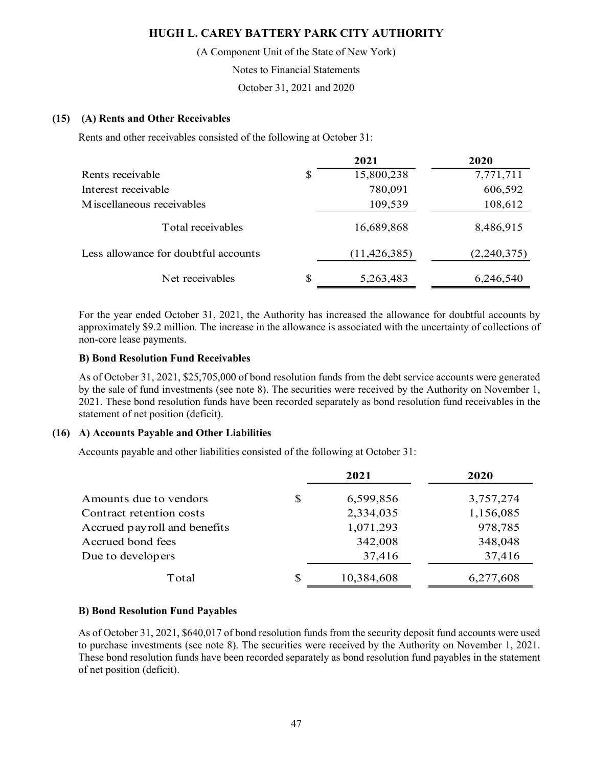# HUGH L. CAREY BATTERY PARK CITY AUTHORITY

(A Component Unit of the State of New York)

Notes to Financial Statements

October 31, 2021 and 2020

## (15) (A) Rents and Other Receivables

Rents and other receivables consisted of the following at October 31:

| | | 2021 | 2020 |
|---|---|---|---|
| Rents receivable | $ | 15,800,238 | 7,771,711 |
| Interest receivable | | 780,091 | 606,592 |
| Miscellaneous receivables | | 109,539 | 108,612 |
| Total receivables | | 16,689,868 | 8,486,915 |
| Less allowance for doubtful accounts | | (11,426,385) | (2,240,375) |
| Net receivables | $ | 5,263,483 | 6,246,540 |

For the year ended October 31, 2021, the Authority has increased the allowance for doubtful accounts by approximately $9.2 million. The increase in the allowance is associated with the uncertainty of collections of non-core lease payments.

### B) Bond Resolution Fund Receivables

As of October 31, 2021, $25,705,000 of bond resolution funds from the debt service accounts were generated by the sale of fund investments (see note 8). The securities were received by the Authority on November 1, 2021. These bond resolution funds have been recorded separately as bond resolution fund receivables in the statement of net position (deficit).

## (16) A) Accounts Payable and Other Liabilities

Accounts payable and other liabilities consisted of the following at October 31:

| | | 2021 | 2020 |
|---|---|---|---|
| Amounts due to vendors | $ | 6,599,856 | 3,757,274 |
| Contract retention costs | | 2,334,035 | 1,156,085 |
| Accrued payroll and benefits | | 1,071,293 | 978,785 |
| Accrued bond fees | | 342,008 | 348,048 |
| Due to developers | | 37,416 | 37,416 |
| Total | $ | 10,384,608 | 6,277,608 |

### B) Bond Resolution Fund Payables

As of October 31, 2021, $640,017 of bond resolution funds from the security deposit fund accounts were used to purchase investments (see note 8). The securities were received by the Authority on November 1, 2021. These bond resolution funds have been recorded separately as bond resolution fund payables in the statement of net position (deficit).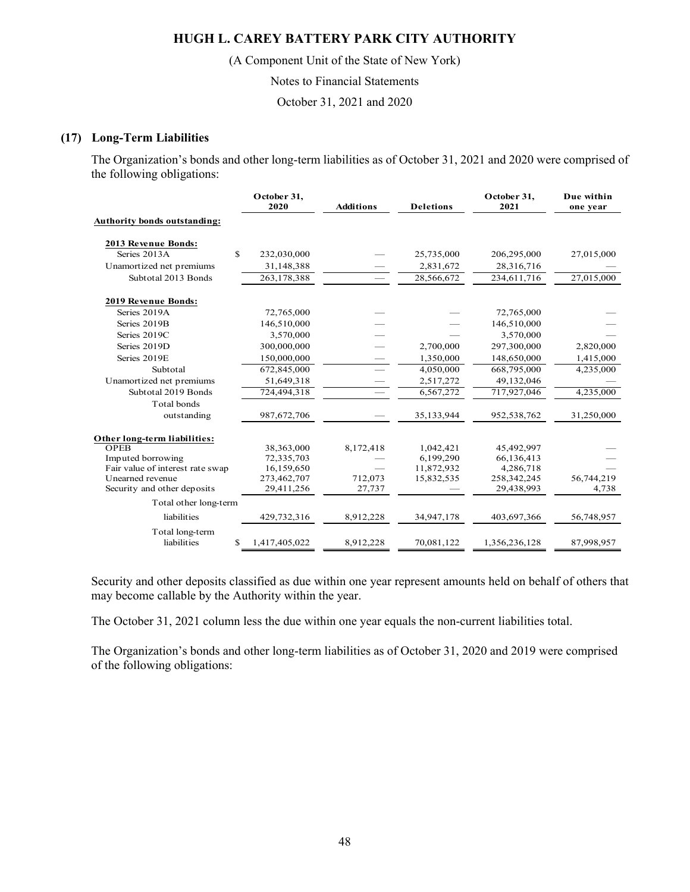## (17) Long-Term Liabilities

The Organization's bonds and other long-term liabilities as of October 31, 2021 and 2020 were comprised of the following obligations:

| | October 31, 2020 | Additions | Deletions | October 31, 2021 | Due within one year |
|---|---|---|---|---|---|
| **Authority bonds outstanding:** | | | | | |
| **2013 Revenue Bonds:** | | | | | |
| Series 2013A | $ 232,030,000 | — | 25,735,000 | 206,295,000 | 27,015,000 |
| Unamortized net premiums | 31,148,388 | — | 2,831,672 | 28,316,716 | — |
| Subtotal 2013 Bonds | 263,178,388 | — | 28,566,672 | 234,611,716 | 27,015,000 |
| **2019 Revenue Bonds:** | | | | | |
| Series 2019A | 72,765,000 | — | — | 72,765,000 | — |
| Series 2019B | 146,510,000 | — | — | 146,510,000 | — |
| Series 2019C | 3,570,000 | — | — | 3,570,000 | — |
| Series 2019D | 300,000,000 | — | 2,700,000 | 297,300,000 | 2,820,000 |
| Series 2019E | 150,000,000 | — | 1,350,000 | 148,650,000 | 1,415,000 |
| Subtotal | 672,845,000 | — | 4,050,000 | 668,795,000 | 4,235,000 |
| Unamortized net premiums | 51,649,318 | — | 2,517,272 | 49,132,046 | — |
| Subtotal 2019 Bonds | 724,494,318 | — | 6,567,272 | 717,927,046 | 4,235,000 |
| Total bonds outstanding | 987,672,706 | — | 35,133,944 | 952,538,762 | 31,250,000 |
| **Other long-term liabilities:** | | | | | |
| OPEB | 38,363,000 | 8,172,418 | 1,042,421 | 45,492,997 | — |
| Imputed borrowing | 72,335,703 | — | 6,199,290 | 66,136,413 | — |
| Fair value of interest rate swap | 16,159,650 | — | 11,872,932 | 4,286,718 | — |
| Unearned revenue | 273,462,707 | 712,073 | 15,832,535 | 258,342,245 | 56,744,219 |
| Security and other deposits | 29,411,256 | 27,737 | — | 29,438,993 | 4,738 |
| Total other long-term liabilities | 429,732,316 | 8,912,228 | 34,947,178 | 403,697,366 | 56,748,957 |
| Total long-term liabilities | $ 1,417,405,022 | 8,912,228 | 70,081,122 | 1,356,236,128 | 87,998,957 |

Security and other deposits classified as due within one year represent amounts held on behalf of others that may become callable by the Authority within the year.

The October 31, 2021 column less the due within one year equals the non-current liabilities total.

The Organization's bonds and other long-term liabilities as of October 31, 2020 and 2019 were comprised of the following obligations: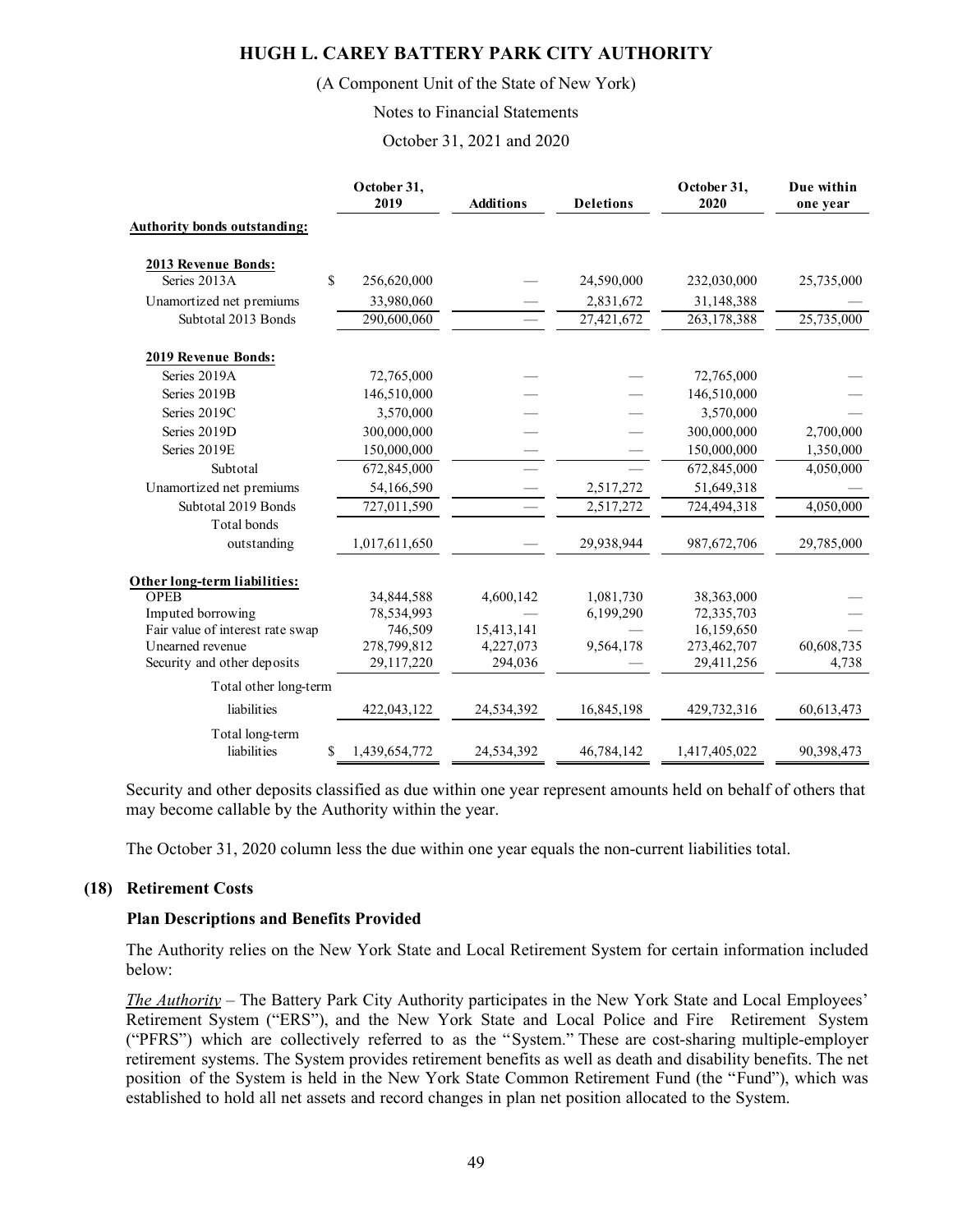# HUGH L. CAREY BATTERY PARK CITY AUTHORITY

(A Component Unit of the State of New York)

Notes to Financial Statements

October 31, 2021 and 2020

| | October 31, 2019 | Additions | Deletions | October 31, 2020 | Due within one year |
|---|---|---|---|---|---|
| **Authority bonds outstanding:** | | | | | |
| **2013 Revenue Bonds:** | | | | | |
| Series 2013A | $ 256,620,000 | — | 24,590,000 | 232,030,000 | 25,735,000 |
| Unamortized net premiums | 33,980,060 | — | 2,831,672 | 31,148,388 | — |
| Subtotal 2013 Bonds | 290,600,060 | — | 27,421,672 | 263,178,388 | 25,735,000 |
| **2019 Revenue Bonds:** | | | | | |
| Series 2019A | 72,765,000 | — | — | 72,765,000 | — |
| Series 2019B | 146,510,000 | — | — | 146,510,000 | — |
| Series 2019C | 3,570,000 | — | — | 3,570,000 | — |
| Series 2019D | 300,000,000 | — | — | 300,000,000 | 2,700,000 |
| Series 2019E | 150,000,000 | — | — | 150,000,000 | 1,350,000 |
| Subtotal | 672,845,000 | — | — | 672,845,000 | 4,050,000 |
| Unamortized net premiums | 54,166,590 | — | 2,517,272 | 51,649,318 | — |
| Subtotal 2019 Bonds | 727,011,590 | — | 2,517,272 | 724,494,318 | 4,050,000 |
| Total bonds outstanding | 1,017,611,650 | — | 29,938,944 | 987,672,706 | 29,785,000 |
| **Other long-term liabilities:** | | | | | |
| OPEB | 34,844,588 | 4,600,142 | 1,081,730 | 38,363,000 | — |
| Imputed borrowing | 78,534,993 | — | 6,199,290 | 72,335,703 | — |
| Fair value of interest rate swap | 746,509 | 15,413,141 | — | 16,159,650 | — |
| Unearned revenue | 278,799,812 | 4,227,073 | 9,564,178 | 273,462,707 | 60,608,735 |
| Security and other deposits | 29,117,220 | 294,036 | — | 29,411,256 | 4,738 |
| Total other long-term liabilities | 422,043,122 | 24,534,392 | 16,845,198 | 429,732,316 | 60,613,473 |
| Total long-term liabilities | $ 1,439,654,772 | 24,534,392 | 46,784,142 | 1,417,405,022 | 90,398,473 |

Security and other deposits classified as due within one year represent amounts held on behalf of others that may become callable by the Authority within the year.

The October 31, 2020 column less the due within one year equals the non-current liabilities total.

## (18) Retirement Costs

### Plan Descriptions and Benefits Provided

The Authority relies on the New York State and Local Retirement System for certain information included below:

*The Authority* – The Battery Park City Authority participates in the New York State and Local Employees' Retirement System ("ERS"), and the New York State and Local Police and Fire Retirement System ("PFRS") which are collectively referred to as the "System." These are cost-sharing multiple-employer retirement systems. The System provides retirement benefits as well as death and disability benefits. The net position of the System is held in the New York State Common Retirement Fund (the "Fund"), which was established to hold all net assets and record changes in plan net position allocated to the System.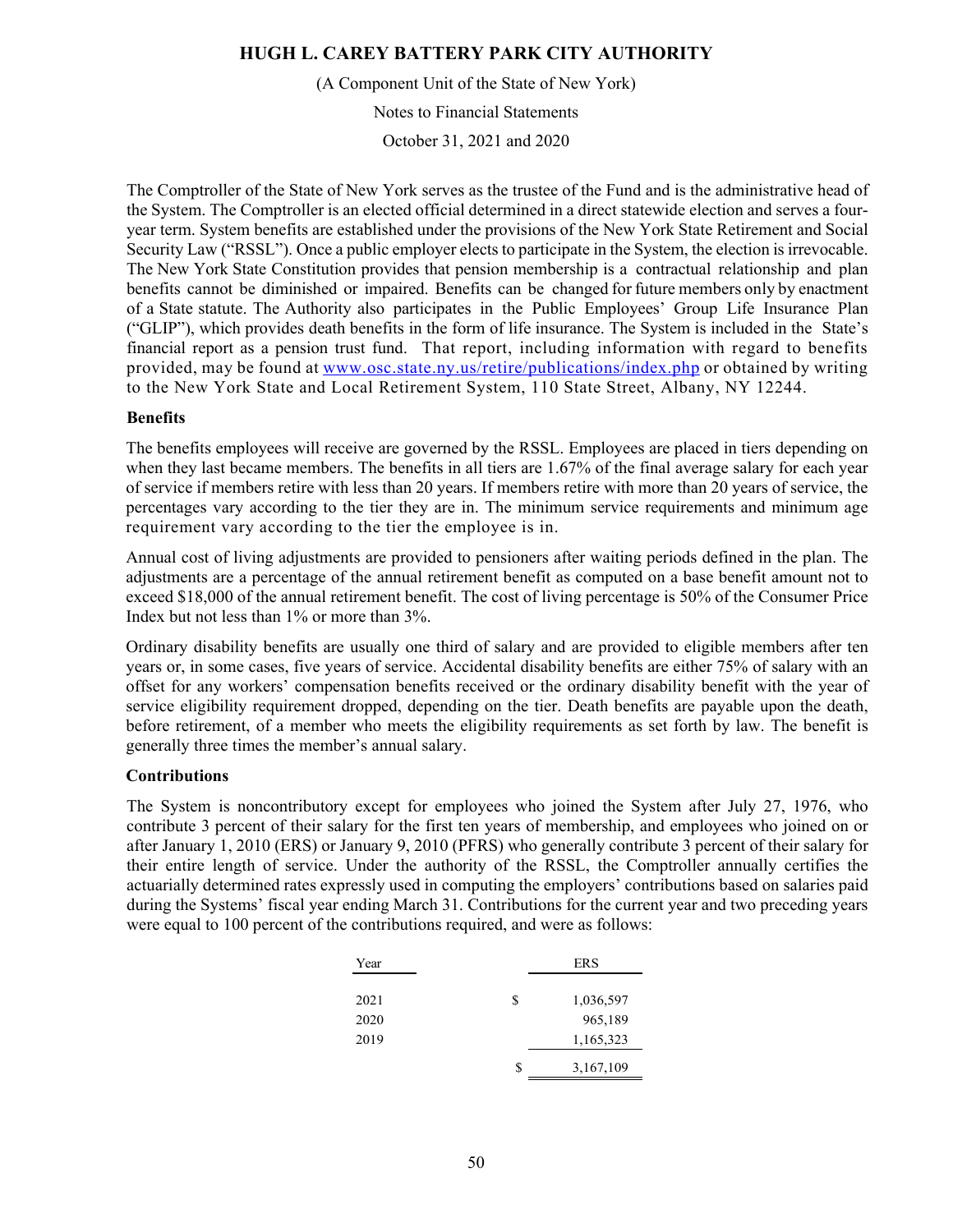The Comptroller of the State of New York serves as the trustee of the Fund and is the administrative head of the System. The Comptroller is an elected official determined in a direct statewide election and serves a four-year term. System benefits are established under the provisions of the New York State Retirement and Social Security Law ("RSSL"). Once a public employer elects to participate in the System, the election is irrevocable. The New York State Constitution provides that pension membership is a contractual relationship and plan benefits cannot be diminished or impaired. Benefits can be changed for future members only by enactment of a State statute. The Authority also participates in the Public Employees' Group Life Insurance Plan ("GLIP"), which provides death benefits in the form of life insurance. The System is included in the State's financial report as a pension trust fund. That report, including information with regard to benefits provided, may be found at www.osc.state.ny.us/retire/publications/index.php or obtained by writing to the New York State and Local Retirement System, 110 State Street, Albany, NY 12244.

**Benefits**

The benefits employees will receive are governed by the RSSL. Employees are placed in tiers depending on when they last became members. The benefits in all tiers are 1.67% of the final average salary for each year of service if members retire with less than 20 years. If members retire with more than 20 years of service, the percentages vary according to the tier they are in. The minimum service requirements and minimum age requirement vary according to the tier the employee is in.

Annual cost of living adjustments are provided to pensioners after waiting periods defined in the plan. The adjustments are a percentage of the annual retirement benefit as computed on a base benefit amount not to exceed $18,000 of the annual retirement benefit. The cost of living percentage is 50% of the Consumer Price Index but not less than 1% or more than 3%.

Ordinary disability benefits are usually one third of salary and are provided to eligible members after ten years or, in some cases, five years of service. Accidental disability benefits are either 75% of salary with an offset for any workers' compensation benefits received or the ordinary disability benefit with the year of service eligibility requirement dropped, depending on the tier. Death benefits are payable upon the death, before retirement, of a member who meets the eligibility requirements as set forth by law. The benefit is generally three times the member's annual salary.

**Contributions**

The System is noncontributory except for employees who joined the System after July 27, 1976, who contribute 3 percent of their salary for the first ten years of membership, and employees who joined on or after January 1, 2010 (ERS) or January 9, 2010 (PFRS) who generally contribute 3 percent of their salary for their entire length of service. Under the authority of the RSSL, the Comptroller annually certifies the actuarially determined rates expressly used in computing the employers' contributions based on salaries paid during the Systems' fiscal year ending March 31. Contributions for the current year and two preceding years were equal to 100 percent of the contributions required, and were as follows:

| Year | | ERS |
|---|---|---|
| 2021 | $ | 1,036,597 |
| 2020 | | 965,189 |
| 2019 | | 1,165,323 |
| | $ | 3,167,109 |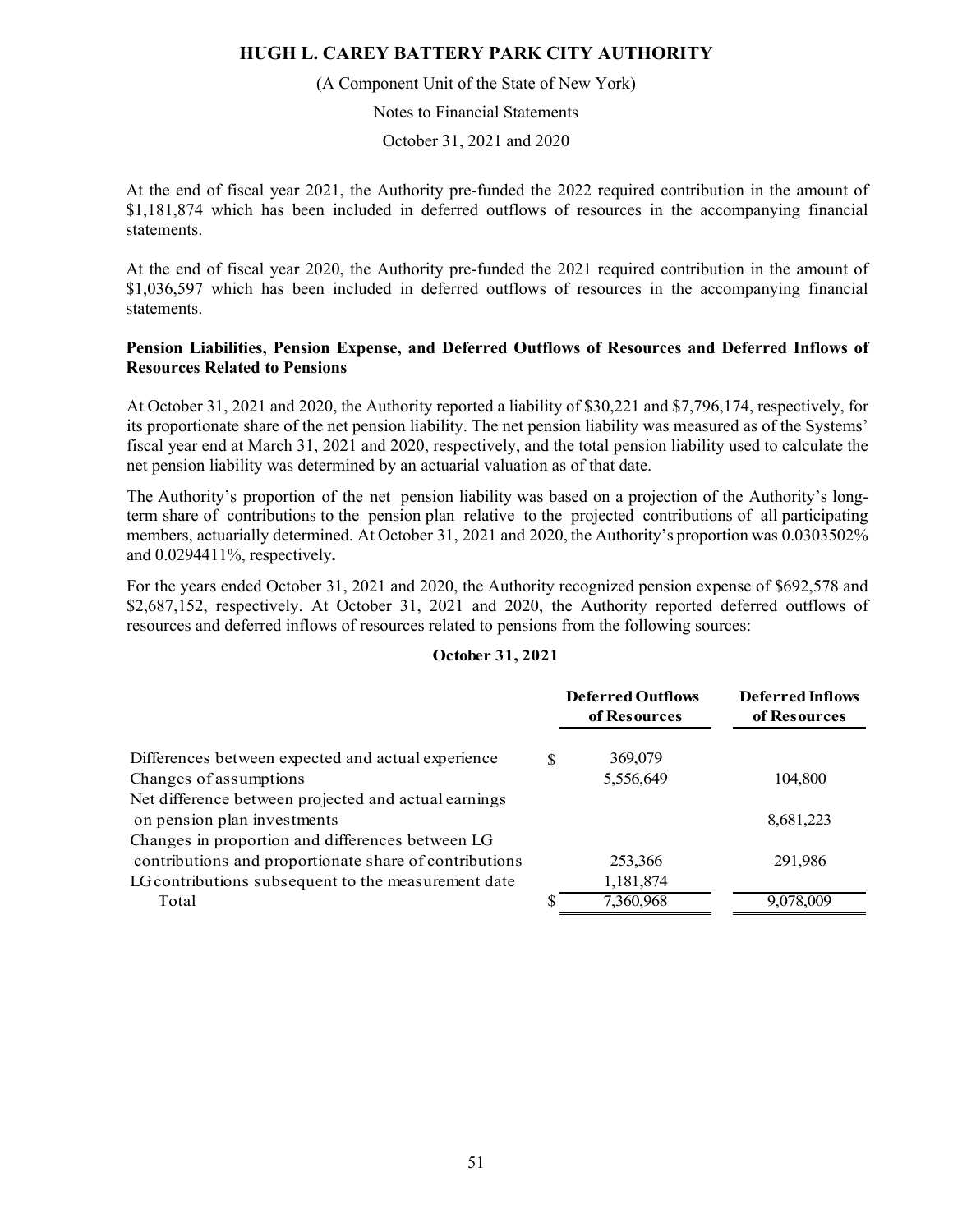At the end of fiscal year 2021, the Authority pre-funded the 2022 required contribution in the amount of \$1,181,874 which has been included in deferred outflows of resources in the accompanying financial statements.

At the end of fiscal year 2020, the Authority pre-funded the 2021 required contribution in the amount of \$1,036,597 which has been included in deferred outflows of resources in the accompanying financial statements.

**Pension Liabilities, Pension Expense, and Deferred Outflows of Resources and Deferred Inflows of Resources Related to Pensions**

At October 31, 2021 and 2020, the Authority reported a liability of \$30,221 and \$7,796,174, respectively, for its proportionate share of the net pension liability. The net pension liability was measured as of the Systems' fiscal year end at March 31, 2021 and 2020, respectively, and the total pension liability used to calculate the net pension liability was determined by an actuarial valuation as of that date.

The Authority's proportion of the net pension liability was based on a projection of the Authority's long-term share of contributions to the pension plan relative to the projected contributions of all participating members, actuarially determined. At October 31, 2021 and 2020, the Authority's proportion was 0.0303502% and 0.0294411%, respectively**.**

For the years ended October 31, 2021 and 2020, the Authority recognized pension expense of \$692,578 and \$2,687,152, respectively. At October 31, 2021 and 2020, the Authority reported deferred outflows of resources and deferred inflows of resources related to pensions from the following sources:

**October 31, 2021**

| | Deferred Outflows of Resources | Deferred Inflows of Resources |
|---|---|---|
| Differences between expected and actual experience | \$ 369,079 | |
| Changes of assumptions | 5,556,649 | 104,800 |
| Net difference between projected and actual earnings on pension plan investments | | 8,681,223 |
| Changes in proportion and differences between LG contributions and proportionate share of contributions | 253,366 | 291,986 |
| LG contributions subsequent to the measurement date | 1,181,874 | |
| Total | \$ 7,360,968 | 9,078,009 |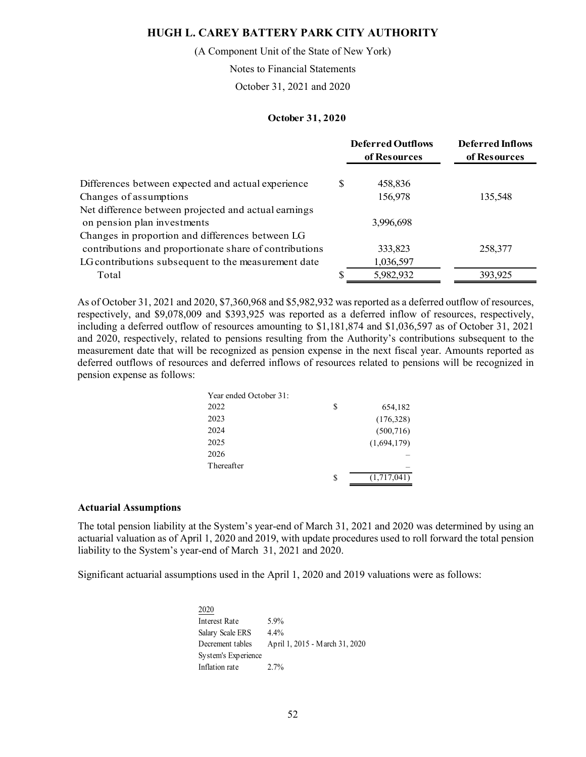**October 31, 2020**

| | Deferred Outflows of Resources | Deferred Inflows of Resources |
|---|---|---|
| Differences between expected and actual experience | $ 458,836 | |
| Changes of assumptions | 156,978 | 135,548 |
| Net difference between projected and actual earnings on pension plan investments | 3,996,698 | |
| Changes in proportion and differences between LG contributions and proportionate share of contributions | 333,823 | 258,377 |
| LG contributions subsequent to the measurement date | 1,036,597 | |
| Total | $ 5,982,932 | 393,925 |

As of October 31, 2021 and 2020, $7,360,968 and $5,982,932 was reported as a deferred outflow of resources, respectively, and $9,078,009 and $393,925 was reported as a deferred inflow of resources, respectively, including a deferred outflow of resources amounting to $1,181,874 and $1,036,597 as of October 31, 2021 and 2020, respectively, related to pensions resulting from the Authority's contributions subsequent to the measurement date that will be recognized as pension expense in the next fiscal year. Amounts reported as deferred outflows of resources and deferred inflows of resources related to pensions will be recognized in pension expense as follows:

| Year ended October 31: | |
|---|---|
| 2022 | $ 654,182 |
| 2023 | (176,328) |
| 2024 | (500,716) |
| 2025 | (1,694,179) |
| 2026 | – |
| Thereafter | – |
| | $ (1,717,041) |

### Actuarial Assumptions

The total pension liability at the System's year-end of March 31, 2021 and 2020 was determined by using an actuarial valuation as of April 1, 2020 and 2019, with update procedures used to roll forward the total pension liability to the System's year-end of March 31, 2021 and 2020.

Significant actuarial assumptions used in the April 1, 2020 and 2019 valuations were as follows:

| 2020 | |
|---|---|
| Interest Rate | 5.9% |
| Salary Scale ERS | 4.4% |
| Decrement tables | April 1, 2015 - March 31, 2020 |
| System's Experience | |
| Inflation rate | 2.7% |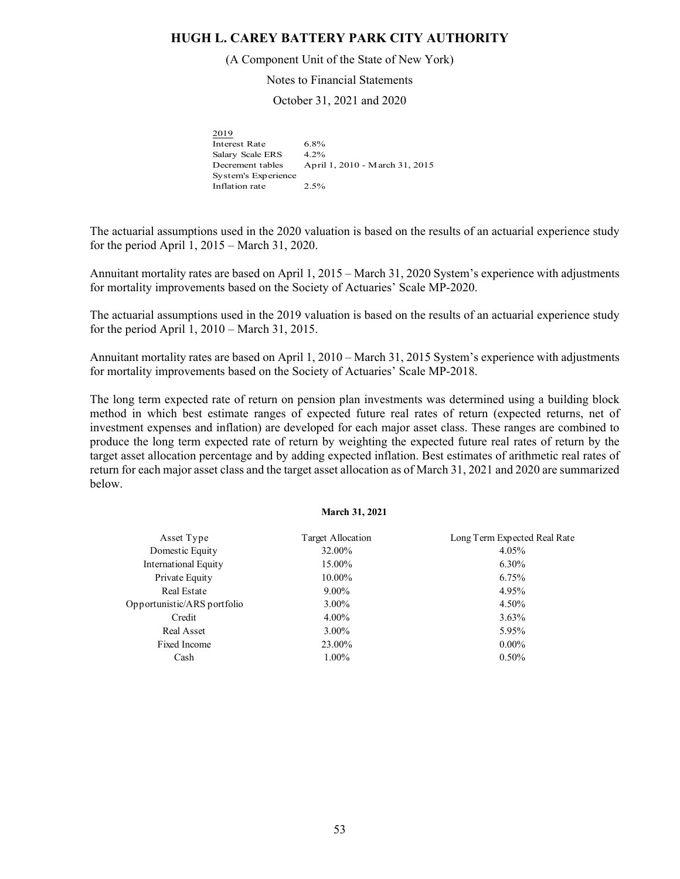| 2019 | |
|---|---|
| Interest Rate | 6.8% |
| Salary Scale ERS | 4.2% |
| Decrement tables | April 1, 2010 - March 31, 2015 |
| System's Experience | |
| Inflation rate | 2.5% |

The actuarial assumptions used in the 2020 valuation is based on the results of an actuarial experience study for the period April 1, 2015 – March 31, 2020.

Annuitant mortality rates are based on April 1, 2015 – March 31, 2020 System's experience with adjustments for mortality improvements based on the Society of Actuaries' Scale MP-2020.

The actuarial assumptions used in the 2019 valuation is based on the results of an actuarial experience study for the period April 1, 2010 – March 31, 2015.

Annuitant mortality rates are based on April 1, 2010 – March 31, 2015 System's experience with adjustments for mortality improvements based on the Society of Actuaries' Scale MP-2018.

The long term expected rate of return on pension plan investments was determined using a building block method in which best estimate ranges of expected future real rates of return (expected returns, net of investment expenses and inflation) are developed for each major asset class. These ranges are combined to produce the long term expected rate of return by weighting the expected future real rates of return by the target asset allocation percentage and by adding expected inflation. Best estimates of arithmetic real rates of return for each major asset class and the target asset allocation as of March 31, 2021 and 2020 are summarized below.

**March 31, 2021**

| Asset Type | Target Allocation | Long Term Expected Real Rate |
|---|---|---|
| Domestic Equity | 32.00% | 4.05% |
| International Equity | 15.00% | 6.30% |
| Private Equity | 10.00% | 6.75% |
| Real Estate | 9.00% | 4.95% |
| Opportunistic/ARS portfolio | 3.00% | 4.50% |
| Credit | 4.00% | 3.63% |
| Real Asset | 3.00% | 5.95% |
| Fixed Income | 23.00% | 0.00% |
| Cash | 1.00% | 0.50% |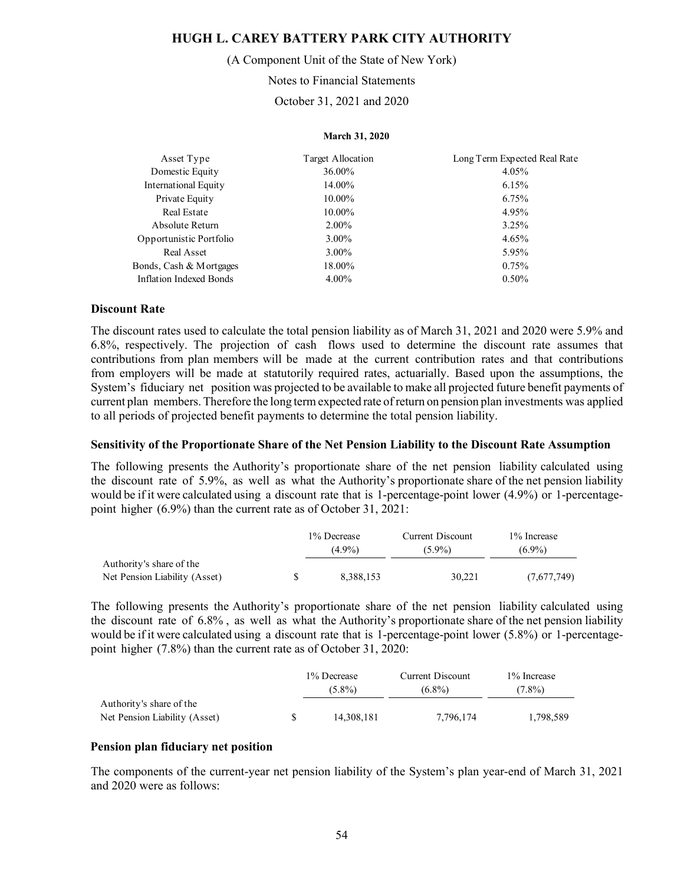**March 31, 2020**

| Asset Type | Target Allocation | Long Term Expected Real Rate |
|---|---|---|
| Domestic Equity | 36.00% | 4.05% |
| International Equity | 14.00% | 6.15% |
| Private Equity | 10.00% | 6.75% |
| Real Estate | 10.00% | 4.95% |
| Absolute Return | 2.00% | 3.25% |
| Opportunistic Portfolio | 3.00% | 4.65% |
| Real Asset | 3.00% | 5.95% |
| Bonds, Cash & Mortgages | 18.00% | 0.75% |
| Inflation Indexed Bonds | 4.00% | 0.50% |

### Discount Rate

The discount rates used to calculate the total pension liability as of March 31, 2021 and 2020 were 5.9% and 6.8%, respectively. The projection of cash flows used to determine the discount rate assumes that contributions from plan members will be made at the current contribution rates and that contributions from employers will be made at statutorily required rates, actuarially. Based upon the assumptions, the System's fiduciary net position was projected to be available to make all projected future benefit payments of current plan members. Therefore the long term expected rate of return on pension plan investments was applied to all periods of projected benefit payments to determine the total pension liability.

### Sensitivity of the Proportionate Share of the Net Pension Liability to the Discount Rate Assumption

The following presents the Authority's proportionate share of the net pension liability calculated using the discount rate of 5.9%, as well as what the Authority's proportionate share of the net pension liability would be if it were calculated using a discount rate that is 1-percentage-point lower (4.9%) or 1-percentage-point higher (6.9%) than the current rate as of October 31, 2021:

| | 1% Decrease (4.9%) | Current Discount (5.9%) | 1% Increase (6.9%) |
|---|---|---|---|
| Authority's share of the Net Pension Liability (Asset) | $ 8,388,153 | 30,221 | (7,677,749) |

The following presents the Authority's proportionate share of the net pension liability calculated using the discount rate of 6.8%, as well as what the Authority's proportionate share of the net pension liability would be if it were calculated using a discount rate that is 1-percentage-point lower (5.8%) or 1-percentage-point higher (7.8%) than the current rate as of October 31, 2020:

| | 1% Decrease (5.8%) | Current Discount (6.8%) | 1% Increase (7.8%) |
|---|---|---|---|
| Authority's share of the Net Pension Liability (Asset) | $ 14,308,181 | 7,796,174 | 1,798,589 |

### Pension plan fiduciary net position

The components of the current-year net pension liability of the System's plan year-end of March 31, 2021 and 2020 were as follows: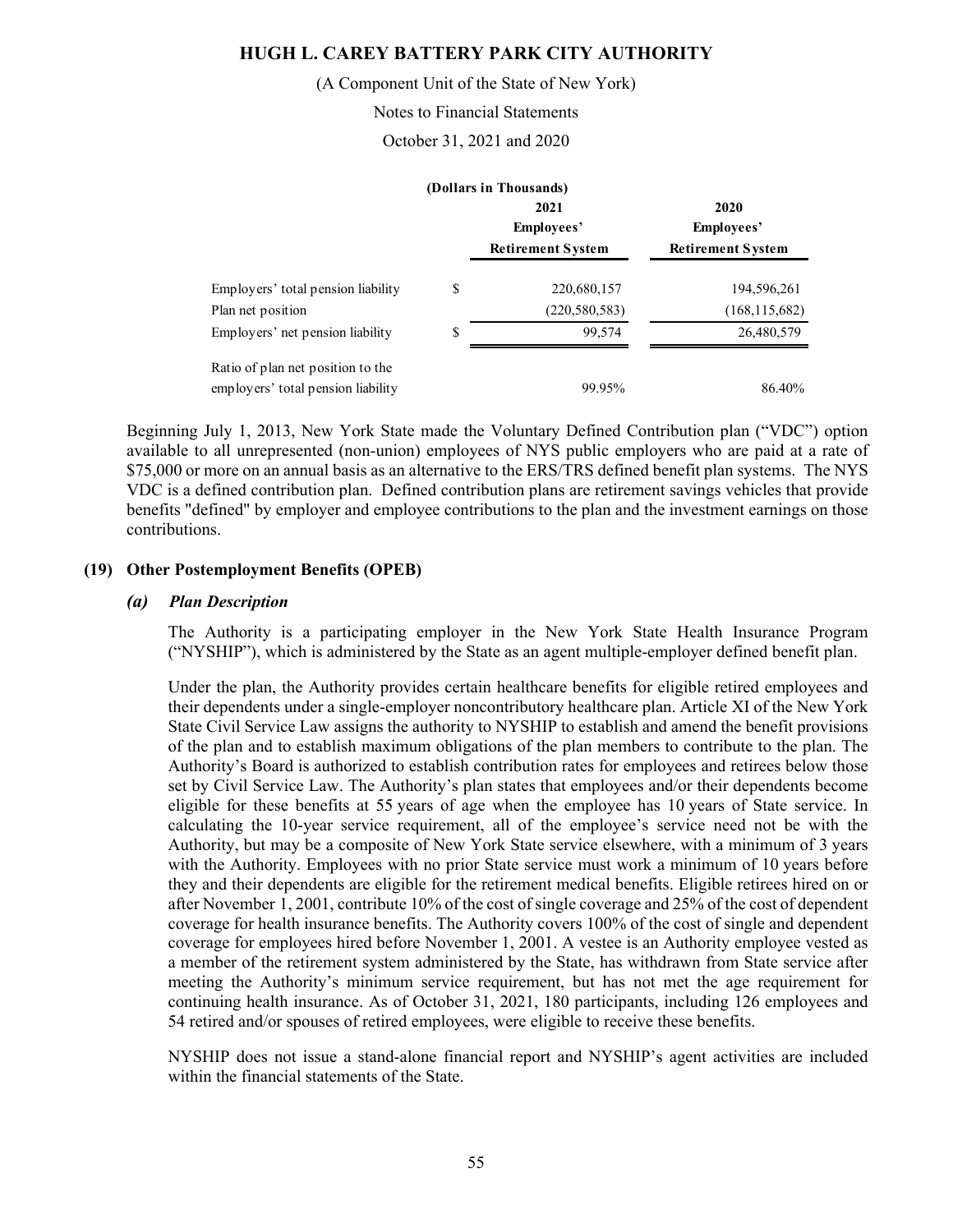(Dollars in Thousands)

| | | 2021 Employees' Retirement System | 2020 Employees' Retirement System |
|---|---|---|---|
| Employers' total pension liability | $ | 220,680,157 | 194,596,261 |
| Plan net position | | (220,580,583) | (168,115,682) |
| Employers' net pension liability | $ | 99,574 | 26,480,579 |
| Ratio of plan net position to the employers' total pension liability | | 99.95% | 86.40% |

Beginning July 1, 2013, New York State made the Voluntary Defined Contribution plan ("VDC") option available to all unrepresented (non-union) employees of NYS public employers who are paid at a rate of $75,000 or more on an annual basis as an alternative to the ERS/TRS defined benefit plan systems. The NYS VDC is a defined contribution plan. Defined contribution plans are retirement savings vehicles that provide benefits "defined" by employer and employee contributions to the plan and the investment earnings on those contributions.

## (19) Other Postemployment Benefits (OPEB)

### *(a) Plan Description*

The Authority is a participating employer in the New York State Health Insurance Program ("NYSHIP"), which is administered by the State as an agent multiple-employer defined benefit plan.

Under the plan, the Authority provides certain healthcare benefits for eligible retired employees and their dependents under a single-employer noncontributory healthcare plan. Article XI of the New York State Civil Service Law assigns the authority to NYSHIP to establish and amend the benefit provisions of the plan and to establish maximum obligations of the plan members to contribute to the plan. The Authority's Board is authorized to establish contribution rates for employees and retirees below those set by Civil Service Law. The Authority's plan states that employees and/or their dependents become eligible for these benefits at 55 years of age when the employee has 10 years of State service. In calculating the 10-year service requirement, all of the employee's service need not be with the Authority, but may be a composite of New York State service elsewhere, with a minimum of 3 years with the Authority. Employees with no prior State service must work a minimum of 10 years before they and their dependents are eligible for the retirement medical benefits. Eligible retirees hired on or after November 1, 2001, contribute 10% of the cost of single coverage and 25% of the cost of dependent coverage for health insurance benefits. The Authority covers 100% of the cost of single and dependent coverage for employees hired before November 1, 2001. A vestee is an Authority employee vested as a member of the retirement system administered by the State, has withdrawn from State service after meeting the Authority's minimum service requirement, but has not met the age requirement for continuing health insurance. As of October 31, 2021, 180 participants, including 126 employees and 54 retired and/or spouses of retired employees, were eligible to receive these benefits.

NYSHIP does not issue a stand-alone financial report and NYSHIP's agent activities are included within the financial statements of the State.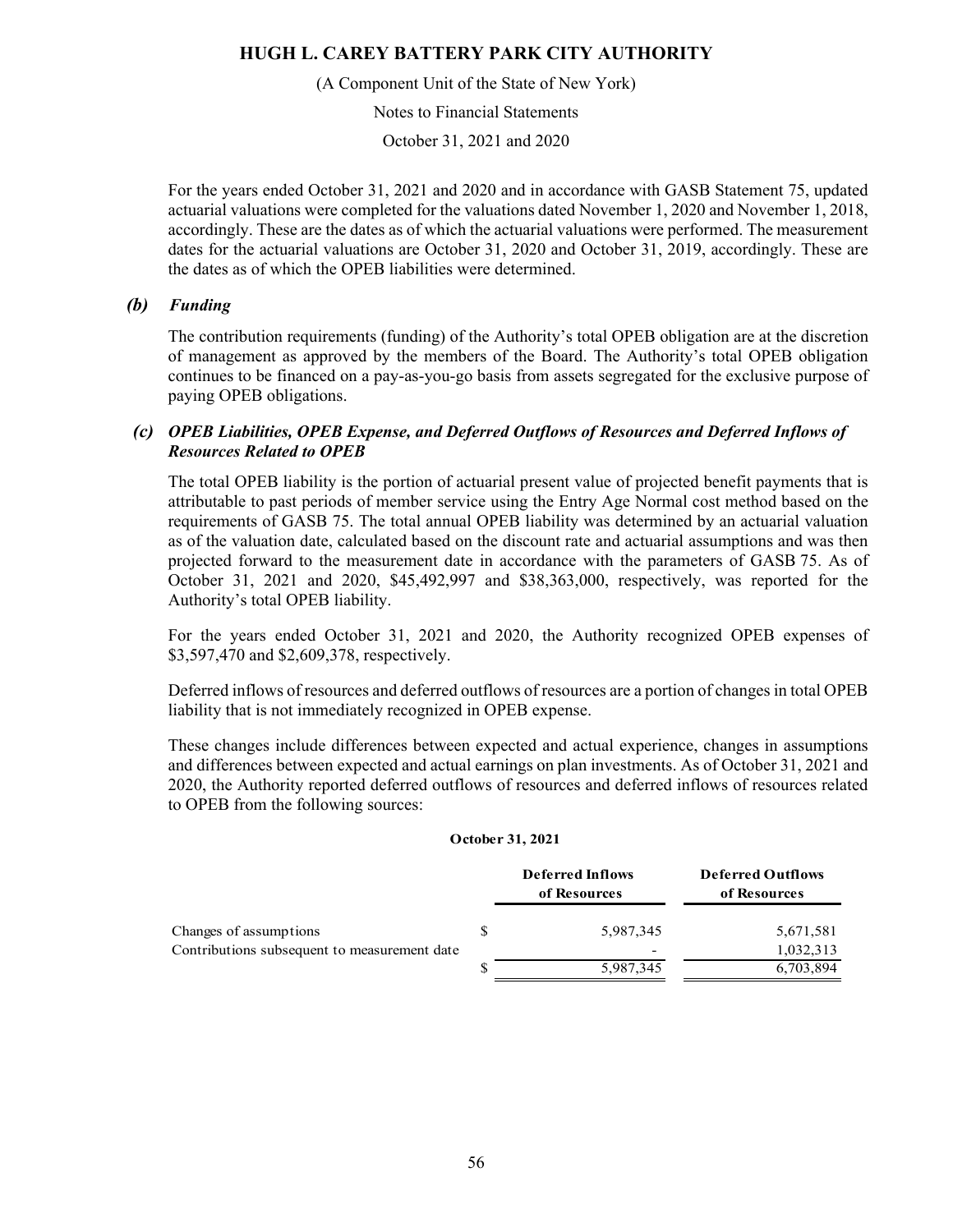For the years ended October 31, 2021 and 2020 and in accordance with GASB Statement 75, updated actuarial valuations were completed for the valuations dated November 1, 2020 and November 1, 2018, accordingly. These are the dates as of which the actuarial valuations were performed. The measurement dates for the actuarial valuations are October 31, 2020 and October 31, 2019, accordingly. These are the dates as of which the OPEB liabilities were determined.

### *(b) Funding*

The contribution requirements (funding) of the Authority's total OPEB obligation are at the discretion of management as approved by the members of the Board. The Authority's total OPEB obligation continues to be financed on a pay-as-you-go basis from assets segregated for the exclusive purpose of paying OPEB obligations.

### *(c) OPEB Liabilities, OPEB Expense, and Deferred Outflows of Resources and Deferred Inflows of Resources Related to OPEB*

The total OPEB liability is the portion of actuarial present value of projected benefit payments that is attributable to past periods of member service using the Entry Age Normal cost method based on the requirements of GASB 75. The total annual OPEB liability was determined by an actuarial valuation as of the valuation date, calculated based on the discount rate and actuarial assumptions and was then projected forward to the measurement date in accordance with the parameters of GASB 75. As of October 31, 2021 and 2020, $45,492,997 and $38,363,000, respectively, was reported for the Authority's total OPEB liability.

For the years ended October 31, 2021 and 2020, the Authority recognized OPEB expenses of $3,597,470 and $2,609,378, respectively.

Deferred inflows of resources and deferred outflows of resources are a portion of changes in total OPEB liability that is not immediately recognized in OPEB expense.

These changes include differences between expected and actual experience, changes in assumptions and differences between expected and actual earnings on plan investments. As of October 31, 2021 and 2020, the Authority reported deferred outflows of resources and deferred inflows of resources related to OPEB from the following sources:

**October 31, 2021**

| | Deferred Inflows of Resources | Deferred Outflows of Resources |
|---|---|---|
| Changes of assumptions | $ 5,987,345 | 5,671,581 |
| Contributions subsequent to measurement date | - | 1,032,313 |
| | $ 5,987,345 | 6,703,894 |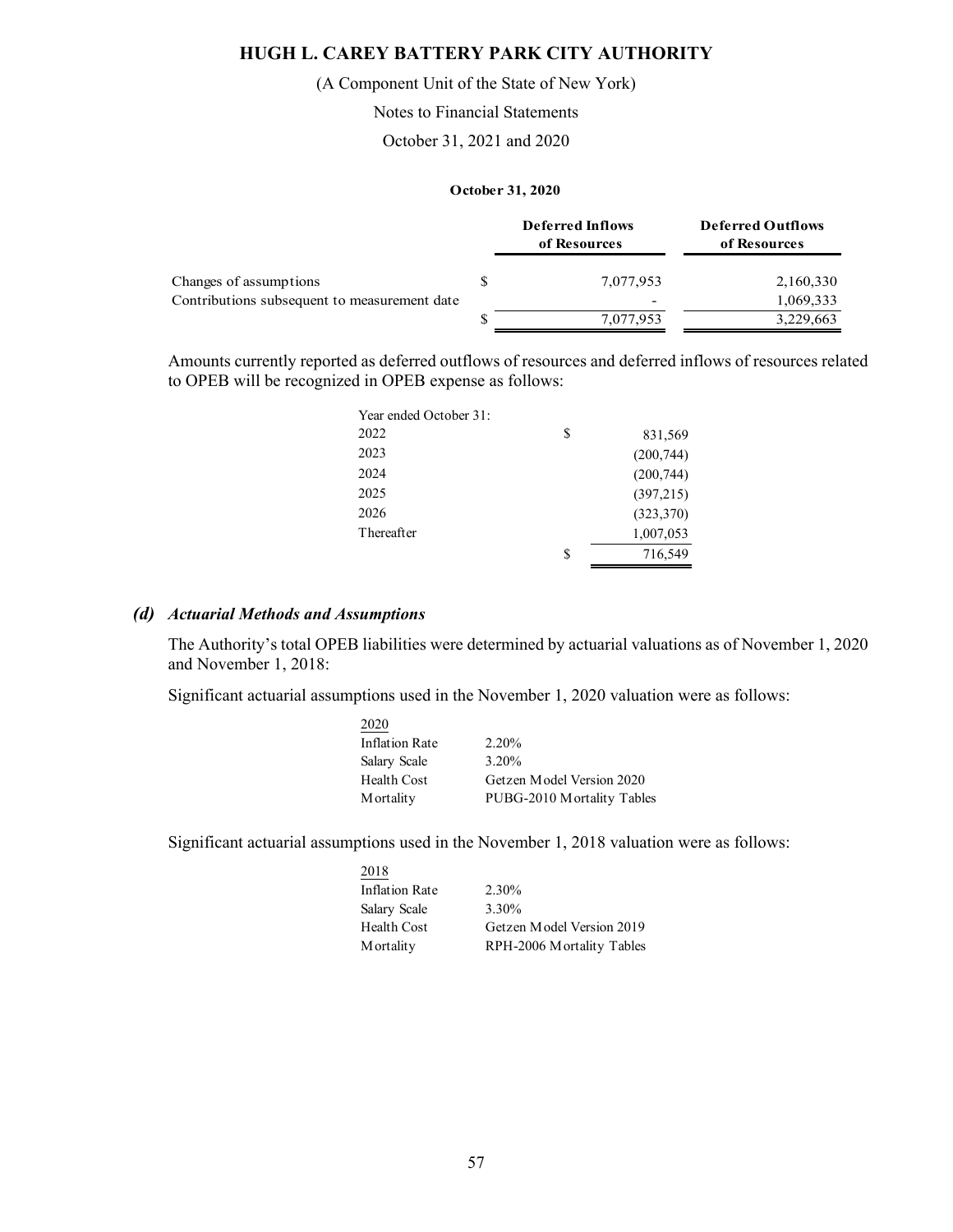**October 31, 2020**

| | Deferred Inflows of Resources | Deferred Outflows of Resources |
|---|---|---|
| Changes of assumptions | $ 7,077,953 | 2,160,330 |
| Contributions subsequent to measurement date | - | 1,069,333 |
| | $ 7,077,953 | 3,229,663 |

Amounts currently reported as deferred outflows of resources and deferred inflows of resources related to OPEB will be recognized in OPEB expense as follows:

| Year ended October 31: | |
|---|---|
| 2022 | $ 831,569 |
| 2023 | (200,744) |
| 2024 | (200,744) |
| 2025 | (397,215) |
| 2026 | (323,370) |
| Thereafter | 1,007,053 |
| | $ 716,549 |

### *(d) Actuarial Methods and Assumptions*

The Authority's total OPEB liabilities were determined by actuarial valuations as of November 1, 2020 and November 1, 2018:

Significant actuarial assumptions used in the November 1, 2020 valuation were as follows:

| 2020 | |
|---|---|
| Inflation Rate | 2.20% |
| Salary Scale | 3.20% |
| Health Cost | Getzen Model Version 2020 |
| Mortality | PUBG-2010 Mortality Tables |

Significant actuarial assumptions used in the November 1, 2018 valuation were as follows:

| 2018 | |
|---|---|
| Inflation Rate | 2.30% |
| Salary Scale | 3.30% |
| Health Cost | Getzen Model Version 2019 |
| Mortality | RPH-2006 Mortality Tables |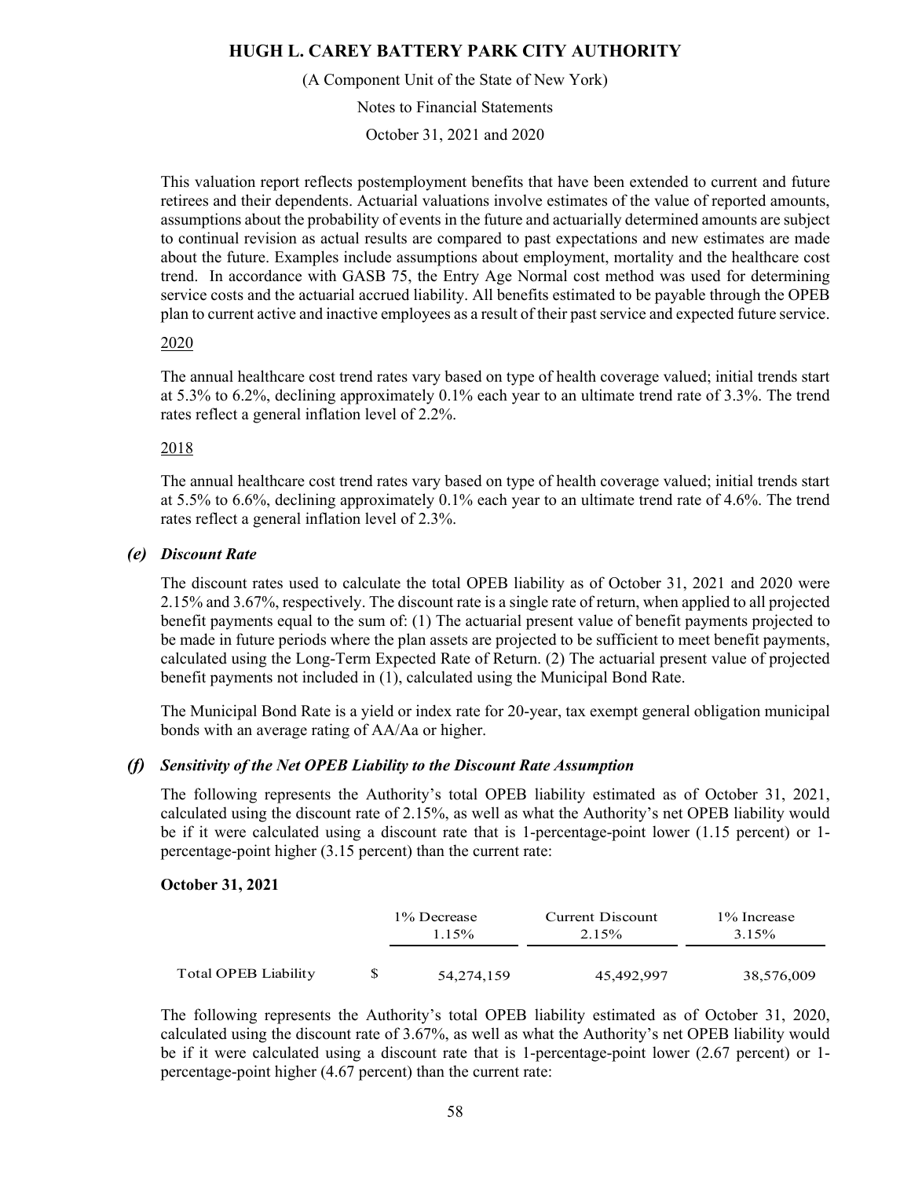This valuation report reflects postemployment benefits that have been extended to current and future retirees and their dependents. Actuarial valuations involve estimates of the value of reported amounts, assumptions about the probability of events in the future and actuarially determined amounts are subject to continual revision as actual results are compared to past expectations and new estimates are made about the future. Examples include assumptions about employment, mortality and the healthcare cost trend. In accordance with GASB 75, the Entry Age Normal cost method was used for determining service costs and the actuarial accrued liability. All benefits estimated to be payable through the OPEB plan to current active and inactive employees as a result of their past service and expected future service.

2020

The annual healthcare cost trend rates vary based on type of health coverage valued; initial trends start at 5.3% to 6.2%, declining approximately 0.1% each year to an ultimate trend rate of 3.3%. The trend rates reflect a general inflation level of 2.2%.

2018

The annual healthcare cost trend rates vary based on type of health coverage valued; initial trends start at 5.5% to 6.6%, declining approximately 0.1% each year to an ultimate trend rate of 4.6%. The trend rates reflect a general inflation level of 2.3%.

### *(e) Discount Rate*

The discount rates used to calculate the total OPEB liability as of October 31, 2021 and 2020 were 2.15% and 3.67%, respectively. The discount rate is a single rate of return, when applied to all projected benefit payments equal to the sum of: (1) The actuarial present value of benefit payments projected to be made in future periods where the plan assets are projected to be sufficient to meet benefit payments, calculated using the Long-Term Expected Rate of Return. (2) The actuarial present value of projected benefit payments not included in (1), calculated using the Municipal Bond Rate.

The Municipal Bond Rate is a yield or index rate for 20-year, tax exempt general obligation municipal bonds with an average rating of AA/Aa or higher.

### *(f) Sensitivity of the Net OPEB Liability to the Discount Rate Assumption*

The following represents the Authority's total OPEB liability estimated as of October 31, 2021, calculated using the discount rate of 2.15%, as well as what the Authority's net OPEB liability would be if it were calculated using a discount rate that is 1-percentage-point lower (1.15 percent) or 1-percentage-point higher (3.15 percent) than the current rate:

**October 31, 2021**

| | 1% Decrease 1.15% | Current Discount 2.15% | 1% Increase 3.15% |
|---|---|---|---|
| Total OPEB Liability | $ 54,274,159 | 45,492,997 | 38,576,009 |

The following represents the Authority's total OPEB liability estimated as of October 31, 2020, calculated using the discount rate of 3.67%, as well as what the Authority's net OPEB liability would be if it were calculated using a discount rate that is 1-percentage-point lower (2.67 percent) or 1-percentage-point higher (4.67 percent) than the current rate: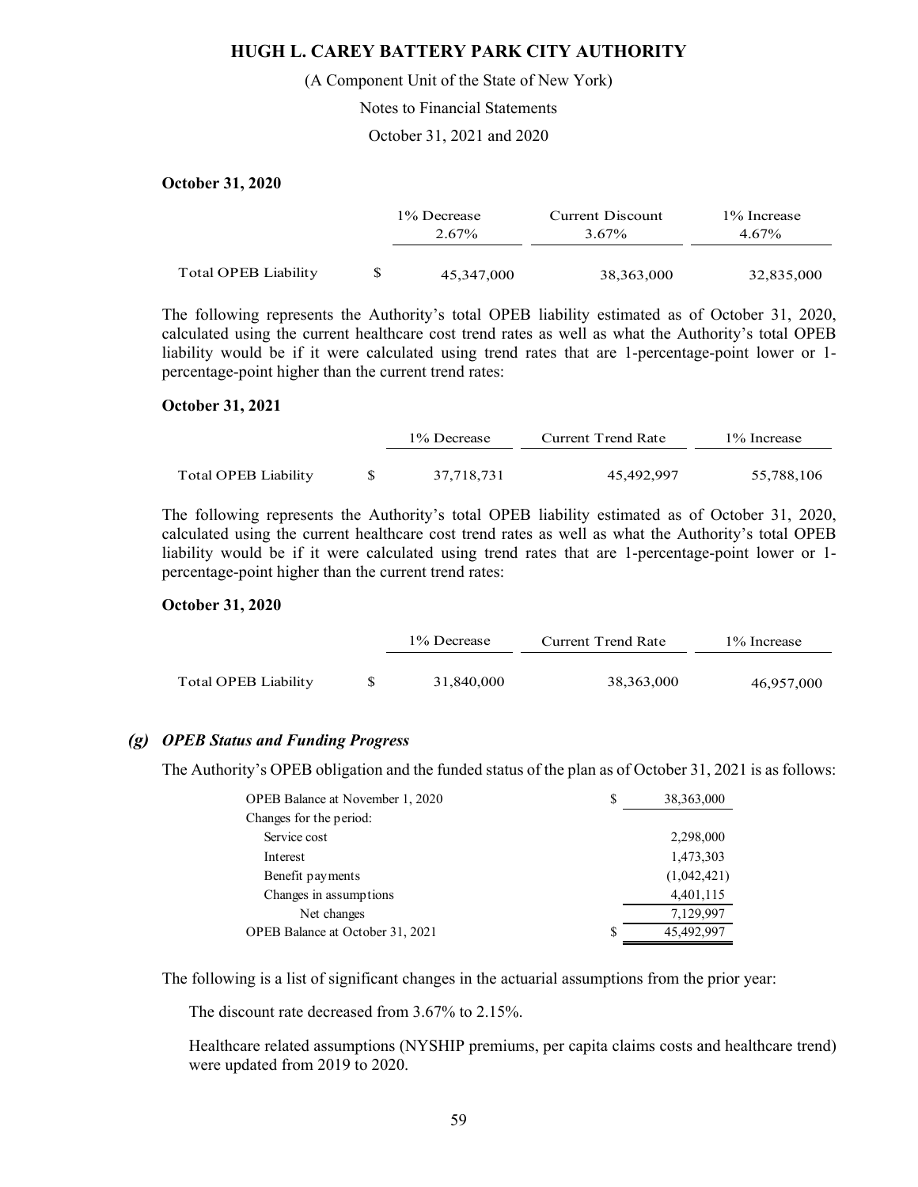**October 31, 2020**

| | | 1% Decrease 2.67% | Current Discount 3.67% | 1% Increase 4.67% |
|---|---|---|---|---|
| Total OPEB Liability | $ | 45,347,000 | 38,363,000 | 32,835,000 |

The following represents the Authority's total OPEB liability estimated as of October 31, 2020, calculated using the current healthcare cost trend rates as well as what the Authority's total OPEB liability would be if it were calculated using trend rates that are 1-percentage-point lower or 1-percentage-point higher than the current trend rates:

**October 31, 2021**

| | | 1% Decrease | Current Trend Rate | 1% Increase |
|---|---|---|---|---|
| Total OPEB Liability | $ | 37,718,731 | 45,492,997 | 55,788,106 |

The following represents the Authority's total OPEB liability estimated as of October 31, 2020, calculated using the current healthcare cost trend rates as well as what the Authority's total OPEB liability would be if it were calculated using trend rates that are 1-percentage-point lower or 1-percentage-point higher than the current trend rates:

**October 31, 2020**

| | | 1% Decrease | Current Trend Rate | 1% Increase |
|---|---|---|---|---|
| Total OPEB Liability | $ | 31,840,000 | 38,363,000 | 46,957,000 |

### *(g) OPEB Status and Funding Progress*

The Authority's OPEB obligation and the funded status of the plan as of October 31, 2021 is as follows:

| | | |
|---|---|---|
| OPEB Balance at November 1, 2020 | $ | 38,363,000 |
| Changes for the period: | | |
| Service cost | | 2,298,000 |
| Interest | | 1,473,303 |
| Benefit payments | | (1,042,421) |
| Changes in assumptions | | 4,401,115 |
| Net changes | | 7,129,997 |
| OPEB Balance at October 31, 2021 | $ | 45,492,997 |

The following is a list of significant changes in the actuarial assumptions from the prior year:

The discount rate decreased from 3.67% to 2.15%.

Healthcare related assumptions (NYSHIP premiums, per capita claims costs and healthcare trend) were updated from 2019 to 2020.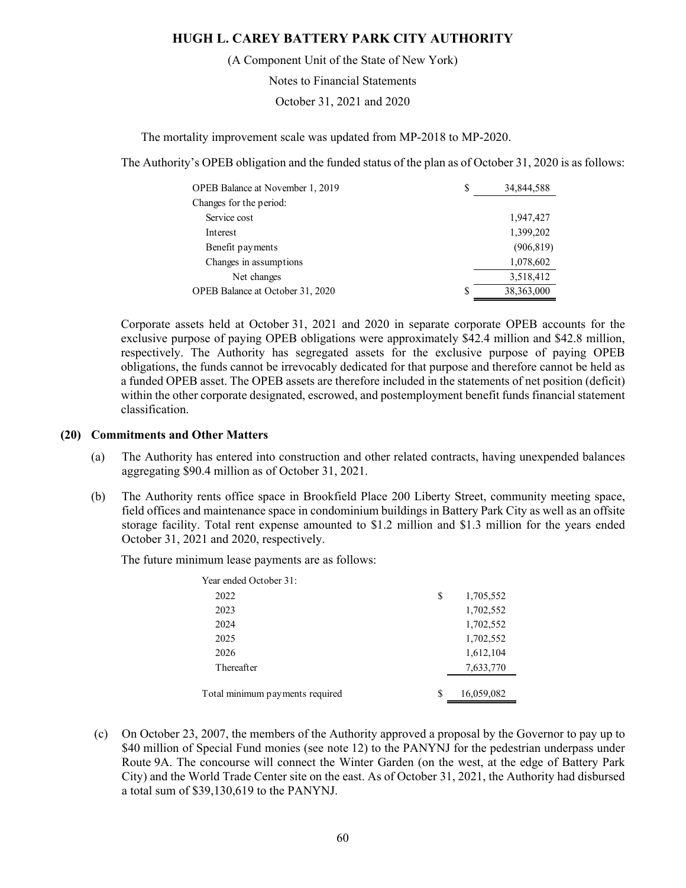The mortality improvement scale was updated from MP-2018 to MP-2020.

The Authority's OPEB obligation and the funded status of the plan as of October 31, 2020 is as follows:

| | | |
|---|---|---|
| OPEB Balance at November 1, 2019 | $ | 34,844,588 |
| Changes for the period: | | |
| Service cost | | 1,947,427 |
| Interest | | 1,399,202 |
| Benefit payments | | (906,819) |
| Changes in assumptions | | 1,078,602 |
| Net changes | | 3,518,412 |
| OPEB Balance at October 31, 2020 | $ | 38,363,000 |

Corporate assets held at October 31, 2021 and 2020 in separate corporate OPEB accounts for the exclusive purpose of paying OPEB obligations were approximately $42.4 million and $42.8 million, respectively. The Authority has segregated assets for the exclusive purpose of paying OPEB obligations, the funds cannot be irrevocably dedicated for that purpose and therefore cannot be held as a funded OPEB asset. The OPEB assets are therefore included in the statements of net position (deficit) within the other corporate designated, escrowed, and postemployment benefit funds financial statement classification.

## (20) Commitments and Other Matters

(a) The Authority has entered into construction and other related contracts, having unexpended balances aggregating $90.4 million as of October 31, 2021.

(b) The Authority rents office space in Brookfield Place 200 Liberty Street, community meeting space, field offices and maintenance space in condominium buildings in Battery Park City as well as an offsite storage facility. Total rent expense amounted to $1.2 million and $1.3 million for the years ended October 31, 2021 and 2020, respectively.

The future minimum lease payments are as follows:

| | | |
|---|---|---|
| Year ended October 31: | | |
| 2022 | $ | 1,705,552 |
| 2023 | | 1,702,552 |
| 2024 | | 1,702,552 |
| 2025 | | 1,702,552 |
| 2026 | | 1,612,104 |
| Thereafter | | 7,633,770 |
| Total minimum payments required | $ | 16,059,082 |

(c) On October 23, 2007, the members of the Authority approved a proposal by the Governor to pay up to $40 million of Special Fund monies (see note 12) to the PANYNJ for the pedestrian underpass under Route 9A. The concourse will connect the Winter Garden (on the west, at the edge of Battery Park City) and the World Trade Center site on the east. As of October 31, 2021, the Authority had disbursed a total sum of $39,130,619 to the PANYNJ.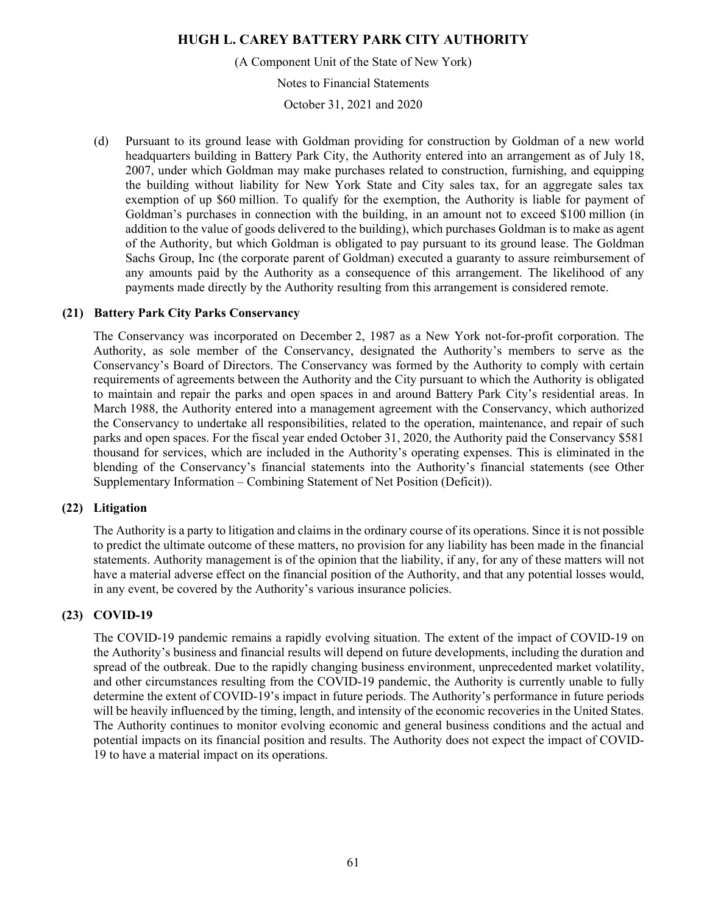(d) Pursuant to its ground lease with Goldman providing for construction by Goldman of a new world headquarters building in Battery Park City, the Authority entered into an arrangement as of July 18, 2007, under which Goldman may make purchases related to construction, furnishing, and equipping the building without liability for New York State and City sales tax, for an aggregate sales tax exemption of up $60 million. To qualify for the exemption, the Authority is liable for payment of Goldman's purchases in connection with the building, in an amount not to exceed $100 million (in addition to the value of goods delivered to the building), which purchases Goldman is to make as agent of the Authority, but which Goldman is obligated to pay pursuant to its ground lease. The Goldman Sachs Group, Inc (the corporate parent of Goldman) executed a guaranty to assure reimbursement of any amounts paid by the Authority as a consequence of this arrangement. The likelihood of any payments made directly by the Authority resulting from this arrangement is considered remote.

## (21) Battery Park City Parks Conservancy

The Conservancy was incorporated on December 2, 1987 as a New York not-for-profit corporation. The Authority, as sole member of the Conservancy, designated the Authority's members to serve as the Conservancy's Board of Directors. The Conservancy was formed by the Authority to comply with certain requirements of agreements between the Authority and the City pursuant to which the Authority is obligated to maintain and repair the parks and open spaces in and around Battery Park City's residential areas. In March 1988, the Authority entered into a management agreement with the Conservancy, which authorized the Conservancy to undertake all responsibilities, related to the operation, maintenance, and repair of such parks and open spaces. For the fiscal year ended October 31, 2020, the Authority paid the Conservancy $581 thousand for services, which are included in the Authority's operating expenses. This is eliminated in the blending of the Conservancy's financial statements into the Authority's financial statements (see Other Supplementary Information – Combining Statement of Net Position (Deficit)).

## (22) Litigation

The Authority is a party to litigation and claims in the ordinary course of its operations. Since it is not possible to predict the ultimate outcome of these matters, no provision for any liability has been made in the financial statements. Authority management is of the opinion that the liability, if any, for any of these matters will not have a material adverse effect on the financial position of the Authority, and that any potential losses would, in any event, be covered by the Authority's various insurance policies.

## (23) COVID-19

The COVID-19 pandemic remains a rapidly evolving situation. The extent of the impact of COVID-19 on the Authority's business and financial results will depend on future developments, including the duration and spread of the outbreak. Due to the rapidly changing business environment, unprecedented market volatility, and other circumstances resulting from the COVID-19 pandemic, the Authority is currently unable to fully determine the extent of COVID-19's impact in future periods. The Authority's performance in future periods will be heavily influenced by the timing, length, and intensity of the economic recoveries in the United States. The Authority continues to monitor evolving economic and general business conditions and the actual and potential impacts on its financial position and results. The Authority does not expect the impact of COVID-19 to have a material impact on its operations.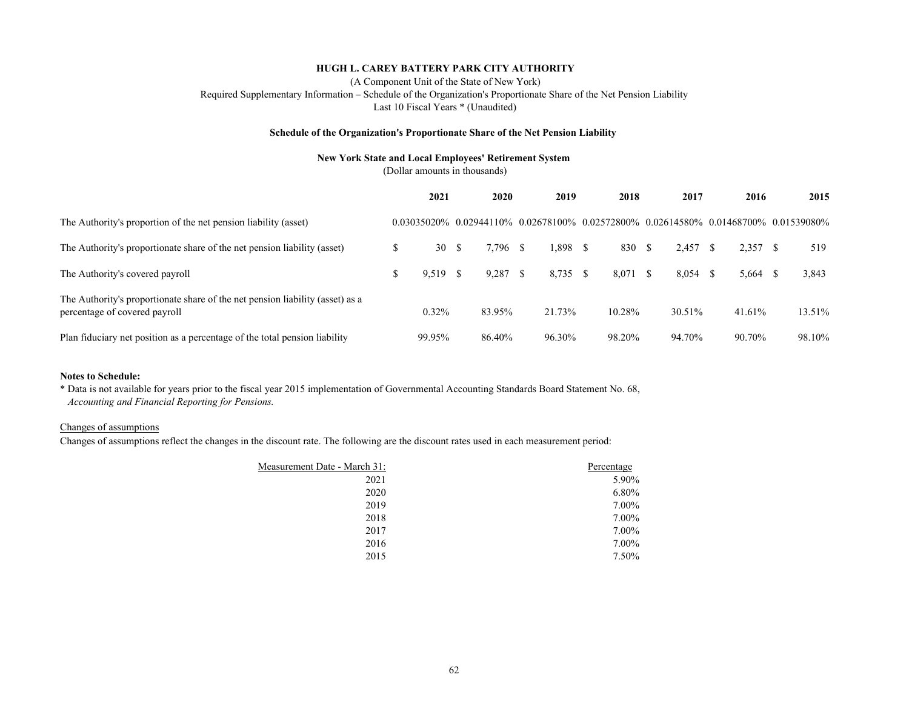**HUGH L. CAREY BATTERY PARK CITY AUTHORITY**

(A Component Unit of the State of New York)
Required Supplementary Information – Schedule of the Organization's Proportionate Share of the Net Pension Liability
Last 10 Fiscal Years * (Unaudited)

**Schedule of the Organization's Proportionate Share of the Net Pension Liability**

**New York State and Local Employees' Retirement System**
(Dollar amounts in thousands)

| | 2021 | 2020 | 2019 | 2018 | 2017 | 2016 | 2015 |
|---|---|---|---|---|---|---|---|
| The Authority's proportion of the net pension liability (asset) | 0.03035020% | 0.02944110% | 0.02678100% | 0.02572800% | 0.02614580% | 0.01468700% | 0.01539080% |
| The Authority's proportionate share of the net pension liability (asset) | $ 30 | $ 7,796 | $ 1,898 | $ 830 | $ 2,457 | $ 2,357 | $ 519 |
| The Authority's covered payroll | $ 9,519 | $ 9,287 | $ 8,735 | $ 8,071 | $ 8,054 | $ 5,664 | $ 3,843 |
| The Authority's proportionate share of the net pension liability (asset) as a percentage of covered payroll | 0.32% | 83.95% | 21.73% | 10.28% | 30.51% | 41.61% | 13.51% |
| Plan fiduciary net position as a percentage of the total pension liability | 99.95% | 86.40% | 96.30% | 98.20% | 94.70% | 90.70% | 98.10% |

**Notes to Schedule:**

* Data is not available for years prior to the fiscal year 2015 implementation of Governmental Accounting Standards Board Statement No. 68, *Accounting and Financial Reporting for Pensions.*

Changes of assumptions

Changes of assumptions reflect the changes in the discount rate. The following are the discount rates used in each measurement period:

| Measurement Date - March 31: | Percentage |
|---|---|
| 2021 | 5.90% |
| 2020 | 6.80% |
| 2019 | 7.00% |
| 2018 | 7.00% |
| 2017 | 7.00% |
| 2016 | 7.00% |
| 2015 | 7.50% |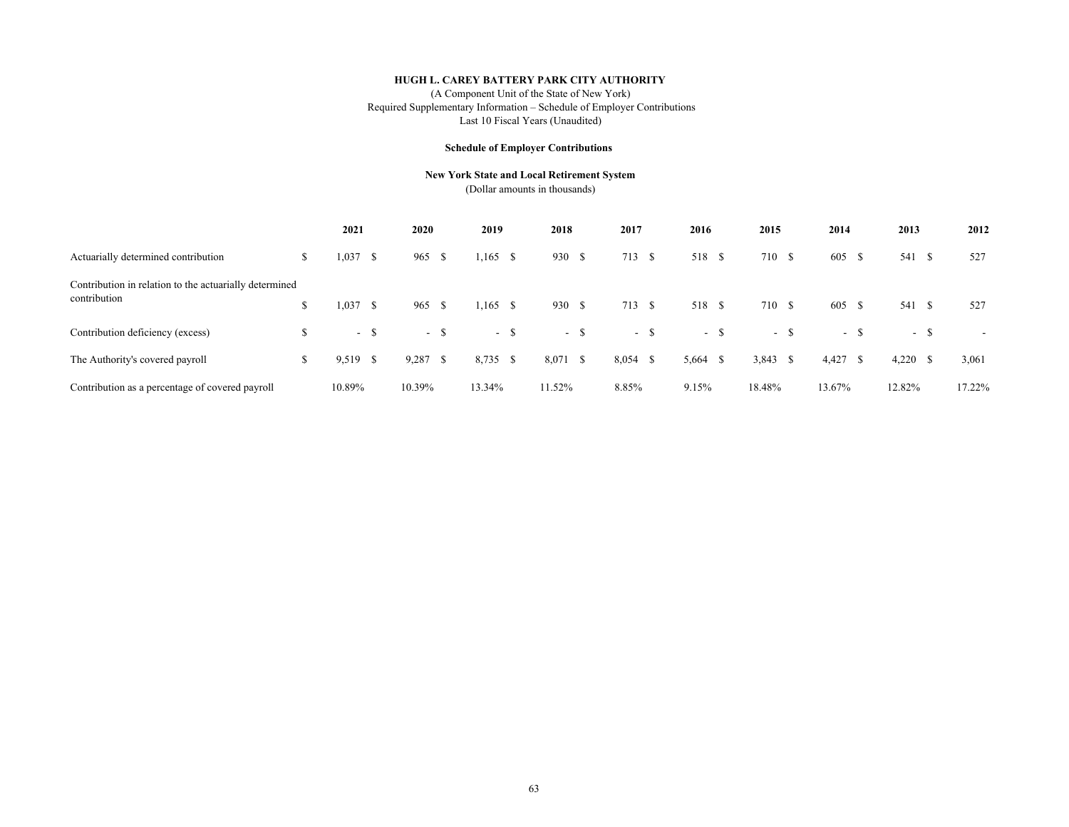**HUGH L. CAREY BATTERY PARK CITY AUTHORITY**

(A Component Unit of the State of New York)
Required Supplementary Information – Schedule of Employer Contributions
Last 10 Fiscal Years (Unaudited)

**Schedule of Employer Contributions**

**New York State and Local Retirement System**
(Dollar amounts in thousands)

| | 2021 | 2020 | 2019 | 2018 | 2017 | 2016 | 2015 | 2014 | 2013 | 2012 |
|---|---|---|---|---|---|---|---|---|---|---|
| Actuarially determined contribution | $ 1,037 | $ 965 | $ 1,165 | $ 930 | $ 713 | $ 518 | $ 710 | $ 605 | $ 541 | $ 527 |
| Contribution in relation to the actuarially determined contribution | $ 1,037 | $ 965 | $ 1,165 | $ 930 | $ 713 | $ 518 | $ 710 | $ 605 | $ 541 | $ 527 |
| Contribution deficiency (excess) | $ - | $ - | $ - | $ - | $ - | $ - | $ - | $ - | $ - | $ - |
| The Authority's covered payroll | $ 9,519 | $ 9,287 | $ 8,735 | $ 8,071 | $ 8,054 | $ 5,664 | $ 3,843 | $ 4,427 | $ 4,220 | $ 3,061 |
| Contribution as a percentage of covered payroll | 10.89% | 10.39% | 13.34% | 11.52% | 8.85% | 9.15% | 18.48% | 13.67% | 12.82% | 17.22% |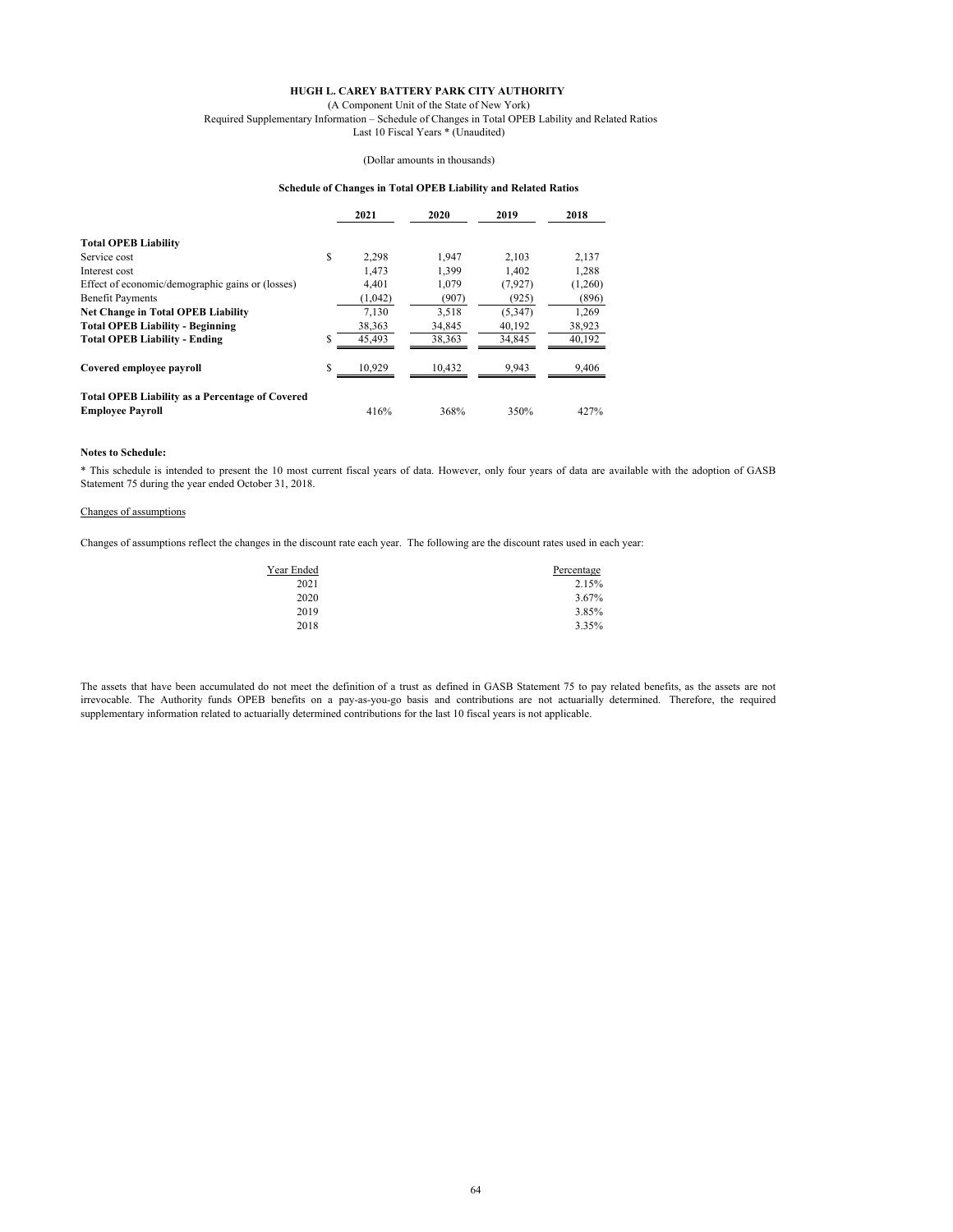**HUGH L. CAREY BATTERY PARK CITY AUTHORITY**

(A Component Unit of the State of New York)

Required Supplementary Information – Schedule of Changes in Total OPEB Lability and Related Ratios

Last 10 Fiscal Years * (Unaudited)

(Dollar amounts in thousands)

**Schedule of Changes in Total OPEB Liability and Related Ratios**

| | 2021 | 2020 | 2019 | 2018 |
|---|---|---|---|---|
| **Total OPEB Liability** | | | | |
| Service cost | $ 2,298 | 1,947 | 2,103 | 2,137 |
| Interest cost | 1,473 | 1,399 | 1,402 | 1,288 |
| Effect of economic/demographic gains or (losses) | 4,401 | 1,079 | (7,927) | (1,260) |
| Benefit Payments | (1,042) | (907) | (925) | (896) |
| **Net Change in Total OPEB Liability** | 7,130 | 3,518 | (5,347) | 1,269 |
| **Total OPEB Liability - Beginning** | 38,363 | 34,845 | 40,192 | 38,923 |
| **Total OPEB Liability - Ending** | $ 45,493 | 38,363 | 34,845 | 40,192 |
| **Covered employee payroll** | $ 10,929 | 10,432 | 9,943 | 9,406 |
| **Total OPEB Liability as a Percentage of Covered Employee Payroll** | 416% | 368% | 350% | 427% |

**Notes to Schedule:**

* This schedule is intended to present the 10 most current fiscal years of data. However, only four years of data are available with the adoption of GASB Statement 75 during the year ended October 31, 2018.

Changes of assumptions

Changes of assumptions reflect the changes in the discount rate each year. The following are the discount rates used in each year:

| Year Ended | Percentage |
|---|---|
| 2021 | 2.15% |
| 2020 | 3.67% |
| 2019 | 3.85% |
| 2018 | 3.35% |

The assets that have been accumulated do not meet the definition of a trust as defined in GASB Statement 75 to pay related benefits, as the assets are not irrevocable. The Authority funds OPEB benefits on a pay-as-you-go basis and contributions are not actuarially determined. Therefore, the required supplementary information related to actuarially determined contributions for the last 10 fiscal years is not applicable.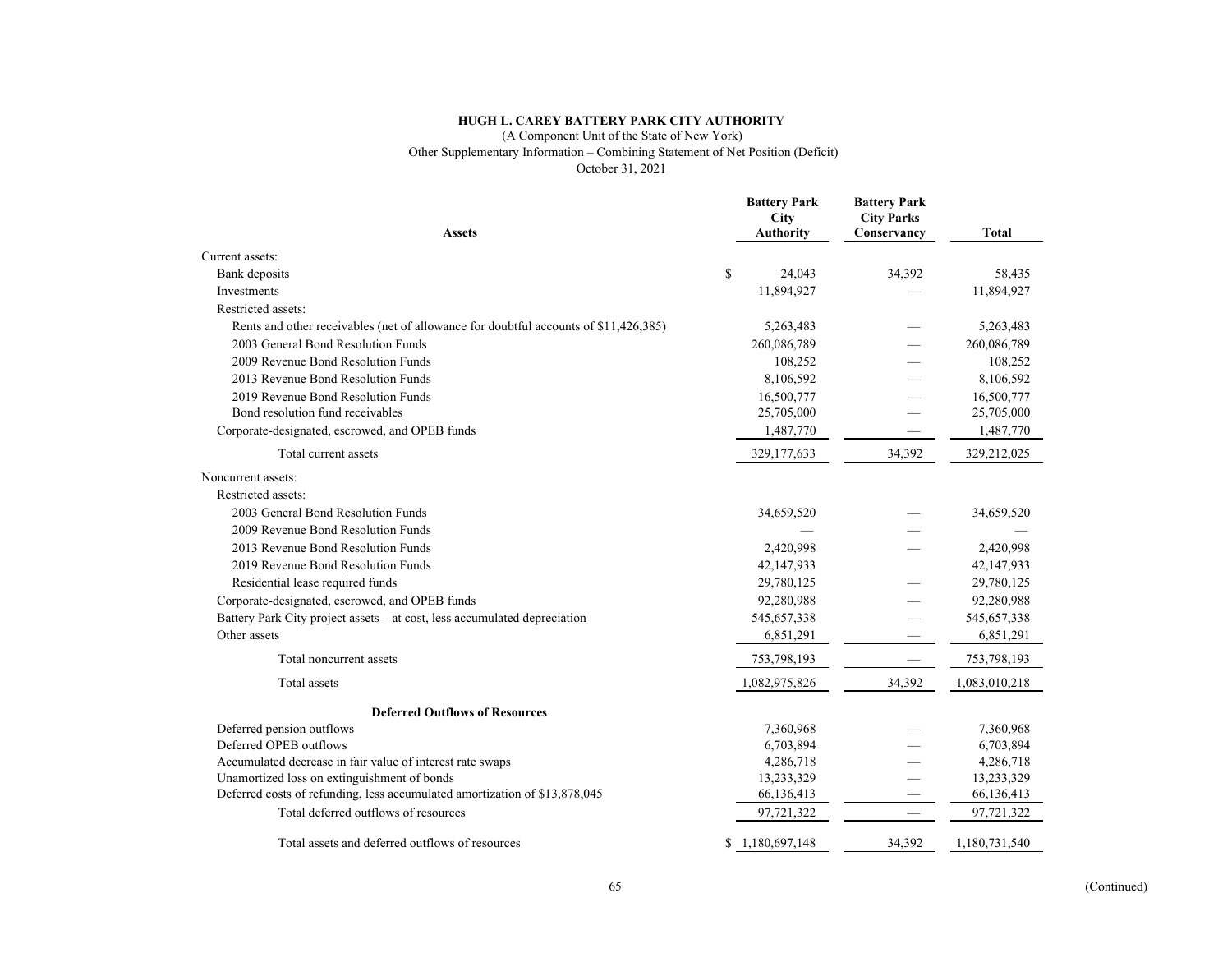**HUGH L. CAREY BATTERY PARK CITY AUTHORITY**

(A Component Unit of the State of New York)

Other Supplementary Information – Combining Statement of Net Position (Deficit)

October 31, 2021

| Assets | Battery Park City Authority | Battery Park City Parks Conservancy | Total |
|---|---|---|---|
| Current assets: | | | |
| Bank deposits | $ 24,043 | 34,392 | 58,435 |
| Investments | 11,894,927 | — | 11,894,927 |
| Restricted assets: | | | |
| Rents and other receivables (net of allowance for doubtful accounts of $11,426,385) | 5,263,483 | — | 5,263,483 |
| 2003 General Bond Resolution Funds | 260,086,789 | — | 260,086,789 |
| 2009 Revenue Bond Resolution Funds | 108,252 | — | 108,252 |
| 2013 Revenue Bond Resolution Funds | 8,106,592 | — | 8,106,592 |
| 2019 Revenue Bond Resolution Funds | 16,500,777 | — | 16,500,777 |
| Bond resolution fund receivables | 25,705,000 | — | 25,705,000 |
| Corporate-designated, escrowed, and OPEB funds | 1,487,770 | — | 1,487,770 |
| Total current assets | 329,177,633 | 34,392 | 329,212,025 |
| Noncurrent assets: | | | |
| Restricted assets: | | | |
| 2003 General Bond Resolution Funds | 34,659,520 | — | 34,659,520 |
| 2009 Revenue Bond Resolution Funds | — | — | — |
| 2013 Revenue Bond Resolution Funds | 2,420,998 | — | 2,420,998 |
| 2019 Revenue Bond Resolution Funds | 42,147,933 | | 42,147,933 |
| Residential lease required funds | 29,780,125 | — | 29,780,125 |
| Corporate-designated, escrowed, and OPEB funds | 92,280,988 | — | 92,280,988 |
| Battery Park City project assets – at cost, less accumulated depreciation | 545,657,338 | — | 545,657,338 |
| Other assets | 6,851,291 | — | 6,851,291 |
| Total noncurrent assets | 753,798,193 | — | 753,798,193 |
| Total assets | 1,082,975,826 | 34,392 | 1,083,010,218 |
| **Deferred Outflows of Resources** | | | |
| Deferred pension outflows | 7,360,968 | — | 7,360,968 |
| Deferred OPEB outflows | 6,703,894 | — | 6,703,894 |
| Accumulated decrease in fair value of interest rate swaps | 4,286,718 | — | 4,286,718 |
| Unamortized loss on extinguishment of bonds | 13,233,329 | — | 13,233,329 |
| Deferred costs of refunding, less accumulated amortization of $13,878,045 | 66,136,413 | — | 66,136,413 |
| Total deferred outflows of resources | 97,721,322 | — | 97,721,322 |
| Total assets and deferred outflows of resources | $ 1,180,697,148 | 34,392 | 1,180,731,540 |

(Continued)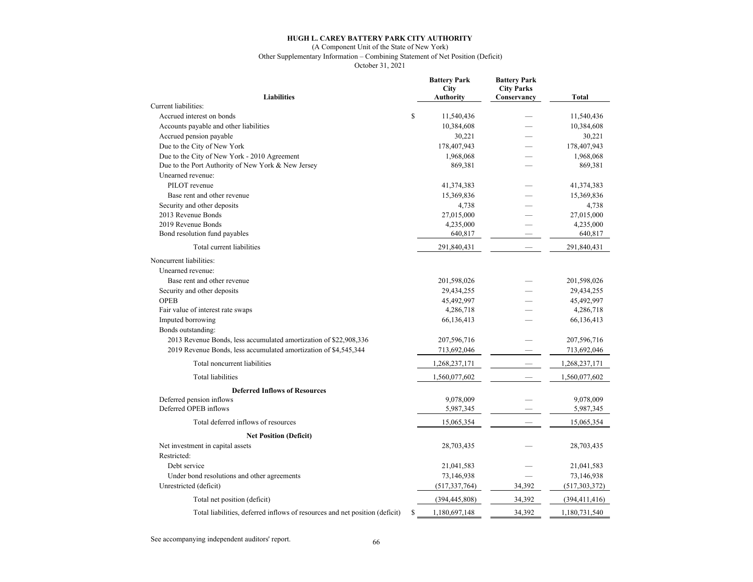**HUGH L. CAREY BATTERY PARK CITY AUTHORITY**

(A Component Unit of the State of New York)

Other Supplementary Information – Combining Statement of Net Position (Deficit)

October 31, 2021

| Liabilities | Battery Park City Authority | Battery Park City Parks Conservancy | Total |
|---|---|---|---|
| Current liabilities: | | | |
| Accrued interest on bonds | $ 11,540,436 | — | 11,540,436 |
| Accounts payable and other liabilities | 10,384,608 | — | 10,384,608 |
| Accrued pension payable | 30,221 | — | 30,221 |
| Due to the City of New York | 178,407,943 | — | 178,407,943 |
| Due to the City of New York - 2010 Agreement | 1,968,068 | — | 1,968,068 |
| Due to the Port Authority of New York & New Jersey | 869,381 | — | 869,381 |
| Unearned revenue: | | | |
| PILOT revenue | 41,374,383 | — | 41,374,383 |
| Base rent and other revenue | 15,369,836 | — | 15,369,836 |
| Security and other deposits | 4,738 | — | 4,738 |
| 2013 Revenue Bonds | 27,015,000 | — | 27,015,000 |
| 2019 Revenue Bonds | 4,235,000 | — | 4,235,000 |
| Bond resolution fund payables | 640,817 | — | 640,817 |
| Total current liabilities | 291,840,431 | — | 291,840,431 |
| Noncurrent liabilities: | | | |
| Unearned revenue: | | | |
| Base rent and other revenue | 201,598,026 | — | 201,598,026 |
| Security and other deposits | 29,434,255 | — | 29,434,255 |
| OPEB | 45,492,997 | — | 45,492,997 |
| Fair value of interest rate swaps | 4,286,718 | — | 4,286,718 |
| Imputed borrowing | 66,136,413 | — | 66,136,413 |
| Bonds outstanding: | | | |
| 2013 Revenue Bonds, less accumulated amortization of $22,908,336 | 207,596,716 | — | 207,596,716 |
| 2019 Revenue Bonds, less accumulated amortization of $4,545,344 | 713,692,046 | — | 713,692,046 |
| Total noncurrent liabilities | 1,268,237,171 | — | 1,268,237,171 |
| Total liabilities | 1,560,077,602 | — | 1,560,077,602 |
| **Deferred Inflows of Resources** | | | |
| Deferred pension inflows | 9,078,009 | — | 9,078,009 |
| Deferred OPEB inflows | 5,987,345 | — | 5,987,345 |
| Total deferred inflows of resources | 15,065,354 | — | 15,065,354 |
| **Net Position (Deficit)** | | | |
| Net investment in capital assets | 28,703,435 | — | 28,703,435 |
| Restricted: | | | |
| Debt service | 21,041,583 | — | 21,041,583 |
| Under bond resolutions and other agreements | 73,146,938 | — | 73,146,938 |
| Unrestricted (deficit) | (517,337,764) | 34,392 | (517,303,372) |
| Total net position (deficit) | (394,445,808) | 34,392 | (394,411,416) |
| Total liabilities, deferred inflows of resources and net position (deficit) | $ 1,180,697,148 | 34,392 | 1,180,731,540 |

See accompanying independent auditors' report.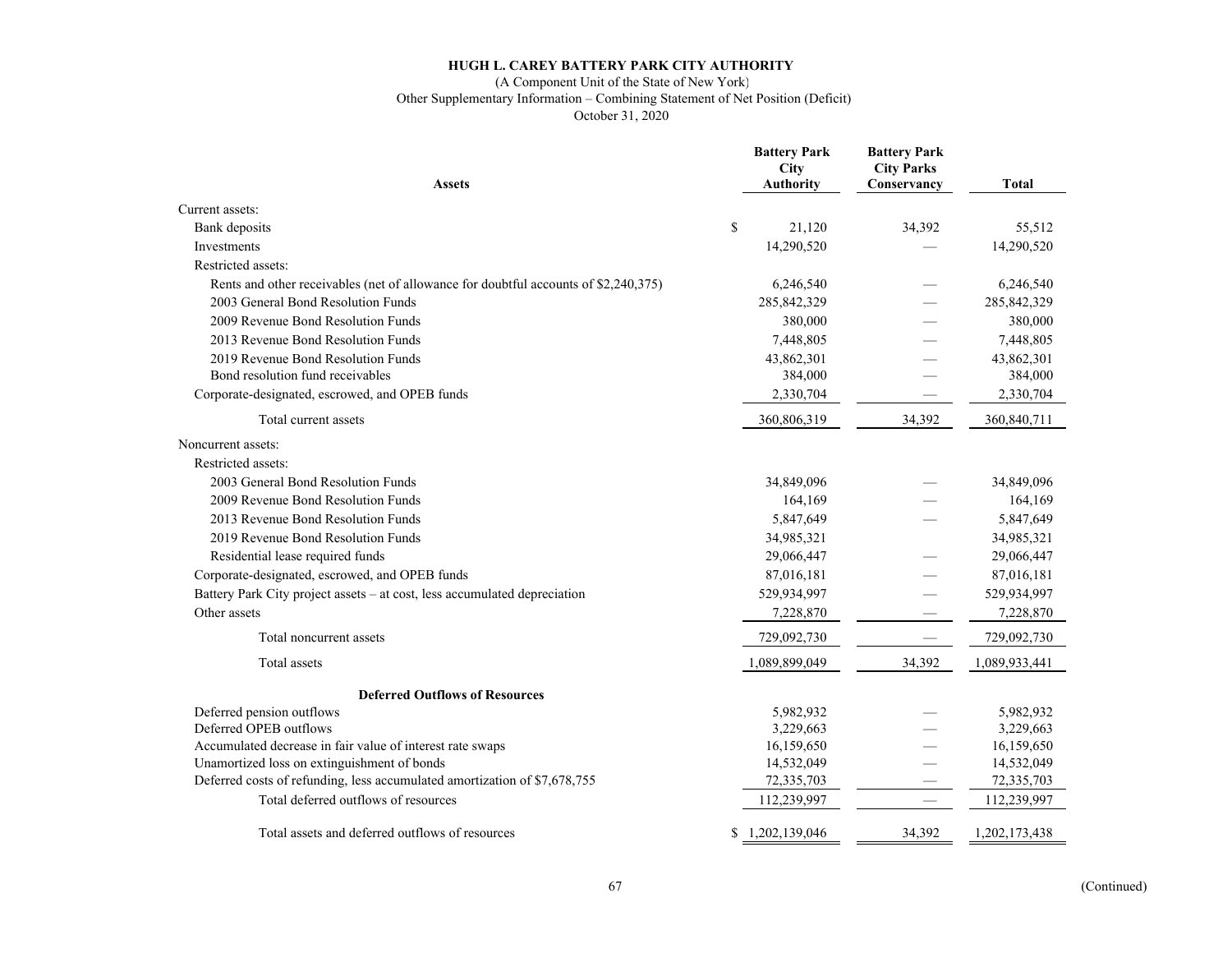# HUGH L. CAREY BATTERY PARK CITY AUTHORITY

(A Component Unit of the State of New York)

Other Supplementary Information – Combining Statement of Net Position (Deficit)

October 31, 2020

| Assets | Battery Park City Authority | Battery Park City Parks Conservancy | Total |
|---|---|---|---|
| Current assets: | | | |
| Bank deposits | $ 21,120 | 34,392 | 55,512 |
| Investments | 14,290,520 | — | 14,290,520 |
| Restricted assets: | | | |
| Rents and other receivables (net of allowance for doubtful accounts of $2,240,375) | 6,246,540 | — | 6,246,540 |
| 2003 General Bond Resolution Funds | 285,842,329 | — | 285,842,329 |
| 2009 Revenue Bond Resolution Funds | 380,000 | — | 380,000 |
| 2013 Revenue Bond Resolution Funds | 7,448,805 | — | 7,448,805 |
| 2019 Revenue Bond Resolution Funds | 43,862,301 | — | 43,862,301 |
| Bond resolution fund receivables | 384,000 | — | 384,000 |
| Corporate-designated, escrowed, and OPEB funds | 2,330,704 | — | 2,330,704 |
| Total current assets | 360,806,319 | 34,392 | 360,840,711 |
| Noncurrent assets: | | | |
| Restricted assets: | | | |
| 2003 General Bond Resolution Funds | 34,849,096 | — | 34,849,096 |
| 2009 Revenue Bond Resolution Funds | 164,169 | — | 164,169 |
| 2013 Revenue Bond Resolution Funds | 5,847,649 | — | 5,847,649 |
| 2019 Revenue Bond Resolution Funds | 34,985,321 | | 34,985,321 |
| Residential lease required funds | 29,066,447 | — | 29,066,447 |
| Corporate-designated, escrowed, and OPEB funds | 87,016,181 | — | 87,016,181 |
| Battery Park City project assets – at cost, less accumulated depreciation | 529,934,997 | — | 529,934,997 |
| Other assets | 7,228,870 | — | 7,228,870 |
| Total noncurrent assets | 729,092,730 | — | 729,092,730 |
| Total assets | 1,089,899,049 | 34,392 | 1,089,933,441 |
| **Deferred Outflows of Resources** | | | |
| Deferred pension outflows | 5,982,932 | — | 5,982,932 |
| Deferred OPEB outflows | 3,229,663 | — | 3,229,663 |
| Accumulated decrease in fair value of interest rate swaps | 16,159,650 | — | 16,159,650 |
| Unamortized loss on extinguishment of bonds | 14,532,049 | — | 14,532,049 |
| Deferred costs of refunding, less accumulated amortization of $7,678,755 | 72,335,703 | — | 72,335,703 |
| Total deferred outflows of resources | 112,239,997 | — | 112,239,997 |
| Total assets and deferred outflows of resources | $ 1,202,139,046 | 34,392 | 1,202,173,438 |

(Continued)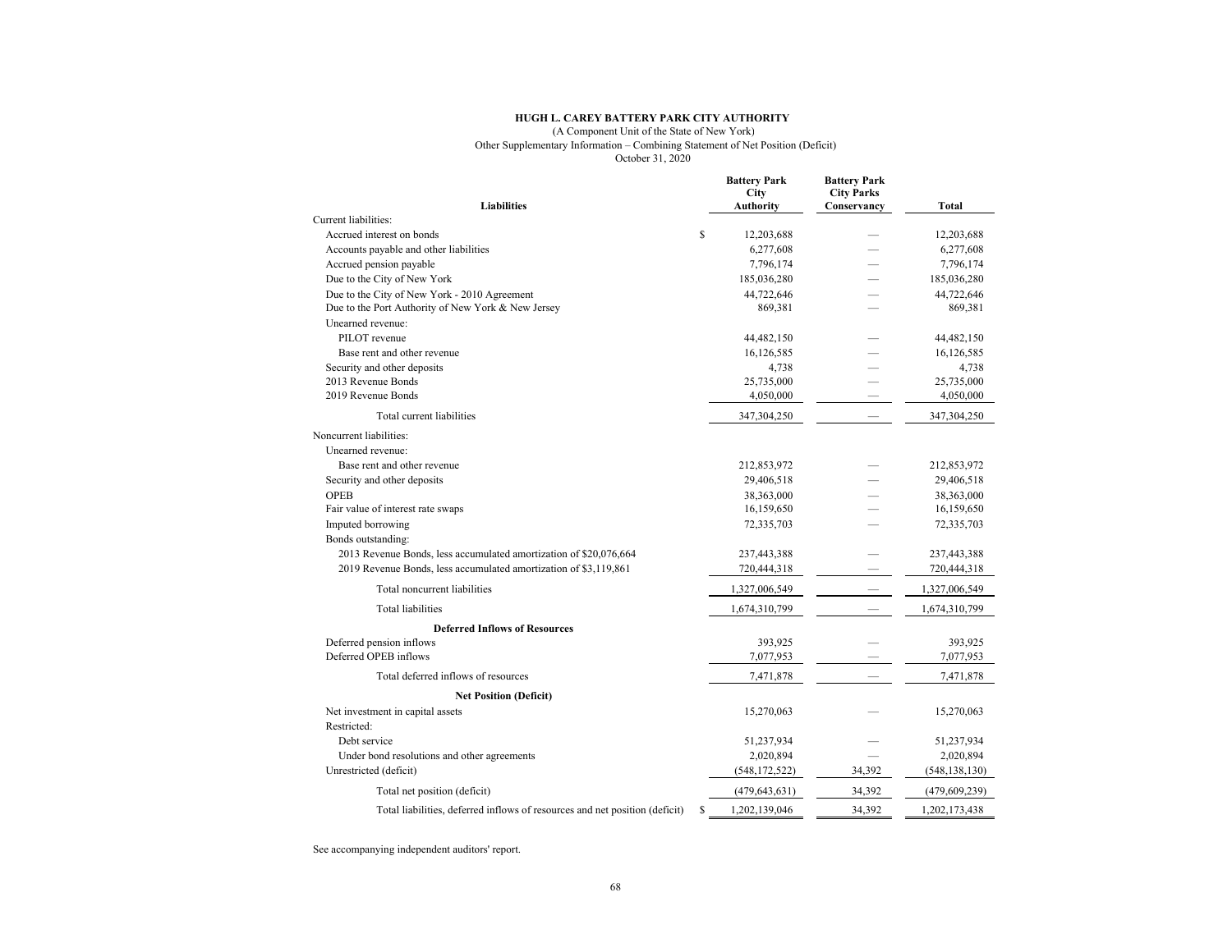**HUGH L. CAREY BATTERY PARK CITY AUTHORITY**

(A Component Unit of the State of New York)

Other Supplementary Information – Combining Statement of Net Position (Deficit)

October 31, 2020

| Liabilities | Battery Park City Authority | Battery Park City Parks Conservancy | Total |
|---|---|---|---|
| Current liabilities: | | | |
| Accrued interest on bonds | $ 12,203,688 | — | 12,203,688 |
| Accounts payable and other liabilities | 6,277,608 | — | 6,277,608 |
| Accrued pension payable | 7,796,174 | — | 7,796,174 |
| Due to the City of New York | 185,036,280 | — | 185,036,280 |
| Due to the City of New York - 2010 Agreement | 44,722,646 | — | 44,722,646 |
| Due to the Port Authority of New York & New Jersey | 869,381 | — | 869,381 |
| Unearned revenue: | | | |
| PILOT revenue | 44,482,150 | — | 44,482,150 |
| Base rent and other revenue | 16,126,585 | — | 16,126,585 |
| Security and other deposits | 4,738 | — | 4,738 |
| 2013 Revenue Bonds | 25,735,000 | — | 25,735,000 |
| 2019 Revenue Bonds | 4,050,000 | — | 4,050,000 |
| Total current liabilities | 347,304,250 | — | 347,304,250 |
| Noncurrent liabilities: | | | |
| Unearned revenue: | | | |
| Base rent and other revenue | 212,853,972 | — | 212,853,972 |
| Security and other deposits | 29,406,518 | — | 29,406,518 |
| OPEB | 38,363,000 | — | 38,363,000 |
| Fair value of interest rate swaps | 16,159,650 | — | 16,159,650 |
| Imputed borrowing | 72,335,703 | — | 72,335,703 |
| Bonds outstanding: | | | |
| 2013 Revenue Bonds, less accumulated amortization of $20,076,664 | 237,443,388 | — | 237,443,388 |
| 2019 Revenue Bonds, less accumulated amortization of $3,119,861 | 720,444,318 | — | 720,444,318 |
| Total noncurrent liabilities | 1,327,006,549 | — | 1,327,006,549 |
| Total liabilities | 1,674,310,799 | — | 1,674,310,799 |
| **Deferred Inflows of Resources** | | | |
| Deferred pension inflows | 393,925 | — | 393,925 |
| Deferred OPEB inflows | 7,077,953 | — | 7,077,953 |
| Total deferred inflows of resources | 7,471,878 | — | 7,471,878 |
| **Net Position (Deficit)** | | | |
| Net investment in capital assets | 15,270,063 | — | 15,270,063 |
| Restricted: | | | |
| Debt service | 51,237,934 | — | 51,237,934 |
| Under bond resolutions and other agreements | 2,020,894 | — | 2,020,894 |
| Unrestricted (deficit) | (548,172,522) | 34,392 | (548,138,130) |
| Total net position (deficit) | (479,643,631) | 34,392 | (479,609,239) |
| Total liabilities, deferred inflows of resources and net position (deficit) | $ 1,202,139,046 | 34,392 | 1,202,173,438 |

See accompanying independent auditors' report.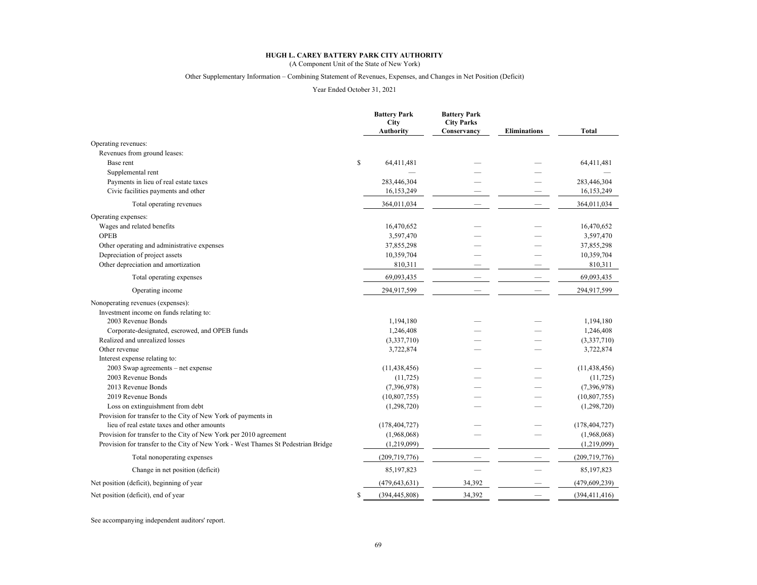**HUGH L. CAREY BATTERY PARK CITY AUTHORITY**

(A Component Unit of the State of New York)

Other Supplementary Information – Combining Statement of Revenues, Expenses, and Changes in Net Position (Deficit)

Year Ended October 31, 2021

| | Battery Park City Authority | Battery Park City Parks Conservancy | Eliminations | Total |
|---|---|---|---|---|
| Operating revenues: | | | | |
| Revenues from ground leases: | | | | |
| Base rent | $ 64,411,481 | — | — | 64,411,481 |
| Supplemental rent | — | — | — | — |
| Payments in lieu of real estate taxes | 283,446,304 | — | — | 283,446,304 |
| Civic facilities payments and other | 16,153,249 | — | — | 16,153,249 |
| Total operating revenues | 364,011,034 | — | — | 364,011,034 |
| Operating expenses: | | | | |
| Wages and related benefits | 16,470,652 | — | — | 16,470,652 |
| OPEB | 3,597,470 | — | — | 3,597,470 |
| Other operating and administrative expenses | 37,855,298 | — | — | 37,855,298 |
| Depreciation of project assets | 10,359,704 | — | — | 10,359,704 |
| Other depreciation and amortization | 810,311 | — | — | 810,311 |
| Total operating expenses | 69,093,435 | — | — | 69,093,435 |
| Operating income | 294,917,599 | — | — | 294,917,599 |
| Nonoperating revenues (expenses): | | | | |
| Investment income on funds relating to: | | | | |
| 2003 Revenue Bonds | 1,194,180 | — | — | 1,194,180 |
| Corporate-designated, escrowed, and OPEB funds | 1,246,408 | — | — | 1,246,408 |
| Realized and unrealized losses | (3,337,710) | — | — | (3,337,710) |
| Other revenue | 3,722,874 | — | — | 3,722,874 |
| Interest expense relating to: | | | | |
| 2003 Swap agreements – net expense | (11,438,456) | — | — | (11,438,456) |
| 2003 Revenue Bonds | (11,725) | — | — | (11,725) |
| 2013 Revenue Bonds | (7,396,978) | — | — | (7,396,978) |
| 2019 Revenue Bonds | (10,807,755) | — | — | (10,807,755) |
| Loss on extinguishment from debt | (1,298,720) | — | — | (1,298,720) |
| Provision for transfer to the City of New York of payments in lieu of real estate taxes and other amounts | (178,404,727) | — | — | (178,404,727) |
| Provision for transfer to the City of New York per 2010 agreement | (1,968,068) | — | — | (1,968,068) |
| Provision for transfer to the City of New York - West Thames St Pedestrian Bridge | (1,219,099) | | | (1,219,099) |
| Total nonoperating expenses | (209,719,776) | — | — | (209,719,776) |
| Change in net position (deficit) | 85,197,823 | — | — | 85,197,823 |
| Net position (deficit), beginning of year | (479,643,631) | 34,392 | — | (479,609,239) |
| Net position (deficit), end of year | $ (394,445,808) | 34,392 | — | (394,411,416) |

See accompanying independent auditors' report.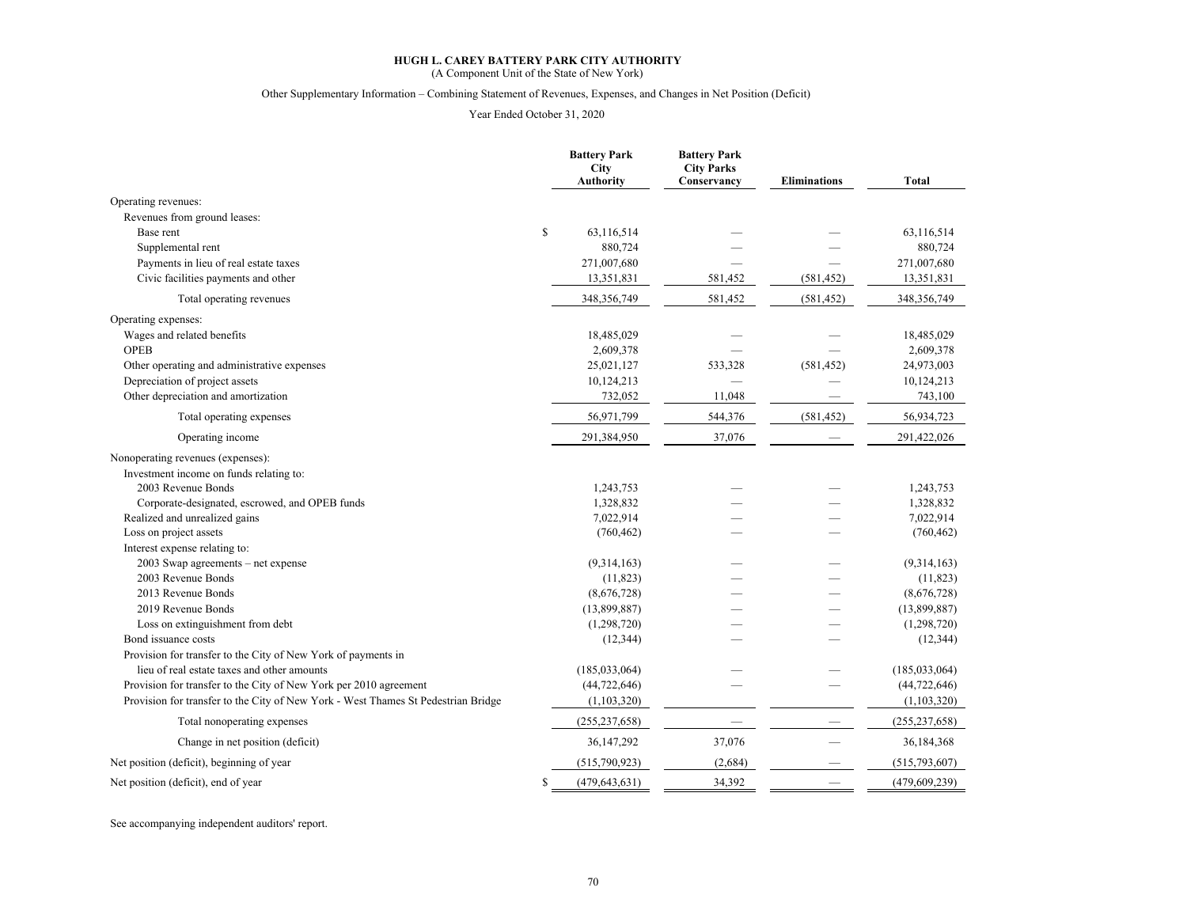**HUGH L. CAREY BATTERY PARK CITY AUTHORITY**

(A Component Unit of the State of New York)

Other Supplementary Information – Combining Statement of Revenues, Expenses, and Changes in Net Position (Deficit)

Year Ended October 31, 2020

| | Battery Park City Authority | Battery Park City Parks Conservancy | Eliminations | Total |
|---|---|---|---|---|
| Operating revenues: | | | | |
| Revenues from ground leases: | | | | |
| Base rent | $ 63,116,514 | — | — | 63,116,514 |
| Supplemental rent | 880,724 | — | — | 880,724 |
| Payments in lieu of real estate taxes | 271,007,680 | — | — | 271,007,680 |
| Civic facilities payments and other | 13,351,831 | 581,452 | (581,452) | 13,351,831 |
| Total operating revenues | 348,356,749 | 581,452 | (581,452) | 348,356,749 |
| Operating expenses: | | | | |
| Wages and related benefits | 18,485,029 | — | — | 18,485,029 |
| OPEB | 2,609,378 | — | — | 2,609,378 |
| Other operating and administrative expenses | 25,021,127 | 533,328 | (581,452) | 24,973,003 |
| Depreciation of project assets | 10,124,213 | — | — | 10,124,213 |
| Other depreciation and amortization | 732,052 | 11,048 | — | 743,100 |
| Total operating expenses | 56,971,799 | 544,376 | (581,452) | 56,934,723 |
| Operating income | 291,384,950 | 37,076 | — | 291,422,026 |
| Nonoperating revenues (expenses): | | | | |
| Investment income on funds relating to: | | | | |
| 2003 Revenue Bonds | 1,243,753 | — | — | 1,243,753 |
| Corporate-designated, escrowed, and OPEB funds | 1,328,832 | — | — | 1,328,832 |
| Realized and unrealized gains | 7,022,914 | — | — | 7,022,914 |
| Loss on project assets | (760,462) | — | — | (760,462) |
| Interest expense relating to: | | | | |
| 2003 Swap agreements – net expense | (9,314,163) | — | — | (9,314,163) |
| 2003 Revenue Bonds | (11,823) | — | — | (11,823) |
| 2013 Revenue Bonds | (8,676,728) | — | — | (8,676,728) |
| 2019 Revenue Bonds | (13,899,887) | — | — | (13,899,887) |
| Loss on extinguishment from debt | (1,298,720) | — | — | (1,298,720) |
| Bond issuance costs | (12,344) | — | — | (12,344) |
| Provision for transfer to the City of New York of payments in lieu of real estate taxes and other amounts | (185,033,064) | — | — | (185,033,064) |
| Provision for transfer to the City of New York per 2010 agreement | (44,722,646) | — | — | (44,722,646) |
| Provision for transfer to the City of New York - West Thames St Pedestrian Bridge | (1,103,320) | | | (1,103,320) |
| Total nonoperating expenses | (255,237,658) | — | — | (255,237,658) |
| Change in net position (deficit) | 36,147,292 | 37,076 | — | 36,184,368 |
| Net position (deficit), beginning of year | (515,790,923) | (2,684) | — | (515,793,607) |
| Net position (deficit), end of year | $ (479,643,631) | 34,392 | — | (479,609,239) |

See accompanying independent auditors' report.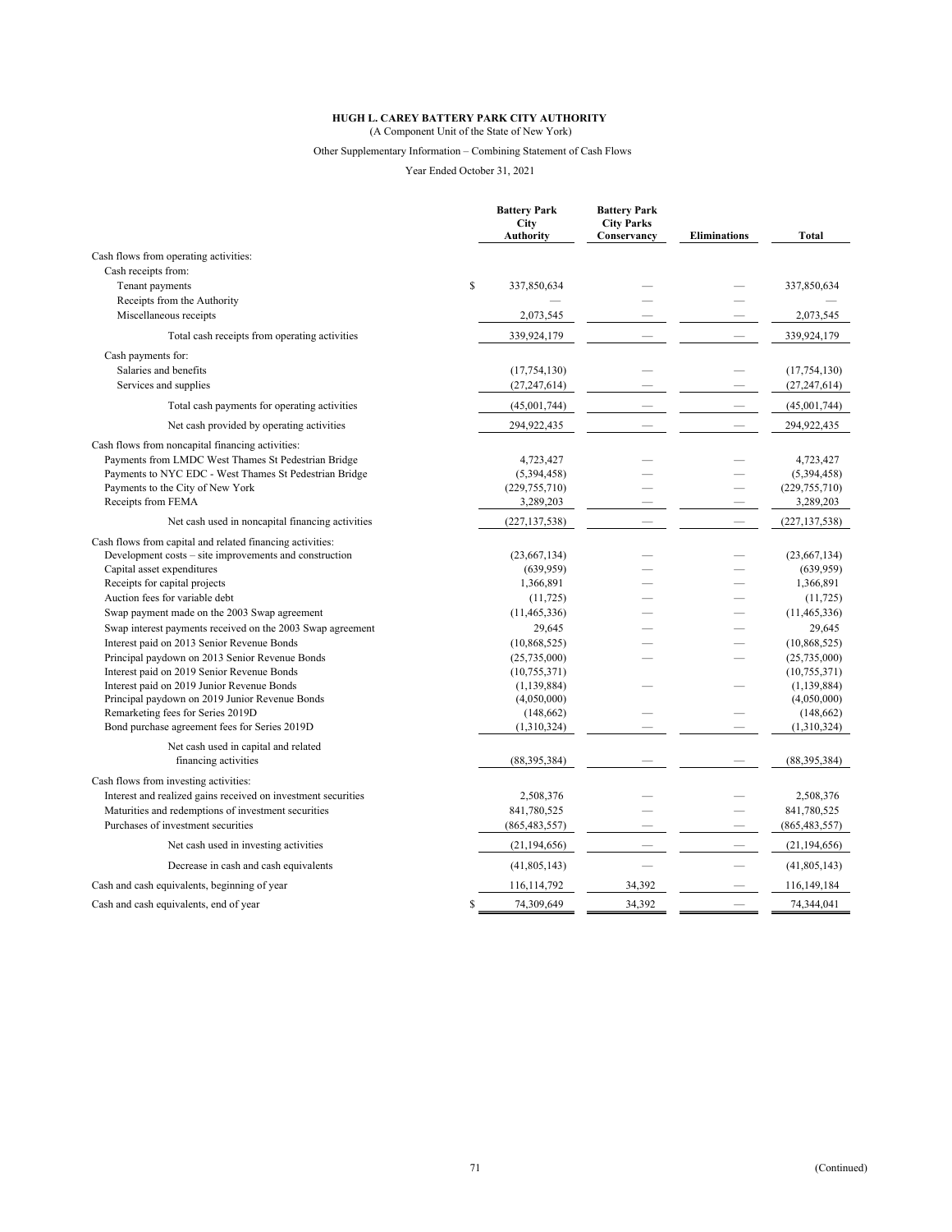**HUGH L. CAREY BATTERY PARK CITY AUTHORITY**

(A Component Unit of the State of New York)

Other Supplementary Information – Combining Statement of Cash Flows

Year Ended October 31, 2021

| | Battery Park City Authority | Battery Park City Parks Conservancy | Eliminations | Total |
|---|---|---|---|---|
| Cash flows from operating activities: | | | | |
| Cash receipts from: | | | | |
| Tenant payments | $ 337,850,634 | — | — | 337,850,634 |
| Receipts from the Authority | — | — | — | — |
| Miscellaneous receipts | 2,073,545 | — | — | 2,073,545 |
| Total cash receipts from operating activities | 339,924,179 | — | — | 339,924,179 |
| Cash payments for: | | | | |
| Salaries and benefits | (17,754,130) | — | — | (17,754,130) |
| Services and supplies | (27,247,614) | — | — | (27,247,614) |
| Total cash payments for operating activities | (45,001,744) | — | — | (45,001,744) |
| Net cash provided by operating activities | 294,922,435 | — | — | 294,922,435 |
| Cash flows from noncapital financing activities: | | | | |
| Payments from LMDC West Thames St Pedestrian Bridge | 4,723,427 | — | — | 4,723,427 |
| Payments to NYC EDC - West Thames St Pedestrian Bridge | (5,394,458) | — | — | (5,394,458) |
| Payments to the City of New York | (229,755,710) | — | — | (229,755,710) |
| Receipts from FEMA | 3,289,203 | — | — | 3,289,203 |
| Net cash used in noncapital financing activities | (227,137,538) | — | — | (227,137,538) |
| Cash flows from capital and related financing activities: | | | | |
| Development costs – site improvements and construction | (23,667,134) | — | — | (23,667,134) |
| Capital asset expenditures | (639,959) | — | — | (639,959) |
| Receipts for capital projects | 1,366,891 | — | — | 1,366,891 |
| Auction fees for variable debt | (11,725) | — | — | (11,725) |
| Swap payment made on the 2003 Swap agreement | (11,465,336) | — | — | (11,465,336) |
| Swap interest payments received on the 2003 Swap agreement | 29,645 | — | — | 29,645 |
| Interest paid on 2013 Senior Revenue Bonds | (10,868,525) | — | — | (10,868,525) |
| Principal paydown on 2013 Senior Revenue Bonds | (25,735,000) | — | — | (25,735,000) |
| Interest paid on 2019 Senior Revenue Bonds | (10,755,371) | | | (10,755,371) |
| Interest paid on 2019 Junior Revenue Bonds | (1,139,884) | — | — | (1,139,884) |
| Principal paydown on 2019 Junior Revenue Bonds | (4,050,000) | | | (4,050,000) |
| Remarketing fees for Series 2019D | (148,662) | — | — | (148,662) |
| Bond purchase agreement fees for Series 2019D | (1,310,324) | — | — | (1,310,324) |
| Net cash used in capital and related financing activities | (88,395,384) | — | — | (88,395,384) |
| Cash flows from investing activities: | | | | |
| Interest and realized gains received on investment securities | 2,508,376 | — | — | 2,508,376 |
| Maturities and redemptions of investment securities | 841,780,525 | — | — | 841,780,525 |
| Purchases of investment securities | (865,483,557) | — | — | (865,483,557) |
| Net cash used in investing activities | (21,194,656) | — | — | (21,194,656) |
| Decrease in cash and cash equivalents | (41,805,143) | — | — | (41,805,143) |
| Cash and cash equivalents, beginning of year | 116,114,792 | 34,392 | — | 116,149,184 |
| Cash and cash equivalents, end of year | $ 74,309,649 | 34,392 | — | 74,344,041 |

(Continued)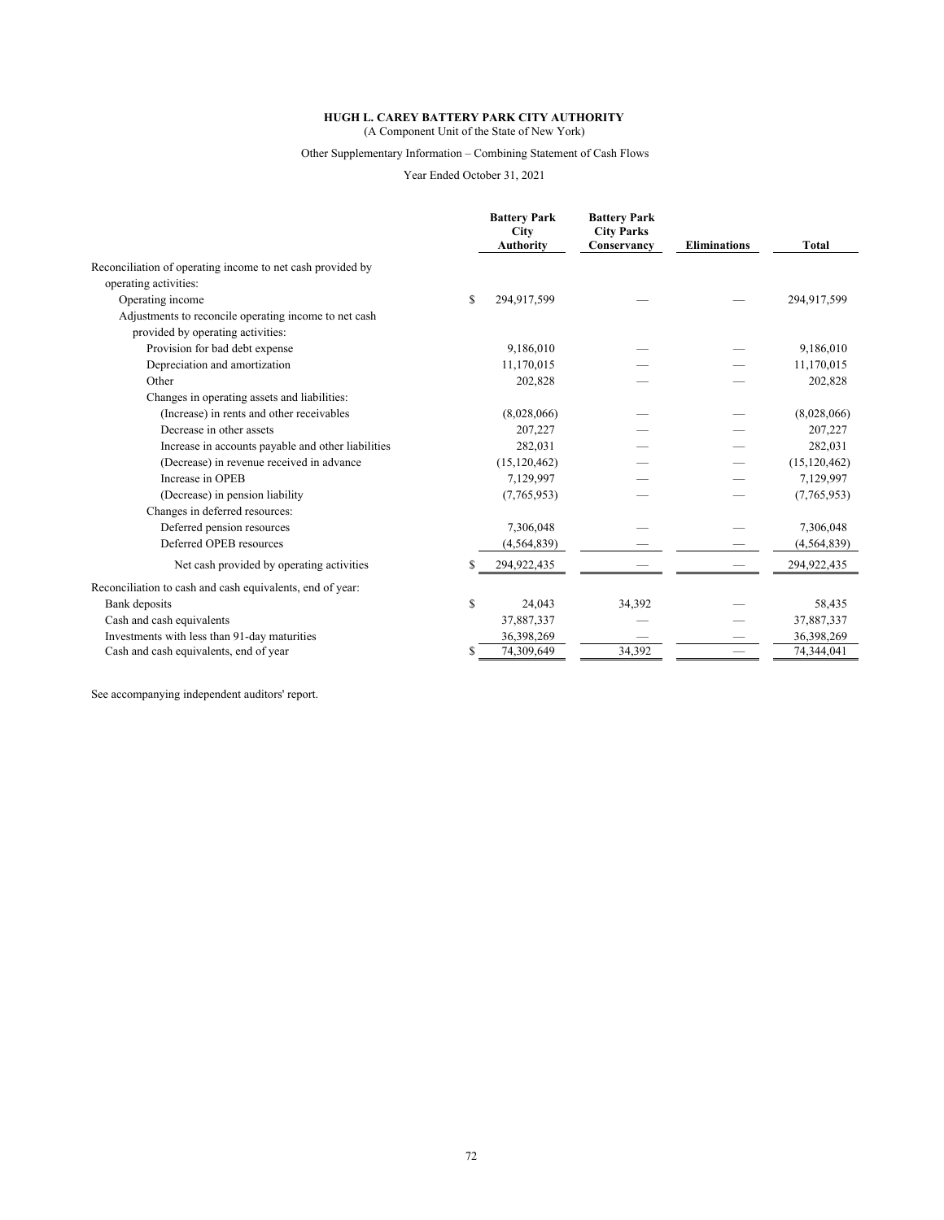**HUGH L. CAREY BATTERY PARK CITY AUTHORITY**
(A Component Unit of the State of New York)

Other Supplementary Information – Combining Statement of Cash Flows

Year Ended October 31, 2021

| | Battery Park City Authority | Battery Park City Parks Conservancy | Eliminations | Total |
|---|---|---|---|---|
| Reconciliation of operating income to net cash provided by operating activities: | | | | |
| Operating income | $ 294,917,599 | — | — | 294,917,599 |
| Adjustments to reconcile operating income to net cash provided by operating activities: | | | | |
| Provision for bad debt expense | 9,186,010 | — | — | 9,186,010 |
| Depreciation and amortization | 11,170,015 | — | — | 11,170,015 |
| Other | 202,828 | — | — | 202,828 |
| Changes in operating assets and liabilities: | | | | |
| (Increase) in rents and other receivables | (8,028,066) | — | — | (8,028,066) |
| Decrease in other assets | 207,227 | — | — | 207,227 |
| Increase in accounts payable and other liabilities | 282,031 | — | — | 282,031 |
| (Decrease) in revenue received in advance | (15,120,462) | — | — | (15,120,462) |
| Increase in OPEB | 7,129,997 | — | — | 7,129,997 |
| (Decrease) in pension liability | (7,765,953) | — | — | (7,765,953) |
| Changes in deferred resources: | | | | |
| Deferred pension resources | 7,306,048 | — | — | 7,306,048 |
| Deferred OPEB resources | (4,564,839) | — | — | (4,564,839) |
| Net cash provided by operating activities | $ 294,922,435 | — | — | 294,922,435 |
| Reconciliation to cash and cash equivalents, end of year: | | | | |
| Bank deposits | $ 24,043 | 34,392 | — | 58,435 |
| Cash and cash equivalents | 37,887,337 | — | — | 37,887,337 |
| Investments with less than 91-day maturities | 36,398,269 | — | — | 36,398,269 |
| Cash and cash equivalents, end of year | $ 74,309,649 | 34,392 | — | 74,344,041 |

See accompanying independent auditors' report.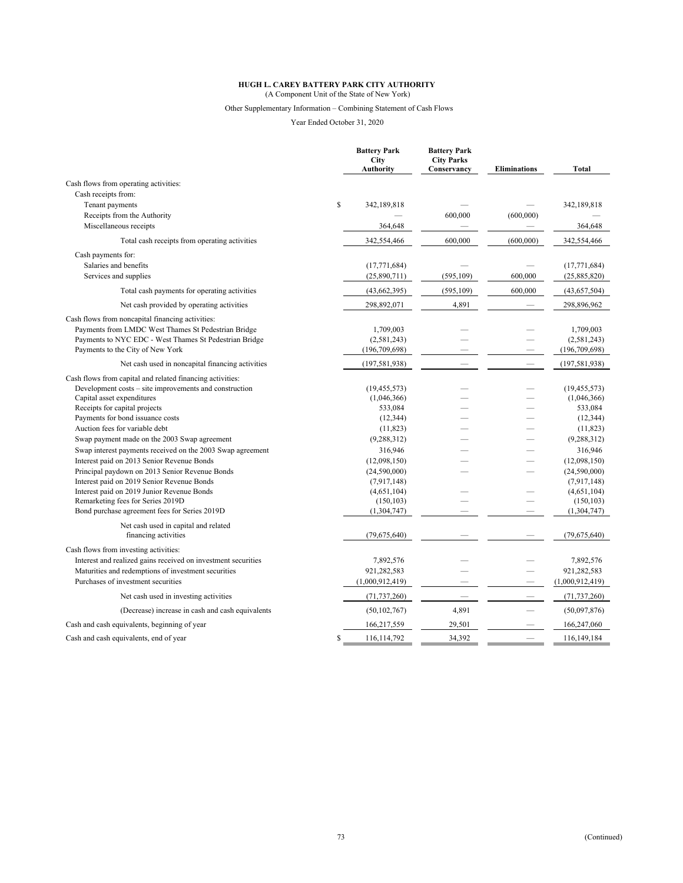**HUGH L. CAREY BATTERY PARK CITY AUTHORITY**

(A Component Unit of the State of New York)

Other Supplementary Information – Combining Statement of Cash Flows

Year Ended October 31, 2020

| | Battery Park City Authority | Battery Park City Parks Conservancy | Eliminations | Total |
|---|---|---|---|---|
| Cash flows from operating activities: | | | | |
| Cash receipts from: | | | | |
| Tenant payments | $ 342,189,818 | — | — | 342,189,818 |
| Receipts from the Authority | — | 600,000 | (600,000) | — |
| Miscellaneous receipts | 364,648 | — | — | 364,648 |
| Total cash receipts from operating activities | 342,554,466 | 600,000 | (600,000) | 342,554,466 |
| Cash payments for: | | | | |
| Salaries and benefits | (17,771,684) | — | — | (17,771,684) |
| Services and supplies | (25,890,711) | (595,109) | 600,000 | (25,885,820) |
| Total cash payments for operating activities | (43,662,395) | (595,109) | 600,000 | (43,657,504) |
| Net cash provided by operating activities | 298,892,071 | 4,891 | — | 298,896,962 |
| Cash flows from noncapital financing activities: | | | | |
| Payments from LMDC West Thames St Pedestrian Bridge | 1,709,003 | — | — | 1,709,003 |
| Payments to NYC EDC - West Thames St Pedestrian Bridge | (2,581,243) | — | — | (2,581,243) |
| Payments to the City of New York | (196,709,698) | — | — | (196,709,698) |
| Net cash used in noncapital financing activities | (197,581,938) | — | — | (197,581,938) |
| Cash flows from capital and related financing activities: | | | | |
| Development costs – site improvements and construction | (19,455,573) | — | — | (19,455,573) |
| Capital asset expenditures | (1,046,366) | — | — | (1,046,366) |
| Receipts for capital projects | 533,084 | — | — | 533,084 |
| Payments for bond issuance costs | (12,344) | — | — | (12,344) |
| Auction fees for variable debt | (11,823) | — | — | (11,823) |
| Swap payment made on the 2003 Swap agreement | (9,288,312) | — | — | (9,288,312) |
| Swap interest payments received on the 2003 Swap agreement | 316,946 | — | — | 316,946 |
| Interest paid on 2013 Senior Revenue Bonds | (12,098,150) | — | — | (12,098,150) |
| Principal paydown on 2013 Senior Revenue Bonds | (24,590,000) | — | — | (24,590,000) |
| Interest paid on 2019 Senior Revenue Bonds | (7,917,148) | | | (7,917,148) |
| Interest paid on 2019 Junior Revenue Bonds | (4,651,104) | — | — | (4,651,104) |
| Remarketing fees for Series 2019D | (150,103) | — | — | (150,103) |
| Bond purchase agreement fees for Series 2019D | (1,304,747) | — | — | (1,304,747) |
| Net cash used in capital and related financing activities | (79,675,640) | — | — | (79,675,640) |
| Cash flows from investing activities: | | | | |
| Interest and realized gains received on investment securities | 7,892,576 | — | — | 7,892,576 |
| Maturities and redemptions of investment securities | 921,282,583 | — | — | 921,282,583 |
| Purchases of investment securities | (1,000,912,419) | — | — | (1,000,912,419) |
| Net cash used in investing activities | (71,737,260) | — | — | (71,737,260) |
| (Decrease) increase in cash and cash equivalents | (50,102,767) | 4,891 | — | (50,097,876) |
| Cash and cash equivalents, beginning of year | 166,217,559 | 29,501 | — | 166,247,060 |
| Cash and cash equivalents, end of year | $ 116,114,792 | 34,392 | — | 116,149,184 |

(Continued)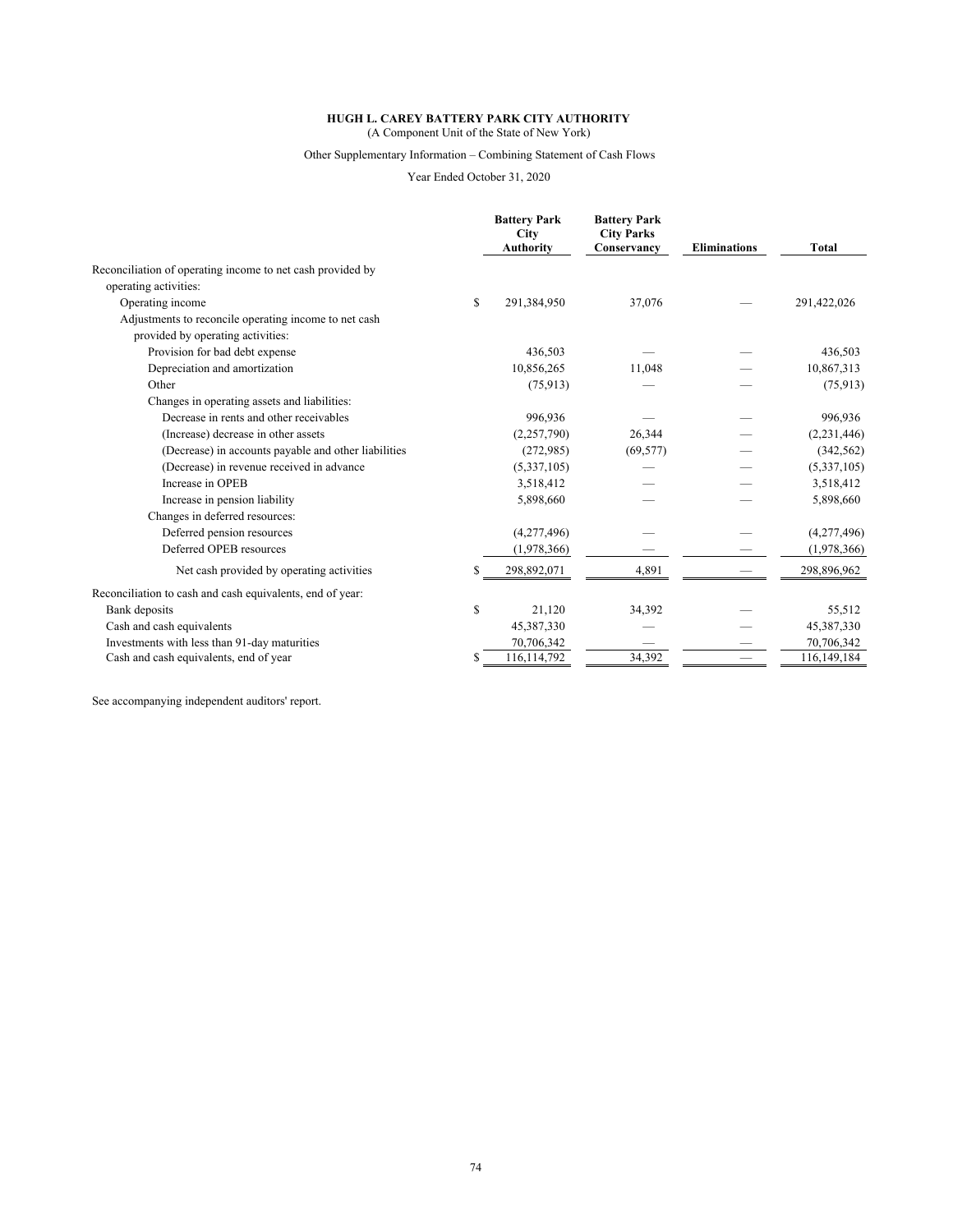**HUGH L. CAREY BATTERY PARK CITY AUTHORITY**

(A Component Unit of the State of New York)

Other Supplementary Information – Combining Statement of Cash Flows

Year Ended October 31, 2020

| | Battery Park City Authority | Battery Park City Parks Conservancy | Eliminations | Total |
|---|---|---|---|---|
| Reconciliation of operating income to net cash provided by operating activities: | | | | |
| Operating income | $ 291,384,950 | 37,076 | — | 291,422,026 |
| Adjustments to reconcile operating income to net cash provided by operating activities: | | | | |
| Provision for bad debt expense | 436,503 | — | — | 436,503 |
| Depreciation and amortization | 10,856,265 | 11,048 | — | 10,867,313 |
| Other | (75,913) | — | — | (75,913) |
| Changes in operating assets and liabilities: | | | | |
| Decrease in rents and other receivables | 996,936 | — | — | 996,936 |
| (Increase) decrease in other assets | (2,257,790) | 26,344 | — | (2,231,446) |
| (Decrease) in accounts payable and other liabilities | (272,985) | (69,577) | — | (342,562) |
| (Decrease) in revenue received in advance | (5,337,105) | — | — | (5,337,105) |
| Increase in OPEB | 3,518,412 | — | — | 3,518,412 |
| Increase in pension liability | 5,898,660 | — | — | 5,898,660 |
| Changes in deferred resources: | | | | |
| Deferred pension resources | (4,277,496) | — | — | (4,277,496) |
| Deferred OPEB resources | (1,978,366) | — | — | (1,978,366) |
| Net cash provided by operating activities | $ 298,892,071 | 4,891 | — | 298,896,962 |
| Reconciliation to cash and cash equivalents, end of year: | | | | |
| Bank deposits | $ 21,120 | 34,392 | — | 55,512 |
| Cash and cash equivalents | 45,387,330 | — | — | 45,387,330 |
| Investments with less than 91-day maturities | 70,706,342 | — | — | 70,706,342 |
| Cash and cash equivalents, end of year | $ 116,114,792 | 34,392 | — | 116,149,184 |

See accompanying independent auditors' report.